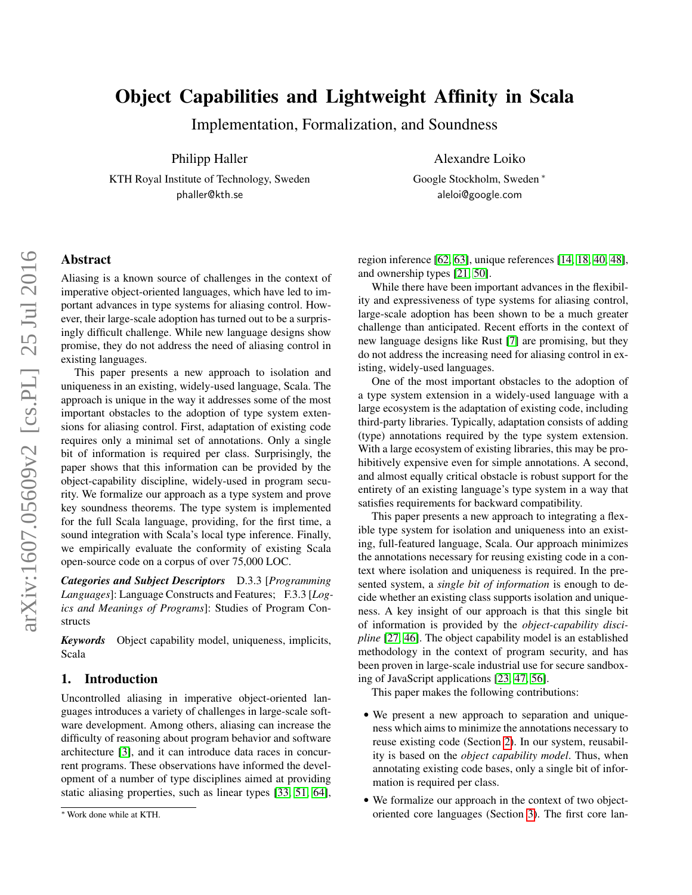# Object Capabilities and Lightweight Affinity in Scala

## Implementation, Formalization, and Soundness

Philipp Haller
KTH Royal Institute of Technology, Sweden
phaller@kth.se

Alexandre Loiko
Google Stockholm, Sweden *
aleloi@google.com

## Abstract

Aliasing is a known source of challenges in the context of imperative object-oriented languages, which have led to important advances in type systems for aliasing control. However, their large-scale adoption has turned out to be a surprisingly difficult challenge. While new language designs show promise, they do not address the need of aliasing control in existing languages.

This paper presents a new approach to isolation and uniqueness in an existing, widely-used language, Scala. The approach is unique in the way it addresses some of the most important obstacles to the adoption of type system extensions for aliasing control. First, adaptation of existing code requires only a minimal set of annotations. Only a single bit of information is required per class. Surprisingly, the paper shows that this information can be provided by the object-capability discipline, widely-used in program security. We formalize our approach as a type system and prove key soundness theorems. The type system is implemented for the full Scala language, providing, for the first time, a sound integration with Scala's local type inference. Finally, we empirically evaluate the conformity of existing Scala open-source code on a corpus of over 75,000 LOC.

***Categories and Subject Descriptors*** D.3.3 [*Programming Languages*]: Language Constructs and Features; F.3.3 [*Logics and Meanings of Programs*]: Studies of Program Constructs

***Keywords*** Object capability model, uniqueness, implicits, Scala

## 1. Introduction

Uncontrolled aliasing in imperative object-oriented languages introduces a variety of challenges in large-scale software development. Among others, aliasing can increase the difficulty of reasoning about program behavior and software architecture [3], and it can introduce data races in concurrent programs. These observations have informed the development of a number of type disciplines aimed at providing static aliasing properties, such as linear types [33, 51, 64], region inference [62, 63], unique references [14, 18, 40, 48], and ownership types [21, 50].

While there have been important advances in the flexibility and expressiveness of type systems for aliasing control, large-scale adoption has been shown to be a much greater challenge than anticipated. Recent efforts in the context of new language designs like Rust [7] are promising, but they do not address the increasing need for aliasing control in existing, widely-used languages.

One of the most important obstacles to the adoption of a type system extension in a widely-used language with a large ecosystem is the adaptation of existing code, including third-party libraries. Typically, adaptation consists of adding (type) annotations required by the type system extension. With a large ecosystem of existing libraries, this may be prohibitively expensive even for simple annotations. A second, and almost equally critical obstacle is robust support for the entirety of an existing language's type system in a way that satisfies requirements for backward compatibility.

This paper presents a new approach to integrating a flexible type system for isolation and uniqueness into an existing, full-featured language, Scala. Our approach minimizes the annotations necessary for reusing existing code in a context where isolation and uniqueness is required. In the presented system, a *single bit of information* is enough to decide whether an existing class supports isolation and uniqueness. A key insight of our approach is that this single bit of information is provided by the *object-capability discipline* [27, 46]. The object capability model is an established methodology in the context of program security, and has been proven in large-scale industrial use for secure sandboxing of JavaScript applications [23, 47, 56].

This paper makes the following contributions:

- We present a new approach to separation and uniqueness which aims to minimize the annotations necessary to reuse existing code (Section 2). In our system, reusability is based on the *object capability model*. Thus, when annotating existing code bases, only a single bit of information is required per class.
- We formalize our approach in the context of two object-oriented core languages (Section 3). The first core lan-

* Work done while at KTH.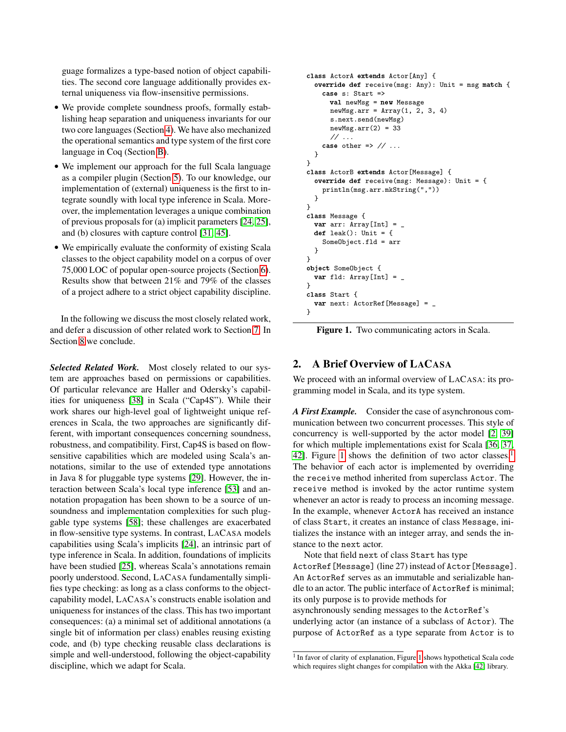guage formalizes a type-based notion of object capabilities. The second core language additionally provides external uniqueness via flow-insensitive permissions.

- We provide complete soundness proofs, formally establishing heap separation and uniqueness invariants for our two core languages (Section 4). We have also mechanized the operational semantics and type system of the first core language in Coq (Section B).
- We implement our approach for the full Scala language as a compiler plugin (Section 5). To our knowledge, our implementation of (external) uniqueness is the first to integrate soundly with local type inference in Scala. Moreover, the implementation leverages a unique combination of previous proposals for (a) implicit parameters [24, 25], and (b) closures with capture control [31, 45].
- We empirically evaluate the conformity of existing Scala classes to the object capability model on a corpus of over 75,000 LOC of popular open-source projects (Section 6). Results show that between 21% and 79% of the classes of a project adhere to a strict object capability discipline.

In the following we discuss the most closely related work, and defer a discussion of other related work to Section 7. In Section 8 we conclude.

***Selected Related Work.*** Most closely related to our system are approaches based on permissions or capabilities. Of particular relevance are Haller and Odersky's capabilities for uniqueness [38] in Scala ("Cap4S"). While their work shares our high-level goal of lightweight unique references in Scala, the two approaches are significantly different, with important consequences concerning soundness, robustness, and compatibility. First, Cap4S is based on flow-sensitive capabilities which are modeled using Scala's annotations, similar to the use of extended type annotations in Java 8 for pluggable type systems [29]. However, the interaction between Scala's local type inference [53] and annotation propagation has been shown to be a source of unsoundness and implementation complexities for such pluggable type systems [58]; these challenges are exacerbated in flow-sensitive type systems. In contrast, LaCasa models capabilities using Scala's implicits [24], an intrinsic part of type inference in Scala. In addition, foundations of implicits have been studied [25], whereas Scala's annotations remain poorly understood. Second, LaCasa fundamentally simplifies type checking: as long as a class conforms to the object-capability model, LaCasa's constructs enable isolation and uniqueness for instances of the class. This has two important consequences: (a) a minimal set of additional annotations (a single bit of information per class) enables reusing existing code, and (b) type checking reusable class declarations is simple and well-understood, following the object-capability discipline, which we adapt for Scala.

```
class ActorA extends Actor[Any] {
  override def receive(msg: Any): Unit = msg match {
    case s: Start =>
      val newMsg = new Message
      newMsg.arr = Array(1, 2, 3, 4)
      s.next.send(newMsg)
      newMsg.arr(2) = 33
      // ...
    case other => // ...
  }
}
class ActorB extends Actor[Message] {
  override def receive(msg: Message): Unit = {
    println(msg.arr.mkString(","))
  }
}
class Message {
  var arr: Array[Int] = _
  def leak(): Unit = {
    SomeObject.fld = arr
  }
}
object SomeObject {
  var fld: Array[Int] = _
}
class Start {
  var next: ActorRef[Message] = _
}
```

**Figure 1.** Two communicating actors in Scala.

## 2. A Brief Overview of LaCasa

We proceed with an informal overview of LaCasa: its programming model in Scala, and its type system.

***A First Example.*** Consider the case of asynchronous communication between two concurrent processes. This style of concurrency is well-supported by the actor model [2, 39] for which multiple implementations exist for Scala [36, 37, 42]. Figure 1 shows the definition of two actor classes.[1] The behavior of each actor is implemented by overriding the `receive` method inherited from superclass `Actor`. The `receive` method is invoked by the actor runtime system whenever an actor is ready to process an incoming message. In the example, whenever `ActorA` has received an instance of class `Start`, it creates an instance of class `Message`, initializes the instance with an integer array, and sends the instance to the `next` actor.

Note that field `next` of class `Start` has type `ActorRef[Message]` (line 27) instead of `Actor[Message]`. An `ActorRef` serves as an immutable and serializable handle to an actor. The public interface of `ActorRef` is minimal; its only purpose is to provide methods for asynchronously sending messages to the `ActorRef`'s underlying actor (an instance of a subclass of `Actor`). The purpose of `ActorRef` as a type separate from `Actor` is to

[1] In favor of clarity of explanation, Figure 1 shows hypothetical Scala code which requires slight changes for compilation with the Akka [42] library.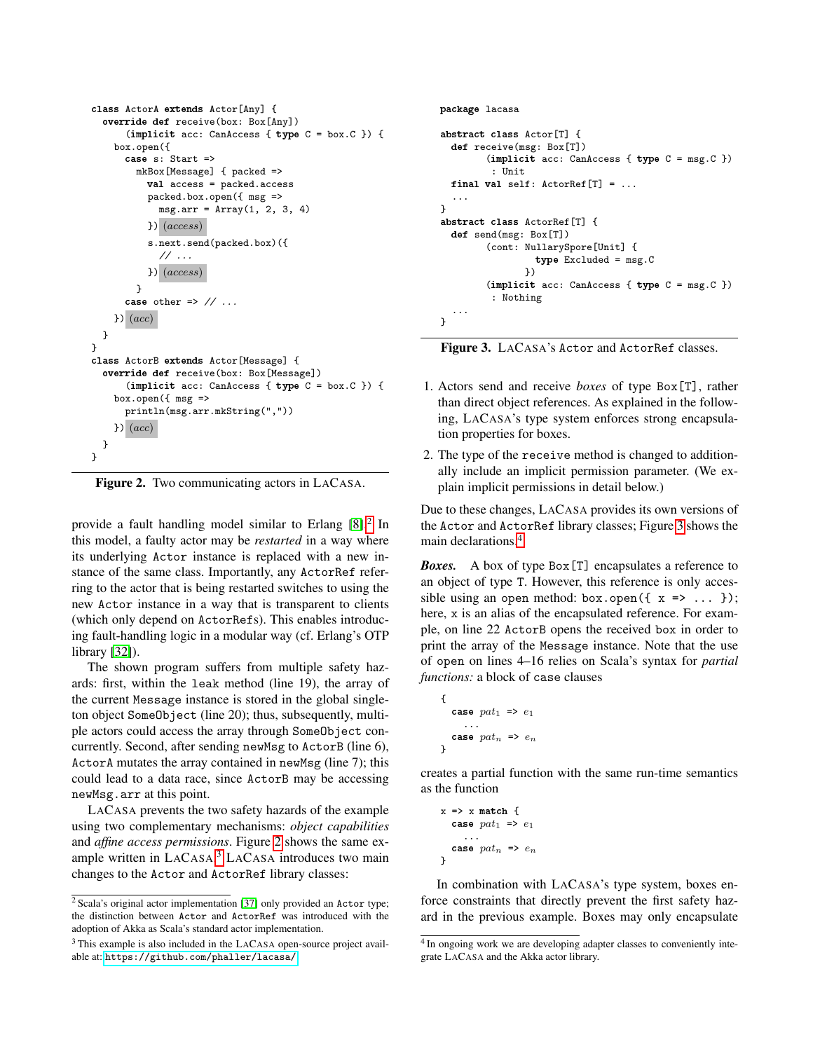```scala
class ActorA extends Actor[Any] {
  override def receive(box: Box[Any])
      (implicit acc: CanAccess { type C = box.C }) {
    box.open({
      case s: Start =>
        mkBox[Message] { packed =>
          val access = packed.access
          packed.box.open({ msg =>
            msg.arr = Array(1, 2, 3, 4)
          })(access)
          s.next.send(packed.box)({
            // ...
          })(access)
        }
      case other => // ...
    })(acc)
  }
}
class ActorB extends Actor[Message] {
  override def receive(box: Box[Message])
      (implicit acc: CanAccess { type C = box.C }) {
    box.open({ msg =>
      println(msg.arr.mkString(","))
    })(acc)
  }
}
```

**Figure 2.** Two communicating actors in LaCasa.

provide a fault handling model similar to Erlang [8].[2] In this model, a faulty actor may be *restarted* in a way where its underlying Actor instance is replaced with a new instance of the same class. Importantly, any ActorRef referring to the actor that is being restarted switches to using the new Actor instance in a way that is transparent to clients (which only depend on ActorRefs). This enables introducing fault-handling logic in a modular way (cf. Erlang's OTP library [32]).

The shown program suffers from multiple safety hazards: first, within the leak method (line 19), the array of the current Message instance is stored in the global singleton object SomeObject (line 20); thus, subsequently, multiple actors could access the array through SomeObject concurrently. Second, after sending newMsg to ActorB (line 6), ActorA mutates the array contained in newMsg (line 7); this could lead to a data race, since ActorB may be accessing newMsg.arr at this point.

LaCasa prevents the two safety hazards of the example using two complementary mechanisms: *object capabilities* and *affine access permissions*. Figure 2 shows the same example written in LaCasa.[3] LaCasa introduces two main changes to the Actor and ActorRef library classes:

[2] Scala's original actor implementation [37] only provided an Actor type; the distinction between Actor and ActorRef was introduced with the adoption of Akka as Scala's standard actor implementation.

[3] This example is also included in the LaCasa open-source project available at: https://github.com/phaller/lacasa/

```scala
package lacasa

abstract class Actor[T] {
  def receive(msg: Box[T])
        (implicit acc: CanAccess { type C = msg.C })
         : Unit
  final val self: ActorRef[T] = ...
  ...
}
abstract class ActorRef[T] {
  def send(msg: Box[T])
        (cont: NullarySpore[Unit] {
                type Excluded = msg.C
              })
        (implicit acc: CanAccess { type C = msg.C })
         : Nothing
  ...
}
```

**Figure 3.** LaCasa's Actor and ActorRef classes.

1. Actors send and receive *boxes* of type Box[T], rather than direct object references. As explained in the following, LaCasa's type system enforces strong encapsulation properties for boxes.
2. The type of the receive method is changed to additionally include an implicit permission parameter. (We explain implicit permissions in detail below.)

Due to these changes, LaCasa provides its own versions of the Actor and ActorRef library classes; Figure 3 shows the main declarations.[4]

***Boxes.*** A box of type Box[T] encapsulates a reference to an object of type T. However, this reference is only accessible using an open method: box.open({ x => ... }); here, x is an alias of the encapsulated reference. For example, on line 22 ActorB opens the received box in order to print the array of the Message instance. Note that the use of open on lines 4–16 relies on Scala's syntax for *partial functions:* a block of case clauses

```
{
  case pat_1 => e_1
    ...
  case pat_n => e_n
}
```

creates a partial function with the same run-time semantics as the function

```
x => x match {
  case pat_1 => e_1
    ...
  case pat_n => e_n
}
```

In combination with LaCasa's type system, boxes enforce constraints that directly prevent the first safety hazard in the previous example. Boxes may only encapsulate

[4] In ongoing work we are developing adapter classes to conveniently integrate LaCasa and the Akka actor library.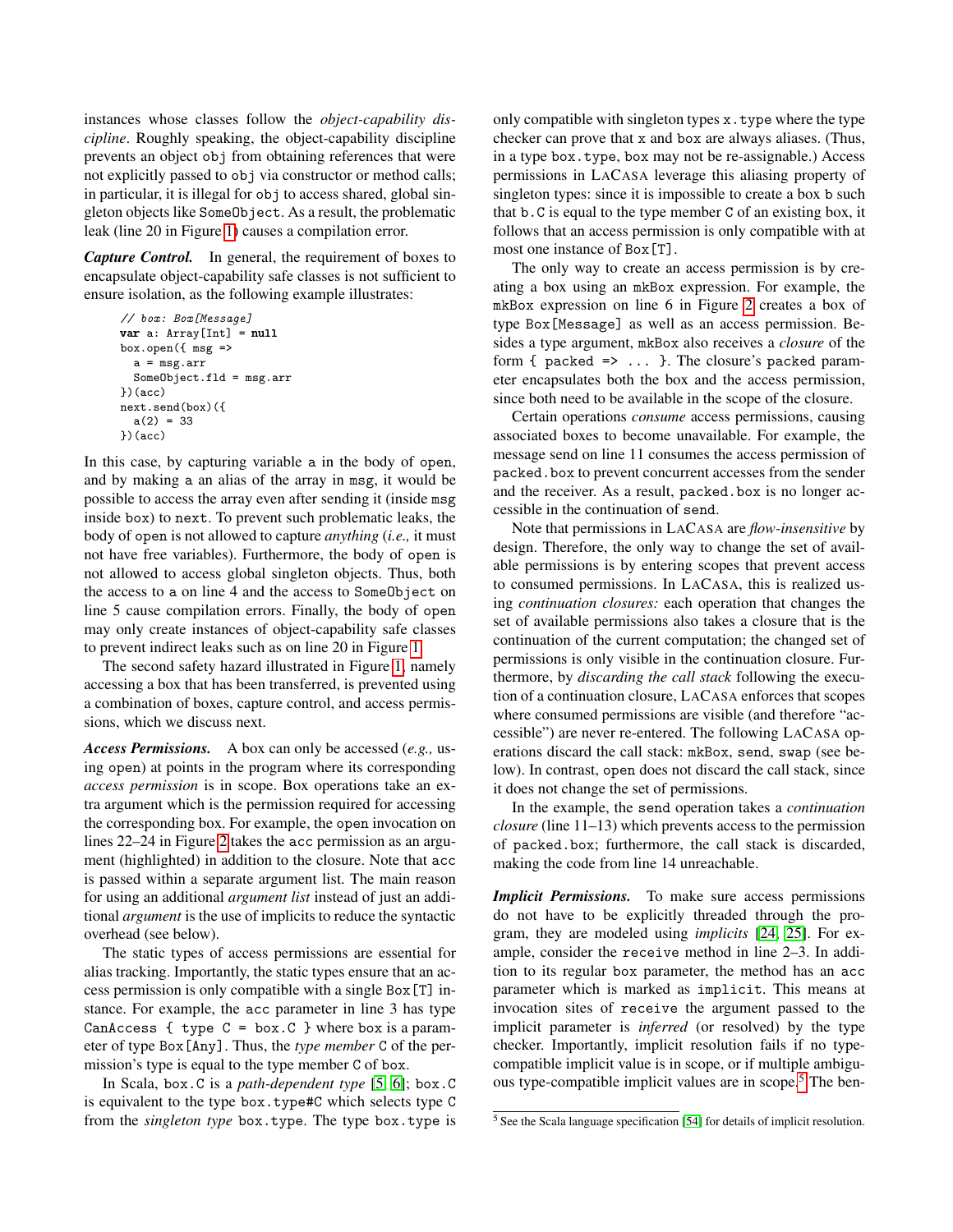instances whose classes follow the *object-capability discipline*. Roughly speaking, the object-capability discipline prevents an object obj from obtaining references that were not explicitly passed to obj via constructor or method calls; in particular, it is illegal for obj to access shared, global singleton objects like SomeObject. As a result, the problematic leak (line 20 in Figure 1) causes a compilation error.

***Capture Control.*** In general, the requirement of boxes to encapsulate object-capability safe classes is not sufficient to ensure isolation, as the following example illustrates:

```
// box: Box[Message]
var a: Array[Int] = null
box.open({ msg =>
  a = msg.arr
  SomeObject.fld = msg.arr
})(acc)
next.send(box)({
  a(2) = 33
})(acc)
```

In this case, by capturing variable a in the body of open, and by making a an alias of the array in msg, it would be possible to access the array even after sending it (inside msg inside box) to next. To prevent such problematic leaks, the body of open is not allowed to capture *anything* (*i.e.,* it must not have free variables). Furthermore, the body of open is not allowed to access global singleton objects. Thus, both the access to a on line 4 and the access to SomeObject on line 5 cause compilation errors. Finally, the body of open may only create instances of object-capability safe classes to prevent indirect leaks such as on line 20 in Figure 1.

The second safety hazard illustrated in Figure 1, namely accessing a box that has been transferred, is prevented using a combination of boxes, capture control, and access permissions, which we discuss next.

***Access Permissions.*** A box can only be accessed (*e.g.,* using open) at points in the program where its corresponding *access permission* is in scope. Box operations take an extra argument which is the permission required for accessing the corresponding box. For example, the open invocation on lines 22–24 in Figure 2 takes the acc permission as an argument (highlighted) in addition to the closure. Note that acc is passed within a separate argument list. The main reason for using an additional *argument list* instead of just an additional *argument* is the use of implicits to reduce the syntactic overhead (see below).

The static types of access permissions are essential for alias tracking. Importantly, the static types ensure that an access permission is only compatible with a single Box[T] instance. For example, the acc parameter in line 3 has type CanAccess { type C = box.C } where box is a parameter of type Box[Any]. Thus, the *type member* C of the permission's type is equal to the type member C of box.

In Scala, box.C is a *path-dependent type* [5, 6]; box.C is equivalent to the type box.type#C which selects type C from the *singleton type* box.type. The type box.type is only compatible with singleton types x.type where the type checker can prove that x and box are always aliases. (Thus, in a type box.type, box may not be re-assignable.) Access permissions in LaCasa leverage this aliasing property of singleton types: since it is impossible to create a box b such that b.C is equal to the type member C of an existing box, it follows that an access permission is only compatible with at most one instance of Box[T].

The only way to create an access permission is by creating a box using an mkBox expression. For example, the mkBox expression on line 6 in Figure 2 creates a box of type Box[Message] as well as an access permission. Besides a type argument, mkBox also receives a *closure* of the form { packed => ... }. The closure's packed parameter encapsulates both the box and the access permission, since both need to be available in the scope of the closure.

Certain operations *consume* access permissions, causing associated boxes to become unavailable. For example, the message send on line 11 consumes the access permission of packed.box to prevent concurrent accesses from the sender and the receiver. As a result, packed.box is no longer accessible in the continuation of send.

Note that permissions in LaCasa are *flow-insensitive* by design. Therefore, the only way to change the set of available permissions is by entering scopes that prevent access to consumed permissions. In LaCasa, this is realized using *continuation closures:* each operation that changes the set of available permissions also takes a closure that is the continuation of the current computation; the changed set of permissions is only visible in the continuation closure. Furthermore, by *discarding the call stack* following the execution of a continuation closure, LaCasa enforces that scopes where consumed permissions are visible (and therefore "accessible") are never re-entered. The following LaCasa operations discard the call stack: mkBox, send, swap (see below). In contrast, open does not discard the call stack, since it does not change the set of permissions.

In the example, the send operation takes a *continuation closure* (line 11–13) which prevents access to the permission of packed.box; furthermore, the call stack is discarded, making the code from line 14 unreachable.

***Implicit Permissions.*** To make sure access permissions do not have to be explicitly threaded through the program, they are modeled using *implicits* [24, 25]. For example, consider the receive method in line 2–3. In addition to its regular box parameter, the method has an acc parameter which is marked as implicit. This means at invocation sites of receive the argument passed to the implicit parameter is *inferred* (or resolved) by the type checker. Importantly, implicit resolution fails if no type-compatible implicit value is in scope, or if multiple ambiguous type-compatible implicit values are in scope.[5] The ben-

[5] See the Scala language specification [54] for details of implicit resolution.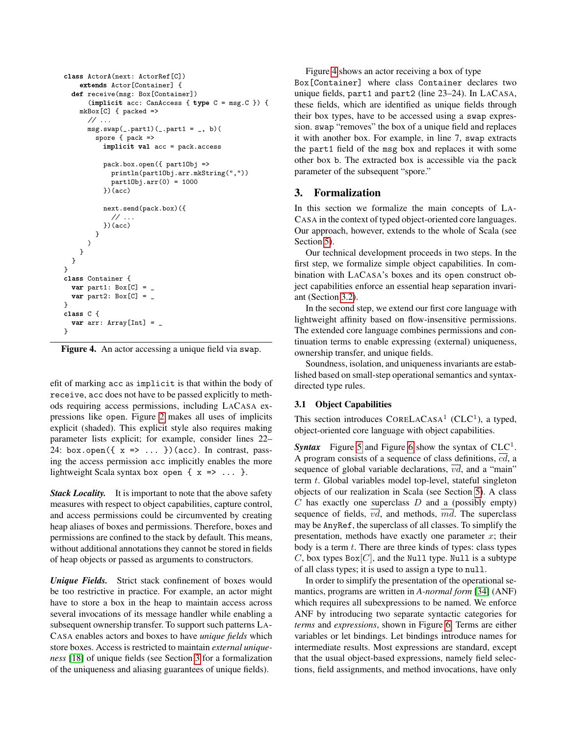```
class ActorA(next: ActorRef[C])
    extends Actor[Container] {
  def receive(msg: Box[Container])
      (implicit acc: CanAccess { type C = msg.C }) {
    mkBox[C] { packed =>
      // ...
      msg.swap(_.part1)(_.part1 = _, b)(
        spore { pack =>
          implicit val acc = pack.access

          pack.box.open({ part1Obj =>
            println(part1Obj.arr.mkString(","))
            part1Obj.arr(0) = 1000
          })(acc)

          next.send(pack.box)({
            // ...
          })(acc)
        }
      )
    }
  }
}
class Container {
  var part1: Box[C] = _
  var part2: Box[C] = _
}
class C {
  var arr: Array[Int] = _
}
```

**Figure 4.** An actor accessing a unique field via `swap`.

efit of marking `acc` as `implicit` is that within the body of `receive`, `acc` does not have to be passed explicitly to methods requiring access permissions, including LaCasa expressions like `open`. Figure 2 makes all uses of implicits explicit (shaded). This explicit style also requires making parameter lists explicit; for example, consider lines 22–24: `box.open({ x => ... })(acc)`. In contrast, passing the access permission `acc` implicitly enables the more lightweight Scala syntax `box open { x => ... }`.

***Stack Locality.*** It is important to note that the above safety measures with respect to object capabilities, capture control, and access permissions could be circumvented by creating heap aliases of boxes and permissions. Therefore, boxes and permissions are confined to the stack by default. This means, without additional annotations they cannot be stored in fields of heap objects or passed as arguments to constructors.

***Unique Fields.*** Strict stack confinement of boxes would be too restrictive in practice. For example, an actor might have to store a box in the heap to maintain access across several invocations of its message handler while enabling a subsequent ownership transfer. To support such patterns LaCasa enables actors and boxes to have *unique fields* which store boxes. Access is restricted to maintain *external uniqueness* [18] of unique fields (see Section 3 for a formalization of the uniqueness and aliasing guarantees of unique fields).

Figure 4 shows an actor receiving a box of type `Box[Container]` where class `Container` declares two unique fields, `part1` and `part2` (line 23–24). In LaCasa, these fields, which are identified as unique fields through their box types, have to be accessed using a `swap` expression. `swap` "removes" the box of a unique field and replaces it with another box. For example, in line 7, `swap` extracts the `part1` field of the `msg` box and replaces it with some other box `b`. The extracted box is accessible via the `pack` parameter of the subsequent "spore."

## 3. Formalization

In this section we formalize the main concepts of LaCasa in the context of typed object-oriented core languages. Our approach, however, extends to the whole of Scala (see Section 5).

Our technical development proceeds in two steps. In the first step, we formalize simple object capabilities. In combination with LaCasa's boxes and its `open` construct object capabilities enforce an essential heap separation invariant (Section 3.2).

In the second step, we extend our first core language with lightweight affinity based on flow-insensitive permissions. The extended core language combines permissions and continuation terms to enable expressing (external) uniqueness, ownership transfer, and unique fields.

Soundness, isolation, and uniqueness invariants are established based on small-step operational semantics and syntax-directed type rules.

### 3.1 Object Capabilities

This section introduces CoreLaCasa$^1$ (CLC$^1$), a typed, object-oriented core language with object capabilities.

***Syntax*** Figure 5 and Figure 6 show the syntax of CLC$^1$. A program consists of a sequence of class definitions, $\overline{cd}$, a sequence of global variable declarations, $\overline{vd}$, and a "main" term $t$. Global variables model top-level, stateful singleton objects of our realization in Scala (see Section 5). A class $C$ has exactly one superclass $D$ and a (possibly empty) sequence of fields, $\overline{vd}$, and methods, $\overline{md}$. The superclass may be `AnyRef`, the superclass of all classes. To simplify the presentation, methods have exactly one parameter $x$; their body is a term $t$. There are three kinds of types: class types $C$, box types `Box`$[C]$, and the `Null` type. `Null` is a subtype of all class types; it is used to assign a type to `null`.

In order to simplify the presentation of the operational semantics, programs are written in *A-normal form* [34] (ANF) which requires all subexpressions to be named. We enforce ANF by introducing two separate syntactic categories for *terms* and *expressions*, shown in Figure 6. Terms are either variables or let bindings. Let bindings introduce names for intermediate results. Most expressions are standard, except that the usual object-based expressions, namely field selections, field assignments, and method invocations, have only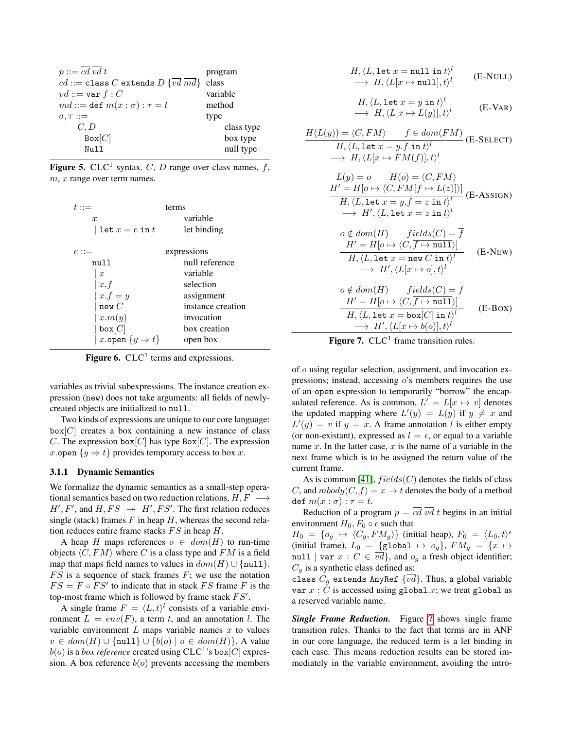$$
\begin{array}{lll}
p ::= \overline{cd}\ \overline{vd}\ t & & \text{program} \\
cd ::= \texttt{class}\ C\ \texttt{extends}\ D\ \{\overline{vd}\ \overline{md}\} & & \text{class} \\
vd ::= \texttt{var}\ f : C & & \text{variable} \\
md ::= \texttt{def}\ m(x : \sigma) : \tau = t & & \text{method} \\
\sigma, \tau ::= & & \text{type} \\
\quad C, D & & \quad \text{class type} \\
\quad \mid \texttt{Box}[C] & & \quad \text{box type} \\
\quad \mid \texttt{Null} & & \quad \text{null type}
\end{array}
$$

**Figure 5.** CLC[1] syntax. $C$, $D$ range over class names, $f$, $m$, $x$ range over term names.

$$
\begin{array}{lll}
t ::= & & \text{terms} \\
\quad x & & \quad \text{variable} \\
\quad \mid \texttt{let}\ x = e\ \texttt{in}\ t & & \quad \text{let binding} \\
 & & \\
e ::= & & \text{expressions} \\
\quad \texttt{null} & & \quad \text{null reference} \\
\quad \mid x & & \quad \text{variable} \\
\quad \mid x.f & & \quad \text{selection} \\
\quad \mid x.f = y & & \quad \text{assignment} \\
\quad \mid \texttt{new}\ C & & \quad \text{instance creation} \\
\quad \mid x.m(y) & & \quad \text{invocation} \\
\quad \mid \texttt{box}[C] & & \quad \text{box creation} \\
\quad \mid x.\texttt{open}\ \{y \Rightarrow t\} & & \quad \text{open box}
\end{array}
$$

**Figure 6.** CLC[1] terms and expressions.

variables as trivial subexpressions. The instance creation expression (`new`) does not take arguments: all fields of newly-created objects are initialized to `null`.

Two kinds of expressions are unique to our core language: $\texttt{box}[C]$ creates a box containing a new instance of class $C$. The expression $\texttt{box}[C]$ has type $\texttt{Box}[C]$. The expression $x.\texttt{open}\ \{y \Rightarrow t\}$ provides temporary access to box $x$.

#### 3.1.1 Dynamic Semantics

We formalize the dynamic semantics as a small-step operational semantics based on two reduction relations, $H, F \longrightarrow H', F'$, and $H, FS \twoheadrightarrow H', FS'$. The first relation reduces single (stack) frames $F$ in heap $H$, whereas the second relation reduces entire frame stacks $FS$ in heap $H$.

A heap $H$ maps references $o \in dom(H)$ to run-time objects $\langle C, FM \rangle$ where $C$ is a class type and $FM$ is a field map that maps field names to values in $dom(H) \cup \{\texttt{null}\}$. $FS$ is a sequence of stack frames $F$; we use the notation $FS = F \circ FS'$ to indicate that in stack $FS$ frame $F$ is the top-most frame which is followed by frame stack $FS'$.

A single frame $F = \langle L, t \rangle^l$ consists of a variable environment $L = env(F)$, a term $t$, and an annotation $l$. The variable environment $L$ maps variable names $x$ to values $v \in dom(H) \cup \{\texttt{null}\} \cup \{b(o) \mid o \in dom(H)\}$. A value $b(o)$ is a *box reference* created using CLC[1]'s $\texttt{box}[C]$ expression. A box reference $b(o)$ prevents accessing the members of $o$ using regular selection, assignment, and invocation expressions; instead, accessing $o$'s members requires the use of an `open` expression to temporarily "borrow" the encapsulated reference. As is common, $L' = L[x \mapsto v]$ denotes the updated mapping where $L'(y) = L(y)$ if $y \neq x$ and $L'(y) = v$ if $y = x$. A frame annotation $l$ is either empty (or non-existant), expressed as $l = \epsilon$, or equal to a variable name $x$. In the latter case, $x$ is the name of a variable in the next frame which is to be assigned the return value of the current frame.

$$
\frac{}{\begin{array}{l} H, \langle L, \texttt{let}\ x = \texttt{null}\ \texttt{in}\ t \rangle^l \\ \longrightarrow\ H, \langle L[x \mapsto \texttt{null}], t \rangle^l \end{array}} \quad \text{(E-NULL)}
$$

$$
\frac{}{\begin{array}{l} H, \langle L, \texttt{let}\ x = y\ \texttt{in}\ t \rangle^l \\ \longrightarrow\ H, \langle L[x \mapsto L(y)], t \rangle^l \end{array}} \quad \text{(E-VAR)}
$$

$$
\frac{H(L(y)) = \langle C, FM \rangle \qquad f \in dom(FM)}{\begin{array}{l} H, \langle L, \texttt{let}\ x = y.f\ \texttt{in}\ t \rangle^l \\ \longrightarrow\ H, \langle L[x \mapsto FM(f)], t \rangle^l \end{array}} \quad \text{(E-SELECT)}
$$

$$
\frac{\begin{array}{c} L(y) = o \qquad H(o) = \langle C, FM \rangle \\ H' = H[o \mapsto \langle C, FM[f \mapsto L(z)] \rangle] \end{array}}{\begin{array}{l} H, \langle L, \texttt{let}\ x = y.f = z\ \texttt{in}\ t \rangle^l \\ \longrightarrow\ H', \langle L, \texttt{let}\ x = z\ \texttt{in}\ t \rangle^l \end{array}} \quad \text{(E-ASSIGN)}
$$

$$
\frac{\begin{array}{c} o \notin dom(H) \qquad fields(C) = \overline{f} \\ H' = H[o \mapsto \langle C, \overline{f \mapsto \texttt{null}} \rangle] \end{array}}{\begin{array}{l} H, \langle L, \texttt{let}\ x = \texttt{new}\ C\ \texttt{in}\ t \rangle^l \\ \longrightarrow\ H', \langle L[x \mapsto o], t \rangle^l \end{array}} \quad \text{(E-NEW)}
$$

$$
\frac{\begin{array}{c} o \notin dom(H) \qquad fields(C) = \overline{f} \\ H' = H[o \mapsto \langle C, \overline{f \mapsto \texttt{null}} \rangle] \end{array}}{\begin{array}{l} H, \langle L, \texttt{let}\ x = \texttt{box}[C]\ \texttt{in}\ t \rangle^l \\ \longrightarrow\ H', \langle L[x \mapsto b(o)], t \rangle^l \end{array}} \quad \text{(E-BOX)}
$$

**Figure 7.** CLC[1] frame transition rules.

As is common [41], $fields(C)$ denotes the fields of class $C$, and $mbody(C, f) = x \to t$ denotes the body of a method $\texttt{def}\ m(x : \sigma) : \tau = t$.

Reduction of a program $p = \overline{cd}\ \overline{vd}\ t$ begins in an initial environment $H_0, F_0 \circ \epsilon$ such that $H_0 = \{o_g \mapsto \langle C_g, FM_g \rangle\}$ (initial heap), $F_0 = \langle L_0, t \rangle^\epsilon$ (initial frame), $L_0 = \{\texttt{global} \mapsto o_g\}$, $FM_g = \{x \mapsto \texttt{null} \mid \texttt{var}\ x : C \in \overline{vd}\}$, and $o_g$ a fresh object identifier; $C_g$ is a synthetic class defined as: $\texttt{class}\ C_g\ \texttt{extends AnyRef}\ \{\overline{vd}\}$. Thus, a global variable $\texttt{var}\ x : C$ is accessed using $\texttt{global}.x$; we treat `global` as a reserved variable name.

***Single Frame Reduction.*** Figure 7 shows single frame transition rules. Thanks to the fact that terms are in ANF in our core language, the reduced term is a let binding in each case. This means reduction results can be stored immediately in the variable environment, avoiding the intro-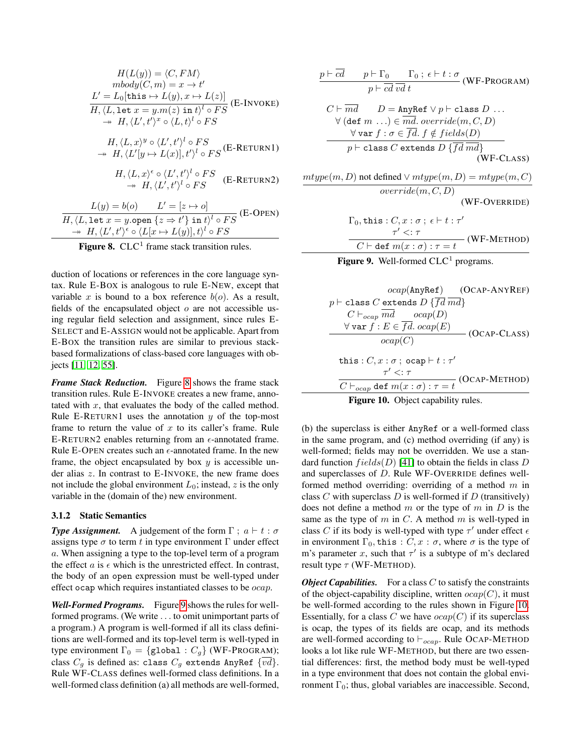$$\frac{\begin{array}{c}H(L(y)) = \langle C, FM\rangle \\ mbody(C, m) = x \to t' \\ L' = L_0[\texttt{this} \mapsto L(y), x \mapsto L(z)]\end{array}}{\begin{array}{c}H, \langle L, \texttt{let } x = y.m(z) \texttt{ in } t\rangle^l \circ FS \\ \twoheadrightarrow\ H, \langle L', t'\rangle^x \circ \langle L, t\rangle^l \circ FS\end{array}} \text{(E-INVOKE)}$$

$$\begin{array}{c}H, \langle L, x\rangle^y \circ \langle L', t'\rangle^l \circ FS \\ \twoheadrightarrow\ H, \langle L'[y \mapsto L(x)], t'\rangle^l \circ FS\end{array} \text{(E-RETURN1)}$$

$$\begin{array}{c}H, \langle L, x\rangle^\epsilon \circ \langle L', t'\rangle^l \circ FS \\ \twoheadrightarrow\ H, \langle L', t'\rangle^l \circ FS\end{array} \text{(E-RETURN2)}$$

$$\frac{L(y) = b(o) \qquad L' = [z \mapsto o]}{\begin{array}{c}H, \langle L, \texttt{let } x = y.\texttt{open } \{z \Rightarrow t'\} \texttt{ in } t\rangle^l \circ FS \\ \twoheadrightarrow\ H, \langle L', t'\rangle^\epsilon \circ \langle L[x \mapsto L(y)], t\rangle^l \circ FS\end{array}} \text{(E-OPEN)}$$

**Figure 8.** CLC[1] frame stack transition rules.

duction of locations or references in the core language syntax. Rule E-BOX is analogous to rule E-NEW, except that variable $x$ is bound to a box reference $b(o)$. As a result, fields of the encapsulated object $o$ are not accessible using regular field selection and assignment, since rules E-SELECT and E-ASSIGN would not be applicable. Apart from E-BOX the transition rules are similar to previous stack-based formalizations of class-based core languages with objects [11, 12, 55].

***Frame Stack Reduction.*** Figure 8 shows the frame stack transition rules. Rule E-INVOKE creates a new frame, annotated with $x$, that evaluates the body of the called method. Rule E-RETURN1 uses the annotation $y$ of the top-most frame to return the value of $x$ to its caller's frame. Rule E-RETURN2 enables returning from an $\epsilon$-annotated frame. Rule E-OPEN creates such an $\epsilon$-annotated frame. In the new frame, the object encapsulated by box $y$ is accessible under alias $z$. In contrast to E-INVOKE, the new frame does not include the global environment $L_0$; instead, $z$ is the only variable in the (domain of the) new environment.

### 3.1.2 Static Semantics

***Type Assignment.*** A judgement of the form $\Gamma\ ;\ a \vdash t : \sigma$ assigns type $\sigma$ to term $t$ in type environment $\Gamma$ under effect $a$. When assigning a type to the top-level term of a program the effect $a$ is $\epsilon$ which is the unrestricted effect. In contrast, the body of an `open` expression must be well-typed under effect `ocap` which requires instantiated classes to be *ocap*.

***Well-Formed Programs.*** Figure 9 shows the rules for well-formed programs. (We write ... to omit unimportant parts of a program.) A program is well-formed if all its class definitions are well-formed and its top-level term is well-typed in type environment $\Gamma_0 = \{\texttt{global} : C_g\}$ (WF-PROGRAM); class $C_g$ is defined as: `class` $C_g$ `extends AnyRef` $\{\overline{vd}\}$. Rule WF-CLASS defines well-formed class definitions. In a well-formed class definition (a) all methods are well-formed,

$$\frac{p \vdash \overline{cd} \qquad p \vdash \Gamma_0 \qquad \Gamma_0\ ;\ \epsilon \vdash t : \sigma}{p \vdash \overline{cd}\ \overline{vd}\ t} \text{(WF-PROGRAM)}$$

$$\frac{\begin{array}{c}C \vdash \overline{md} \qquad D = \texttt{AnyRef} \lor p \vdash \texttt{class } D\ \ldots \\ \forall\ (\texttt{def } m\ \ldots) \in \overline{md}.\ override(m, C, D) \\ \forall\ \texttt{var } f : \sigma \in \overline{fd}.\ f \notin fields(D)\end{array}}{p \vdash \texttt{class } C \texttt{ extends } D\ \{\overline{fd}\ \overline{md}\}} \text{(WF-CLASS)}$$

$$\frac{mtype(m, D) \text{ not defined} \lor mtype(m, D) = mtype(m, C)}{override(m, C, D)} \text{(WF-OVERRIDE)}$$

$$\frac{\begin{array}{c}\Gamma_0, \texttt{this} : C, x : \sigma\ ;\ \epsilon \vdash t : \tau' \\ \tau' <: \tau\end{array}}{C \vdash \texttt{def } m(x : \sigma) : \tau = t} \text{(WF-METHOD)}$$

**Figure 9.** Well-formed CLC[1] programs.

$$ocap(\texttt{AnyRef}) \quad \text{(OCAP-ANYREF)}$$

$$\frac{\begin{array}{c}p \vdash \texttt{class } C \texttt{ extends } D\ \{\overline{fd}\ \overline{md}\} \\ C \vdash_{ocap} \overline{md} \qquad ocap(D) \\ \forall\ \texttt{var } f : E \in \overline{fd}.\ ocap(E)\end{array}}{ocap(C)} \text{(OCAP-CLASS)}$$

$$\frac{\begin{array}{c}\texttt{this} : C, x : \sigma\ ;\ \texttt{ocap} \vdash t : \tau' \\ \tau' <: \tau\end{array}}{C \vdash_{ocap} \texttt{def } m(x : \sigma) : \tau = t} \text{(OCAP-METHOD)}$$

**Figure 10.** Object capability rules.

(b) the superclass is either `AnyRef` or a well-formed class in the same program, and (c) method overriding (if any) is well-formed; fields may not be overridden. We use a standard function $fields(D)$ [41] to obtain the fields in class $D$ and superclasses of $D$. Rule WF-OVERRIDE defines well-formed method overriding: overriding of a method $m$ in class $C$ with superclass $D$ is well-formed if $D$ (transitively) does not define a method $m$ or the type of $m$ in $D$ is the same as the type of $m$ in $C$. A method $m$ is well-typed in class $C$ if its body is well-typed with type $\tau'$ under effect $\epsilon$ in environment $\Gamma_0, \texttt{this} : C, x : \sigma$, where $\sigma$ is the type of m's parameter $x$, such that $\tau'$ is a subtype of m's declared result type $\tau$ (WF-METHOD).

***Object Capabilities.*** For a class $C$ to satisfy the constraints of the object-capability discipline, written $ocap(C)$, it must be well-formed according to the rules shown in Figure 10. Essentially, for a class $C$ we have $ocap(C)$ if its superclass is ocap, the types of its fields are ocap, and its methods are well-formed according to $\vdash_{ocap}$. Rule OCAP-METHOD looks a lot like rule WF-METHOD, but there are two essential differences: first, the method body must be well-typed in a type environment that does not contain the global environment $\Gamma_0$; thus, global variables are inaccessible. Second,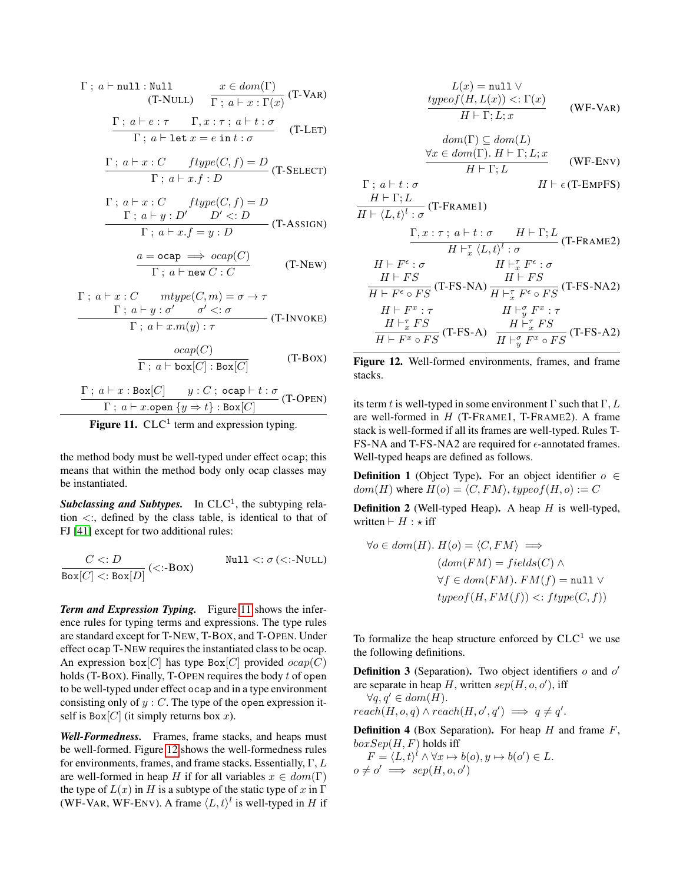$$\frac{}{\Gamma\,;\,a \vdash \texttt{null} : \texttt{Null}}\ (\text{T-NULL}) \qquad \frac{x \in dom(\Gamma)}{\Gamma\,;\,a \vdash x : \Gamma(x)}\ (\text{T-VAR})$$

$$\frac{\Gamma\,;\,a \vdash e : \tau \qquad \Gamma, x : \tau\,;\,a \vdash t : \sigma}{\Gamma\,;\,a \vdash \texttt{let}\ x = e\ \texttt{in}\ t : \sigma}\ (\text{T-LET})$$

$$\frac{\Gamma\,;\,a \vdash x : C \qquad ftype(C, f) = D}{\Gamma\,;\,a \vdash x.f : D}\ (\text{T-SELECT})$$

$$\frac{\begin{array}{c}\Gamma\,;\,a \vdash x : C \qquad ftype(C, f) = D \\ \Gamma\,;\,a \vdash y : D' \qquad D' <: D\end{array}}{\Gamma\,;\,a \vdash x.f = y : D}\ (\text{T-ASSIGN})$$

$$\frac{a = \texttt{ocap} \implies ocap(C)}{\Gamma\,;\,a \vdash \texttt{new}\ C : C}\ (\text{T-NEW})$$

$$\frac{\begin{array}{c}\Gamma\,;\,a \vdash x : C \qquad mtype(C, m) = \sigma \to \tau \\ \Gamma\,;\,a \vdash y : \sigma' \qquad \sigma' <: \sigma\end{array}}{\Gamma\,;\,a \vdash x.m(y) : \tau}\ (\text{T-INVOKE})$$

$$\frac{ocap(C)}{\Gamma\,;\,a \vdash \texttt{box}[C] : \texttt{Box}[C]}\ (\text{T-BOX})$$

$$\frac{\Gamma\,;\,a \vdash x : \texttt{Box}[C] \qquad y : C\,;\,\texttt{ocap} \vdash t : \sigma}{\Gamma\,;\,a \vdash x.\texttt{open}\ \{y \Rightarrow t\} : \texttt{Box}[C]}\ (\text{T-OPEN})$$

**Figure 11.** CLC[1] term and expression typing.

the method body must be well-typed under effect `ocap`; this means that within the method body only ocap classes may be instantiated.

***Subclassing and Subtypes.*** In CLC[1], the subtyping relation <:, defined by the class table, is identical to that of FJ [41] except for two additional rules:

$$\frac{C <: D}{\texttt{Box}[C] <: \texttt{Box}[D]}\ (<:\text{-BOX}) \qquad \texttt{Null} <: \sigma\ (<:\text{-NULL})$$

***Term and Expression Typing.*** Figure 11 shows the inference rules for typing terms and expressions. The type rules are standard except for T-NEW, T-BOX, and T-OPEN. Under effect `ocap` T-NEW requires the instantiated class to be ocap. An expression $\texttt{box}[C]$ has type $\texttt{Box}[C]$ provided $ocap(C)$ holds (T-BOX). Finally, T-OPEN requires the body $t$ of `open` to be well-typed under effect `ocap` and in a type environment consisting only of $y : C$. The type of the `open` expression itself is $\texttt{Box}[C]$ (it simply returns box $x$).

***Well-Formedness.*** Frames, frame stacks, and heaps must be well-formed. Figure 12 shows the well-formedness rules for environments, frames, and frame stacks. Essentially, $\Gamma, L$ are well-formed in heap $H$ if for all variables $x \in dom(\Gamma)$ the type of $L(x)$ in $H$ is a subtype of the static type of $x$ in $\Gamma$ (WF-VAR, WF-ENV). A frame $\langle L, t\rangle^l$ is well-typed in $H$ if

$$\frac{\begin{array}{c}L(x) = \texttt{null}\ \vee \\ typeof(H, L(x)) <: \Gamma(x)\end{array}}{H \vdash \Gamma; L; x}\ (\text{WF-VAR})$$

$$\frac{\begin{array}{c}dom(\Gamma) \subseteq dom(L) \\ \forall x \in dom(\Gamma).\ H \vdash \Gamma; L; x\end{array}}{H \vdash \Gamma; L}\ (\text{WF-ENV})$$

$$\frac{\begin{array}{c}\Gamma\,;\,a \vdash t : \sigma \\ H \vdash \Gamma; L\end{array}}{H \vdash \langle L, t\rangle^l : \sigma}\ (\text{T-FRAME1}) \qquad H \vdash \epsilon\ (\text{T-EMPFS})$$

$$\frac{\Gamma, x : \tau\,;\,a \vdash t : \sigma \qquad H \vdash \Gamma; L}{H \vdash^{\tau}_{x} \langle L, t\rangle^l : \sigma}\ (\text{T-FRAME2})$$

$$\frac{\begin{array}{c}H \vdash F^{\epsilon} : \sigma \\ H \vdash FS\end{array}}{H \vdash F^{\epsilon} \circ FS}\ (\text{T-FS-NA}) \qquad \frac{\begin{array}{c}H \vdash^{\tau}_{x} F^{\epsilon} : \sigma \\ H \vdash FS\end{array}}{H \vdash^{\tau}_{x} F^{\epsilon} \circ FS}\ (\text{T-FS-NA2})$$

$$\frac{\begin{array}{c}H \vdash F^{x} : \tau \\ H \vdash^{\tau}_{x} FS\end{array}}{H \vdash F^{x} \circ FS}\ (\text{T-FS-A}) \qquad \frac{\begin{array}{c}H \vdash^{\sigma}_{y} F^{x} : \tau \\ H \vdash^{\tau}_{x} FS\end{array}}{H \vdash^{\sigma}_{y} F^{x} \circ FS}\ (\text{T-FS-A2})$$

**Figure 12.** Well-formed environments, frames, and frame stacks.

its term $t$ is well-typed in some environment $\Gamma$ such that $\Gamma, L$ are well-formed in $H$ (T-FRAME1, T-FRAME2). A frame stack is well-formed if all its frames are well-typed. Rules T-FS-NA and T-FS-NA2 are required for $\epsilon$-annotated frames. Well-typed heaps are defined as follows.

**Definition 1** (Object Type). For an object identifier $o \in dom(H)$ where $H(o) = \langle C, FM\rangle$, $typeof(H, o) := C$

**Definition 2** (Well-typed Heap). A heap $H$ is well-typed, written $\vdash H : \star$ iff

$$\begin{aligned}\forall o \in dom(H).\ H(o) = \langle C, FM\rangle \implies&\\ &(dom(FM) = fields(C)\ \wedge\\ &\forall f \in dom(FM).\ FM(f) = \texttt{null}\ \vee\\ &typeof(H, FM(f)) <: ftype(C, f))\end{aligned}$$

To formalize the heap structure enforced by CLC[1] we use the following definitions.

**Definition 3** (Separation). Two object identifiers $o$ and $o'$ are separate in heap $H$, written $sep(H, o, o')$, iff
$\forall q, q' \in dom(H).$
$reach(H, o, q) \wedge reach(H, o', q') \implies q \neq q'.$

**Definition 4** (Box Separation). For heap $H$ and frame $F$, $boxSep(H, F)$ holds iff
$F = \langle L, t\rangle^l \wedge \forall x \mapsto b(o), y \mapsto b(o') \in L.$
$o \neq o' \implies sep(H, o, o')$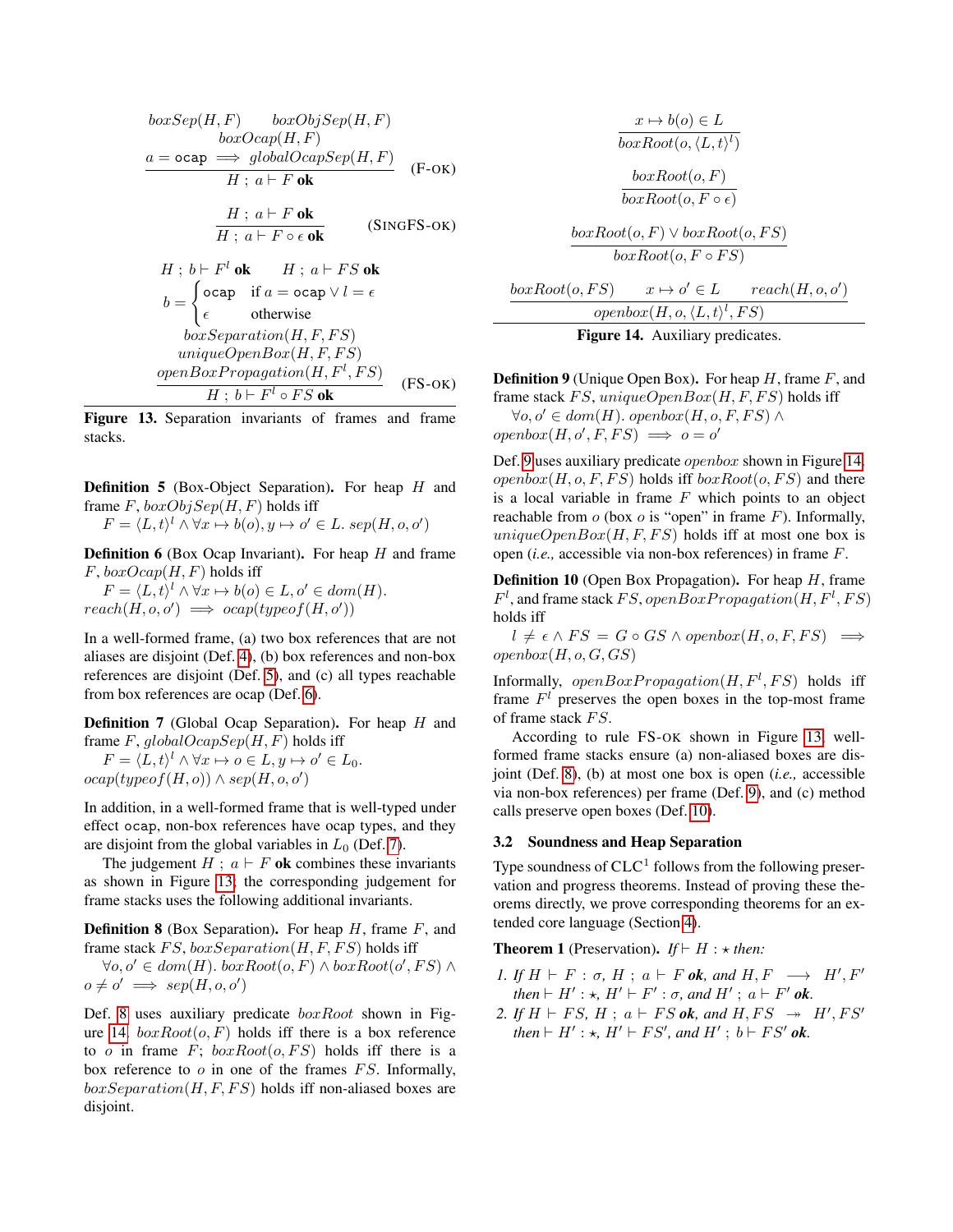$$\frac{\begin{array}{c} boxSep(H,F) \quad boxObjSep(H,F) \\ boxOcap(H,F) \\ a = \texttt{ocap} \implies globalOcapSep(H,F) \end{array}}{H \; ; \; a \vdash F \; \textbf{ok}} \quad \text{(F-OK)}$$

$$\frac{H \; ; \; a \vdash F \; \textbf{ok}}{H \; ; \; a \vdash F \circ \epsilon \; \textbf{ok}} \quad \text{(SINGFS-OK)}$$

$$\frac{\begin{array}{c} H \; ; \; b \vdash F^l \; \textbf{ok} \qquad H \; ; \; a \vdash FS \; \textbf{ok} \\ b = \begin{cases} \texttt{ocap} & \text{if } a = \texttt{ocap} \lor l = \epsilon \\ \epsilon & \text{otherwise} \end{cases} \\ boxSeparation(H,F,FS) \\ uniqueOpenBox(H,F,FS) \\ openBoxPropagation(H,F^l,FS) \end{array}}{H \; ; \; b \vdash F^l \circ FS \; \textbf{ok}} \quad \text{(FS-OK)}$$

**Figure 13.** Separation invariants of frames and frame stacks.

**Definition 5** (Box-Object Separation). For heap $H$ and frame $F$, $boxObjSep(H,F)$ holds iff
$F = \langle L, t \rangle^l \land \forall x \mapsto b(o), y \mapsto o' \in L.\ sep(H,o,o')$

**Definition 6** (Box Ocap Invariant). For heap $H$ and frame $F$, $boxOcap(H,F)$ holds iff
$F = \langle L, t \rangle^l \land \forall x \mapsto b(o) \in L, o' \in dom(H).$
$reach(H,o,o') \implies ocap(typeof(H,o'))$

In a well-formed frame, (a) two box references that are not aliases are disjoint (Def. 4), (b) box references and non-box references are disjoint (Def. 5), and (c) all types reachable from box references are ocap (Def. 6).

**Definition 7** (Global Ocap Separation). For heap $H$ and frame $F$, $globalOcapSep(H,F)$ holds iff
$F = \langle L, t \rangle^l \land \forall x \mapsto o \in L, y \mapsto o' \in L_0.$
$ocap(typeof(H,o)) \land sep(H,o,o')$

In addition, in a well-formed frame that is well-typed under effect `ocap`, non-box references have ocap types, and they are disjoint from the global variables in $L_0$ (Def. 7).

The judgement $H \; ; \; a \vdash F$ **ok** combines these invariants as shown in Figure 13; the corresponding judgement for frame stacks uses the following additional invariants.

**Definition 8** (Box Separation). For heap $H$, frame $F$, and frame stack $FS$, $boxSeparation(H,F,FS)$ holds iff
$\forall o,o' \in dom(H).\ boxRoot(o,F) \land boxRoot(o',FS) \land$
$o \neq o' \implies sep(H,o,o')$

Def. 8 uses auxiliary predicate $boxRoot$ shown in Figure 14. $boxRoot(o,F)$ holds iff there is a box reference to $o$ in frame $F$; $boxRoot(o,FS)$ holds iff there is a box reference to $o$ in one of the frames $FS$. Informally, $boxSeparation(H,F,FS)$ holds iff non-aliased boxes are disjoint.

$$\frac{x \mapsto b(o) \in L}{boxRoot(o, \langle L, t \rangle^l)}$$

$$\frac{boxRoot(o,F)}{boxRoot(o, F \circ \epsilon)}$$

$$\frac{boxRoot(o,F) \lor boxRoot(o,FS)}{boxRoot(o, F \circ FS)}$$

$$\frac{boxRoot(o,FS) \qquad x \mapsto o' \in L \qquad reach(H,o,o')}{openbox(H,o,\langle L,t \rangle^l, FS)}$$

**Figure 14.** Auxiliary predicates.

**Definition 9** (Unique Open Box). For heap $H$, frame $F$, and frame stack $FS$, $uniqueOpenBox(H,F,FS)$ holds iff
$\forall o,o' \in dom(H).\ openbox(H,o,F,FS) \land$
$openbox(H,o',F,FS) \implies o = o'$

Def. 9 uses auxiliary predicate $openbox$ shown in Figure 14. $openbox(H,o,F,FS)$ holds iff $boxRoot(o,FS)$ and there is a local variable in frame $F$ which points to an object reachable from $o$ (box $o$ is "open" in frame $F$). Informally, $uniqueOpenBox(H,F,FS)$ holds iff at most one box is open (*i.e.,* accessible via non-box references) in frame $F$.

**Definition 10** (Open Box Propagation). For heap $H$, frame $F^l$, and frame stack $FS$, $openBoxPropagation(H,F^l,FS)$ holds iff
$l \neq \epsilon \land FS = G \circ GS \land openbox(H,o,F,FS) \implies$
$openbox(H,o,G,GS)$

Informally, $openBoxPropagation(H,F^l,FS)$ holds iff frame $F^l$ preserves the open boxes in the top-most frame of frame stack $FS$.

According to rule FS-OK shown in Figure 13, well-formed frame stacks ensure (a) non-aliased boxes are disjoint (Def. 8), (b) at most one box is open (*i.e.,* accessible via non-box references) per frame (Def. 9), and (c) method calls preserve open boxes (Def. 10).

### 3.2 Soundness and Heap Separation

Type soundness of CLC[1] follows from the following preservation and progress theorems. Instead of proving these theorems directly, we prove corresponding theorems for an extended core language (Section 4).

**Theorem 1** (Preservation). *If* $\vdash H : \star$ *then:*

1. *If* $H \vdash F : \sigma$, $H \; ; \; a \vdash F$ ***ok****, and* $H, F \longrightarrow H', F'$ *then* $\vdash H' : \star$, $H' \vdash F' : \sigma$*, and* $H' \; ; \; a \vdash F'$ ***ok****.*
2. *If* $H \vdash FS$, $H \; ; \; a \vdash FS$ ***ok****, and* $H, FS \twoheadrightarrow H', FS'$ *then* $\vdash H' : \star$, $H' \vdash FS'$*, and* $H' \; ; \; b \vdash FS'$ ***ok****.*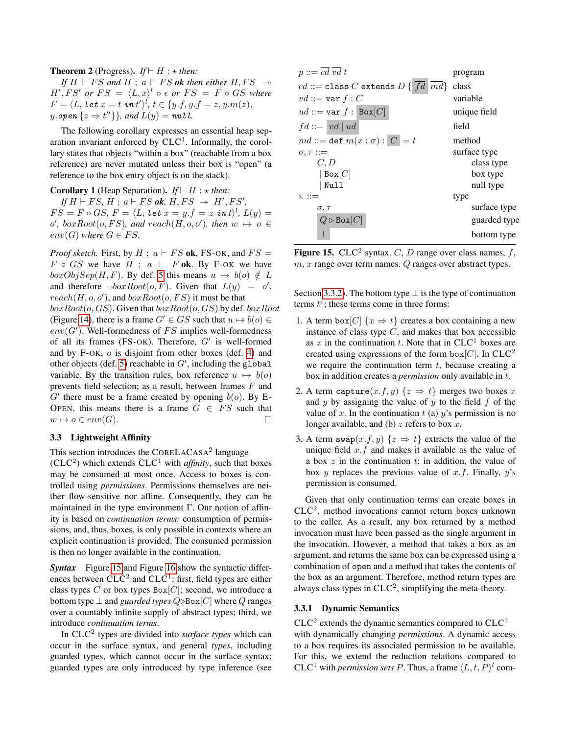**Theorem 2** (Progress). *If* $\vdash H : \star$ *then:*

*If* $H \vdash FS$ *and* $H\ ;\ a \vdash FS$ ***ok*** *then either* $H, FS \twoheadrightarrow H', FS'$ *or* $FS = \langle L, x\rangle^l \circ \epsilon$ *or* $FS = F \circ GS$ *where* $F = \langle L, \texttt{let}\ x = t\ \texttt{in}\ t'\rangle^l$, $t \in \{y.f, y.f = z, y.m(z), y.\texttt{open}\ \{z \Rightarrow t''\}\}$, *and* $L(y) = \texttt{null}$.

The following corollary expresses an essential heap separation invariant enforced by CLC[1]. Informally, the corollary states that objects "within a box" (reachable from a box reference) are never mutated unless their box is "open" (a reference to the box entry object is on the stack).

**Corollary 1** (Heap Separation). *If* $\vdash H : \star$ *then:*

*If* $H \vdash FS$, $H\ ;\ a \vdash FS$ ***ok***, $H, FS \twoheadrightarrow H', FS'$, $FS = F \circ GS$, $F = \langle L, \texttt{let}\ x = y.f = z\ \texttt{in}\ t\rangle^l$, $L(y) = o'$, $boxRoot(o, FS)$, *and* $reach(H, o, o')$, *then* $w \mapsto o \in env(G)$ *where* $G \in FS$.

*Proof sketch.* First, by $H\ ;\ a \vdash FS$ **ok**, FS-OK, and $FS = F \circ GS$ we have $H\ ;\ a \vdash F$ **ok**. By F-OK we have $boxObjSep(H, F)$. By def. 5 this means $u \mapsto b(o) \notin L$ and therefore $\neg boxRoot(o, F)$. Given that $L(y) = o'$, $reach(H, o, o')$, and $boxRoot(o, FS)$ it must be that $boxRoot(o, GS)$. Given that $boxRoot(o, GS)$ by def. $boxRoot$ (Figure 14), there is a frame $G' \in GS$ such that $u \mapsto b(o) \in env(G')$. Well-formedness of $FS$ implies well-formedness of all its frames (FS-OK). Therefore, $G'$ is well-formed and by F-OK, $o$ is disjoint from other boxes (def. 4) and other objects (def. 5) reachable in $G'$, including the `global` variable. By the transition rules, box reference $u \mapsto b(o)$ prevents field selection; as a result, between frames $F$ and $G'$ there must be a frame created by opening $b(o)$. By E-OPEN, this means there is a frame $G \in FS$ such that $w \mapsto o \in env(G)$. □

### 3.3 Lightweight Affinity

This section introduces the CORELACASA[2] language (CLC[2]) which extends CLC[1] with *affinity*, such that boxes may be consumed at most once. Access to boxes is controlled using *permissions*. Permissions themselves are neither flow-sensitive nor affine. Consequently, they can be maintained in the type environment $\Gamma$. Our notion of affinity is based on *continuation terms:* consumption of permissions, and, thus, boxes, is only possible in contexts where an explicit continuation is provided. The consumed permission is then no longer available in the continuation.

***Syntax*** Figure 15 and Figure 16 show the syntactic differences between CLC[2] and CLC[1]: first, field types are either class types $C$ or box types $\texttt{Box}[C]$; second, we introduce a bottom type $\bot$ and *guarded types* $Q \triangleright \texttt{Box}[C]$ where $Q$ ranges over a countably infinite supply of abstract types; third, we introduce *continuation terms*.

In CLC[2] types are divided into *surface types* which can occur in the surface syntax, and general *types*, including guarded types, which cannot occur in the surface syntax; guarded types are only introduced by type inference (see

| | | |
|---|---|---|
| $p ::= \overline{cd}\ \overline{vd}\ t$ | | program |
| $cd ::= \texttt{class}\ C\ \texttt{extends}\ D\ \{\ \overline{fd}\ \overline{md}\}$ | | class |
| $vd ::= \texttt{var}\ f : C$ | | variable |
| $ud ::= \texttt{var}\ f : \texttt{Box}[C]$ | | unique field |
| $fd ::= vd \mid ud$ | | field |
| $md ::= \texttt{def}\ m(x : \sigma) : C = t$ | | method |
| $\sigma, \tau ::=$ | | surface type |
| | $C, D$ | class type |
| | $\mid \texttt{Box}[C]$ | box type |
| | $\mid \texttt{Null}$ | null type |
| $\pi ::=$ | | type |
| | $\sigma, \tau$ | surface type |
| | $Q \triangleright \texttt{Box}[C]$ | guarded type |
| | $\bot$ | bottom type |

**Figure 15.** CLC[2] syntax. $C, D$ range over class names, $f$, $m$, $x$ range over term names. $Q$ ranges over abstract types.

Section 3.3.2). The bottom type $\bot$ is the type of continuation terms $t^c$; these terms come in three forms:

1. A term $\texttt{box}[C]\ \{x \Rightarrow t\}$ creates a box containing a new instance of class type $C$, and makes that box accessible as $x$ in the continuation $t$. Note that in CLC[1] boxes are created using expressions of the form $\texttt{box}[C]$. In CLC[2] we require the continuation term $t$, because creating a box in addition creates a *permission* only available in $t$.
2. A term $\texttt{capture}(x.f, y)\ \{z \Rightarrow t\}$ merges two boxes $x$ and $y$ by assigning the value of $y$ to the field $f$ of the value of $x$. In the continuation $t$ (a) $y$'s permission is no longer available, and (b) $z$ refers to box $x$.
3. A term $\texttt{swap}(x.f, y)\ \{z \Rightarrow t\}$ extracts the value of the unique field $x.f$ and makes it available as the value of a box $z$ in the continuation $t$; in addition, the value of box $y$ replaces the previous value of $x.f$. Finally, $y$'s permission is consumed.

Given that only continuation terms can create boxes in CLC[2], method invocations cannot return boxes unknown to the caller. As a result, any box returned by a method invocation must have been passed as the single argument in the invocation. However, a method that takes a box as an argument, and returns the same box can be expressed using a combination of `open` and a method that takes the contents of the box as an argument. Therefore, method return types are always class types in CLC[2], simplifying the meta-theory.

#### 3.3.1 Dynamic Semantics

CLC[2] extends the dynamic semantics compared to CLC[1] with dynamically changing *permissions*. A dynamic access to a box requires its associated permission to be available. For this, we extend the reduction relations compared to CLC[1] with *permission sets* $P$. Thus, a frame $\langle L, t, P\rangle^l$ com-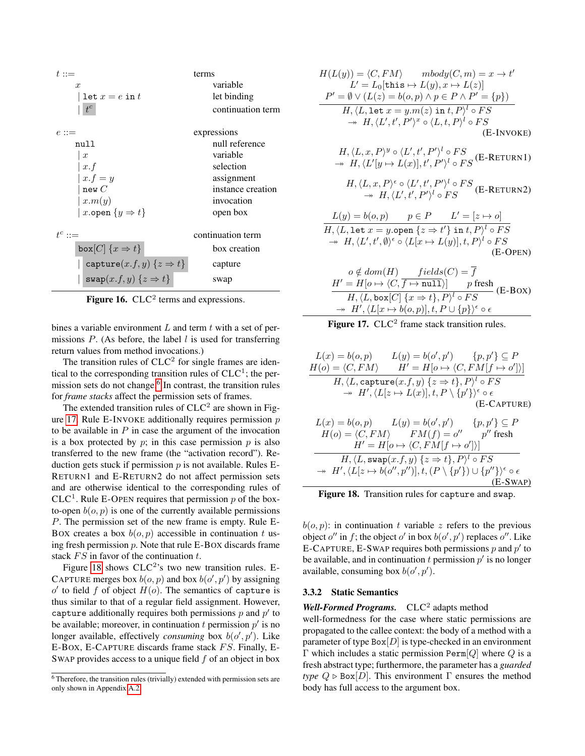$$
\begin{array}{llll}
t ::= & & \text{terms} & \\
& x & & \text{variable} \\
& \mid \texttt{let}\ x = e\ \texttt{in}\ t & & \text{let binding} \\
& \mid t^c & & \text{continuation term} \\
\\
e ::= & & \text{expressions} & \\
& \texttt{null} & & \text{null reference} \\
& \mid x & & \text{variable} \\
& \mid x.f & & \text{selection} \\
& \mid x.f = y & & \text{assignment} \\
& \mid \texttt{new}\ C & & \text{instance creation} \\
& \mid x.m(y) & & \text{invocation} \\
& \mid x.\texttt{open}\ \{y \Rightarrow t\} & & \text{open box} \\
\\
t^c ::= & & \text{continuation term} & \\
& \texttt{box}[C]\ \{x \Rightarrow t\} & & \text{box creation} \\
& \mid \texttt{capture}(x.f, y)\ \{z \Rightarrow t\} & & \text{capture} \\
& \mid \texttt{swap}(x.f, y)\ \{z \Rightarrow t\} & & \text{swap}
\end{array}
$$

**Figure 16.** CLC[2] terms and expressions.

bines a variable environment $L$ and term $t$ with a set of permissions $P$. (As before, the label $l$ is used for transferring return values from method invocations.)

The transition rules of CLC[2] for single frames are identical to the corresponding transition rules of CLC[1]; the permission sets do not change.[6] In contrast, the transition rules for *frame stacks* affect the permission sets of frames.

The extended transition rules of CLC[2] are shown in Figure 17. Rule E-INVOKE additionally requires permission $p$ to be available in $P$ in case the argument of the invocation is a box protected by $p$; in this case permission $p$ is also transferred to the new frame (the "activation record"). Reduction gets stuck if permission $p$ is not available. Rules E-RETURN1 and E-RETURN2 do not affect permission sets and are otherwise identical to the corresponding rules of CLC[1]. Rule E-OPEN requires that permission $p$ of the box-to-open $b(o, p)$ is one of the currently available permissions $P$. The permission set of the new frame is empty. Rule E-BOX creates a box $b(o, p)$ accessible in continuation $t$ using fresh permission $p$. Note that rule E-BOX discards frame stack $FS$ in favor of the continuation $t$.

Figure 18 shows CLC[2]'s two new transition rules. E-CAPTURE merges box $b(o, p)$ and box $b(o', p')$ by assigning $o'$ to field $f$ of object $H(o)$. The semantics of `capture` is thus similar to that of a regular field assignment. However, `capture` additionally requires both permissions $p$ and $p'$ to be available; moreover, in continuation $t$ permission $p'$ is no longer available, effectively *consuming* box $b(o', p')$. Like E-BOX, E-CAPTURE discards frame stack $FS$. Finally, E-SWAP provides access to a unique field $f$ of an object in box

[6] Therefore, the transition rules (trivially) extended with permission sets are only shown in Appendix A.2.

$$
\frac{\begin{array}{c} H(L(y)) = \langle C, FM\rangle \qquad mbody(C, m) = x \to t' \\ L' = L_0[\texttt{this} \mapsto L(y), x \mapsto L(z)] \\ P' = \emptyset \lor (L(z) = b(o,p) \land p \in P \land P' = \{p\}) \end{array}}{\begin{array}{c} H, \langle L, \texttt{let}\ x = y.m(z)\ \texttt{in}\ t, P\rangle^l \circ FS \\ \twoheadrightarrow\ H, \langle L', t', P'\rangle^x \circ \langle L, t, P\rangle^l \circ FS \end{array}} \ (\text{E-INVOKE})
$$

$$
\begin{array}{c} H, \langle L, x, P\rangle^y \circ \langle L', t', P'\rangle^l \circ FS \\ \twoheadrightarrow\ H, \langle L'[y \mapsto L(x)], t', P'\rangle^l \circ FS \end{array} \ (\text{E-RETURN1})
$$

$$
\begin{array}{c} H, \langle L, x, P\rangle^\epsilon \circ \langle L', t', P'\rangle^l \circ FS \\ \twoheadrightarrow\ H, \langle L', t', P'\rangle^l \circ FS \end{array} \ (\text{E-RETURN2})
$$

$$
\frac{L(y) = b(o,p) \qquad p \in P \qquad L' = [z \mapsto o]}{\begin{array}{c} H, \langle L, \texttt{let}\ x = y.\texttt{open}\ \{z \Rightarrow t'\}\ \texttt{in}\ t, P\rangle^l \circ FS \\ \twoheadrightarrow\ H, \langle L', t', \emptyset\rangle^\epsilon \circ \langle L[x \mapsto L(y)], t, P\rangle^l \circ FS \end{array}} \ (\text{E-OPEN})
$$

$$
\frac{\begin{array}{c} o \notin dom(H) \qquad fields(C) = \overline{f} \\ H' = H[o \mapsto \langle C, \overline{f \mapsto \texttt{null}}\rangle] \qquad p \text{ fresh} \end{array}}{\begin{array}{c} H, \langle L, \texttt{box}[C]\ \{x \Rightarrow t\}, P\rangle^l \circ FS \\ \twoheadrightarrow\ H', \langle L[x \mapsto b(o,p)], t, P \cup \{p\}\rangle^\epsilon \circ \epsilon \end{array}} \ (\text{E-BOX})
$$

**Figure 17.** CLC[2] frame stack transition rules.

$$
\frac{\begin{array}{c} L(x) = b(o,p) \qquad L(y) = b(o',p') \qquad \{p, p'\} \subseteq P \\ H(o) = \langle C, FM\rangle \qquad H' = H[o \mapsto \langle C, FM[f \mapsto o']\rangle] \end{array}}{\begin{array}{c} H, \langle L, \texttt{capture}(x.f, y)\ \{z \Rightarrow t\}, P\rangle^l \circ FS \\ \twoheadrightarrow\ H', \langle L[z \mapsto L(x)], t, P \setminus \{p'\}\rangle^\epsilon \circ \epsilon \end{array}} \ (\text{E-CAPTURE})
$$

$$
\frac{\begin{array}{c} L(x) = b(o,p) \qquad L(y) = b(o',p') \qquad \{p, p'\} \subseteq P \\ H(o) = \langle C, FM\rangle \qquad FM(f) = o'' \qquad p'' \text{ fresh} \\ H' = H[o \mapsto \langle C, FM[f \mapsto o']\rangle] \end{array}}{\begin{array}{c} H, \langle L, \texttt{swap}(x.f, y)\ \{z \Rightarrow t\}, P\rangle^l \circ FS \\ \twoheadrightarrow\ H', \langle L[z \mapsto b(o'', p'')], t, (P \setminus \{p'\}) \cup \{p''\}\rangle^\epsilon \circ \epsilon \end{array}} \ (\text{E-SWAP})
$$

**Figure 18.** Transition rules for `capture` and `swap`.

$b(o, p)$: in continuation $t$ variable $z$ refers to the previous object $o''$ in $f$; the object $o'$ in box $b(o', p')$ replaces $o''$. Like E-CAPTURE, E-SWAP requires both permissions $p$ and $p'$ to be available, and in continuation $t$ permission $p'$ is no longer available, consuming box $b(o', p')$.

### 3.3.2 Static Semantics

***Well-Formed Programs.*** CLC[2] adapts method well-formedness for the case where static permissions are propagated to the callee context: the body of a method with a parameter of type $\texttt{Box}[D]$ is type-checked in an environment $\Gamma$ which includes a static permission $\texttt{Perm}[Q]$ where $Q$ is a fresh abstract type; furthermore, the parameter has a *guarded type* $Q \triangleright \texttt{Box}[D]$. This environment $\Gamma$ ensures the method body has full access to the argument box.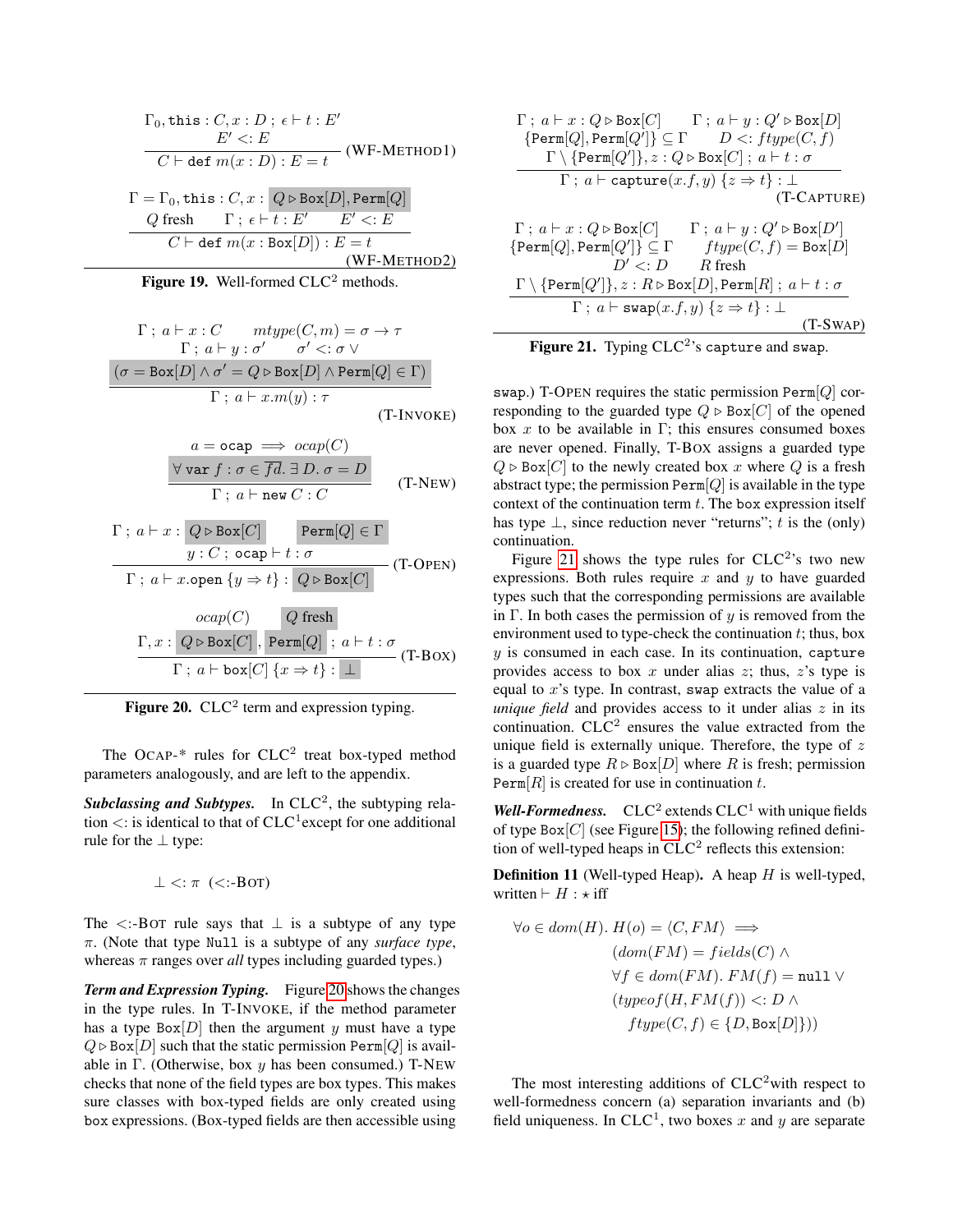$$\frac{\Gamma_0, \texttt{this} : C, x : D \,;\, \epsilon \vdash t : E' \qquad E' <: E}{C \vdash \texttt{def}\ m(x : D) : E = t} \ \text{(WF-METHOD1)}$$

$$\frac{\Gamma = \Gamma_0, \texttt{this} : C, x : Q \triangleright \texttt{Box}[D], \texttt{Perm}[Q] \qquad Q \text{ fresh} \qquad \Gamma \,;\, \epsilon \vdash t : E' \qquad E' <: E}{C \vdash \texttt{def}\ m(x : \texttt{Box}[D]) : E = t} \ \text{(WF-METHOD2)}$$

**Figure 19.** Well-formed CLC$^2$ methods.

$$\frac{\Gamma \,;\, a \vdash x : C \qquad mtype(C, m) = \sigma \rightarrow \tau \qquad \Gamma \,;\, a \vdash y : \sigma' \qquad \sigma' <: \sigma \,\vee \qquad (\sigma = \texttt{Box}[D] \wedge \sigma' = Q \triangleright \texttt{Box}[D] \wedge \texttt{Perm}[Q] \in \Gamma)}{\Gamma \,;\, a \vdash x.m(y) : \tau} \ \text{(T-INVOKE)}$$

$$\frac{a = \texttt{ocap} \implies ocap(C) \qquad \forall\, \texttt{var}\ f : \sigma \in \overline{fd}.\ \exists\, D.\ \sigma = D}{\Gamma \,;\, a \vdash \texttt{new}\ C : C} \ \text{(T-NEW)}$$

$$\frac{\Gamma \,;\, a \vdash x : Q \triangleright \texttt{Box}[C] \qquad \texttt{Perm}[Q] \in \Gamma \qquad y : C \,;\, \texttt{ocap} \vdash t : \sigma}{\Gamma \,;\, a \vdash x.\texttt{open}\ \{y \Rightarrow t\} : Q \triangleright \texttt{Box}[C]} \ \text{(T-OPEN)}$$

$$\frac{ocap(C) \qquad Q \text{ fresh} \qquad \Gamma, x : Q \triangleright \texttt{Box}[C], \texttt{Perm}[Q] \,;\, a \vdash t : \sigma}{\Gamma \,;\, a \vdash \texttt{box}[C]\ \{x \Rightarrow t\} : \bot} \ \text{(T-BOX)}$$

**Figure 20.** CLC$^2$ term and expression typing.

The OCAP-* rules for CLC$^2$ treat box-typed method parameters analogously, and are left to the appendix.

***Subclassing and Subtypes.*** In CLC$^2$, the subtyping relation $<:$ is identical to that of CLC$^1$except for one additional rule for the $\bot$ type:

$$\bot <: \pi \quad (<:\text{-BOT})$$

The $<:$-BOT rule says that $\bot$ is a subtype of any type $\pi$. (Note that type `Null` is a subtype of any *surface type*, whereas $\pi$ ranges over *all* types including guarded types.)

***Term and Expression Typing.*** Figure 20 shows the changes in the type rules. In T-INVOKE, if the method parameter has a type $\texttt{Box}[D]$ then the argument $y$ must have a type $Q \triangleright \texttt{Box}[D]$ such that the static permission $\texttt{Perm}[Q]$ is available in $\Gamma$. (Otherwise, box $y$ has been consumed.) T-NEW checks that none of the field types are box types. This makes sure classes with box-typed fields are only created using `box` expressions. (Box-typed fields are then accessible using `swap`.) T-OPEN requires the static permission $\texttt{Perm}[Q]$ corresponding to the guarded type $Q \triangleright \texttt{Box}[C]$ of the opened box $x$ to be available in $\Gamma$; this ensures consumed boxes are never opened. Finally, T-BOX assigns a guarded type $Q \triangleright \texttt{Box}[C]$ to the newly created box $x$ where $Q$ is a fresh abstract type; the permission $\texttt{Perm}[Q]$ is available in the type context of the continuation term $t$. The `box` expression itself has type $\bot$, since reduction never "returns"; $t$ is the (only) continuation.

$$\frac{\Gamma \,;\, a \vdash x : Q \triangleright \texttt{Box}[C] \qquad \Gamma \,;\, a \vdash y : Q' \triangleright \texttt{Box}[D] \qquad \{\texttt{Perm}[Q], \texttt{Perm}[Q']\} \subseteq \Gamma \qquad D <: ftype(C, f) \qquad \Gamma \setminus \{\texttt{Perm}[Q']\}, z : Q \triangleright \texttt{Box}[C] \,;\, a \vdash t : \sigma}{\Gamma \,;\, a \vdash \texttt{capture}(x.f, y)\ \{z \Rightarrow t\} : \bot} \ \text{(T-CAPTURE)}$$

$$\frac{\Gamma \,;\, a \vdash x : Q \triangleright \texttt{Box}[C] \qquad \Gamma \,;\, a \vdash y : Q' \triangleright \texttt{Box}[D'] \qquad \{\texttt{Perm}[Q], \texttt{Perm}[Q']\} \subseteq \Gamma \qquad ftype(C, f) = \texttt{Box}[D] \qquad D' <: D \qquad R \text{ fresh} \qquad \Gamma \setminus \{\texttt{Perm}[Q']\}, z : R \triangleright \texttt{Box}[D], \texttt{Perm}[R] \,;\, a \vdash t : \sigma}{\Gamma \,;\, a \vdash \texttt{swap}(x.f, y)\ \{z \Rightarrow t\} : \bot} \ \text{(T-SWAP)}$$

**Figure 21.** Typing CLC$^2$'s `capture` and `swap`.

Figure 21 shows the type rules for CLC$^2$'s two new expressions. Both rules require $x$ and $y$ to have guarded types such that the corresponding permissions are available in $\Gamma$. In both cases the permission of $y$ is removed from the environment used to type-check the continuation $t$; thus, box $y$ is consumed in each case. In its continuation, `capture` provides access to box $x$ under alias $z$; thus, $z$'s type is equal to $x$'s type. In contrast, `swap` extracts the value of a *unique field* and provides access to it under alias $z$ in its continuation. CLC$^2$ ensures the value extracted from the unique field is externally unique. Therefore, the type of $z$ is a guarded type $R \triangleright \texttt{Box}[D]$ where $R$ is fresh; permission $\texttt{Perm}[R]$ is created for use in continuation $t$.

***Well-Formedness.*** CLC$^2$ extends CLC$^1$ with unique fields of type $\texttt{Box}[C]$ (see Figure 15); the following refined definition of well-typed heaps in CLC$^2$ reflects this extension:

**Definition 11** (Well-typed Heap)**.** A heap $H$ is well-typed, written $\vdash H : \star$ iff

$$\begin{aligned}
\forall o \in dom(H).\ H(o) = \langle C, FM \rangle \implies& \\
&(dom(FM) = fields(C)\ \wedge \\
&\forall f \in dom(FM).\ FM(f) = \texttt{null}\ \vee \\
&(typeof(H, FM(f)) <: D\ \wedge \\
&\quad ftype(C, f) \in \{D, \texttt{Box}[D]\}))
\end{aligned}$$

The most interesting additions of CLC$^2$with respect to well-formedness concern (a) separation invariants and (b) field uniqueness. In CLC$^1$, two boxes $x$ and $y$ are separate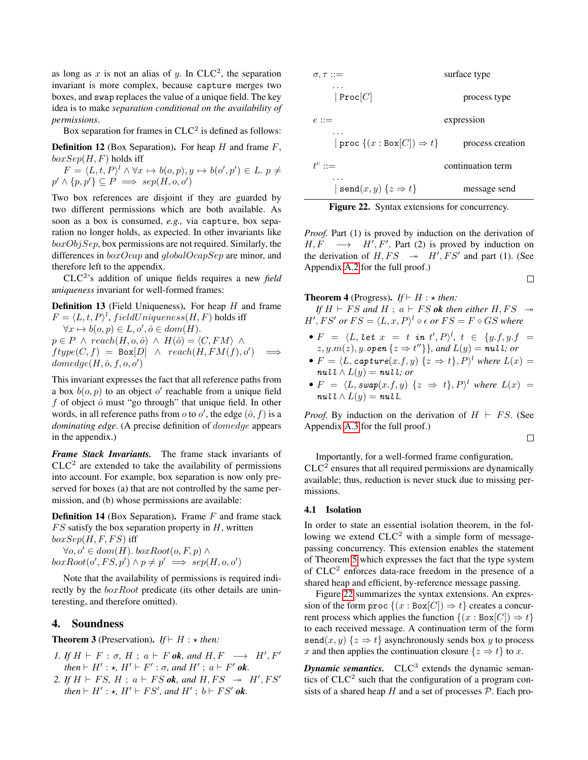as long as $x$ is not an alias of $y$. In CLC$^2$, the separation invariant is more complex, because `capture` merges two boxes, and `swap` replaces the value of a unique field. The key idea is to make *separation conditional on the availability of permissions*.

Box separation for frames in CLC$^2$ is defined as follows:

**Definition 12** (Box Separation). For heap $H$ and frame $F$, $boxSep(H, F)$ holds iff

$F = \langle L, t, P\rangle^l \wedge \forall x \mapsto b(o,p), y \mapsto b(o',p') \in L.\ p \neq p' \wedge \{p, p'\} \subseteq P \implies sep(H, o, o')$

Two box references are disjoint if they are guarded by two different permissions which are both available. As soon as a box is consumed, *e.g.,* via `capture`, box separation no longer holds, as expected. In other invariants like $boxObjSep$, box permissions are not required. Similarly, the differences in $boxOcap$ and $globalOcapSep$ are minor, and therefore left to the appendix.

CLC$^2$'s addition of unique fields requires a new *field uniqueness* invariant for well-formed frames:

**Definition 13** (Field Uniqueness). For heap $H$ and frame $F = \langle L, t, P\rangle^l$, $fieldUniqueness(H, F)$ holds iff

$\forall x \mapsto b(o,p) \in L, o', \hat{o} \in dom(H).$
$p \in P \ \wedge\ reach(H, o, \hat{o}) \ \wedge\ H(\hat{o}) = \langle C, FM\rangle \ \wedge$
$ftype(C, f) = \texttt{Box}[D] \ \wedge\ reach(H, FM(f), o') \implies domedge(H, \hat{o}, f, o, o')$

This invariant expresses the fact that all reference paths from a box $b(o,p)$ to an object $o'$ reachable from a unique field $f$ of object $\hat{o}$ must "go through" that unique field. In other words, in all reference paths from $o$ to $o'$, the edge $(\hat{o}, f)$ is a *dominating edge*. (A precise definition of $domedge$ appears in the appendix.)

***Frame Stack Invariants.*** The frame stack invariants of CLC$^2$ are extended to take the availability of permissions into account. For example, box separation is now only preserved for boxes (a) that are not controlled by the same permission, and (b) whose permissions are available:

**Definition 14** (Box Separation). Frame $F$ and frame stack $FS$ satisfy the box separation property in $H$, written $boxSep(H, F, FS)$ iff

$\forall o, o' \in dom(H).\ boxRoot(o, F, p) \wedge boxRoot(o', FS, p') \wedge p \neq p' \implies sep(H, o, o')$

Note that the availability of permissions is required indirectly by the $boxRoot$ predicate (its other details are uninteresting, and therefore omitted).

## 4. Soundness

**Theorem 3** (Preservation). *If* $\vdash H : \star$ *then:*

1. *If* $H \vdash F : \sigma$, $H \,;\, a \vdash F$ ***ok***, *and* $H, F \longrightarrow H', F'$ *then* $\vdash H' : \star$, $H' \vdash F' : \sigma$, *and* $H' \,;\, a \vdash F'$ ***ok***.
2. *If* $H \vdash FS$, $H \,;\, a \vdash FS$ ***ok***, *and* $H, FS \twoheadrightarrow H', FS'$ *then* $\vdash H' : \star$, $H' \vdash FS'$, *and* $H' \,;\, b \vdash FS'$ ***ok***.

*Proof.* Part (1) is proved by induction on the derivation of $H, F \longrightarrow H', F'$. Part (2) is proved by induction on the derivation of $H, FS \twoheadrightarrow H', FS'$ and part (1). (See Appendix A.2 for the full proof.) ◻

**Theorem 4** (Progress). *If* $\vdash H : \star$ *then:*

*If* $H \vdash FS$ *and* $H \,;\, a \vdash FS$ ***ok*** *then either* $H, FS \twoheadrightarrow H', FS'$ *or* $FS = \langle L, x, P\rangle^l \circ \epsilon$ *or* $FS = F \circ GS$ *where*

- $F = \langle L, \textbf{\textit{let}}\ x = t\ \textbf{\textit{in}}\ t', P\rangle^l$, $t \in \{y.f, y.f = z, y.m(z), y.\textbf{\textit{open}}\,\{z \Rightarrow t''\}\}$, *and* $L(y) = \textbf{\textit{null}}$*; or*
- $F = \langle L, \textbf{\textit{capture}}(x.f, y)\ \{z \Rightarrow t\}, P\rangle^l$ *where* $L(x) = \textbf{\textit{null}} \wedge L(y) = \textbf{\textit{null}}$*; or*
- $F = \langle L, \textbf{\textit{swap}}(x.f, y)\ \{z \Rightarrow t\}, P\rangle^l$ *where* $L(x) = \textbf{\textit{null}} \wedge L(y) = \textbf{\textit{null}}$.

*Proof.* By induction on the derivation of $H \vdash FS$. (See Appendix A.3 for the full proof.) ◻

Importantly, for a well-formed frame configuration, CLC$^2$ ensures that all required permissions are dynamically available; thus, reduction is never stuck due to missing permissions.

### 4.1 Isolation

In order to state an essential isolation theorem, in the following we extend CLC$^2$ with a simple form of message-passing concurrency. This extension enables the statement of Theorem 5 which expresses the fact that the type system of CLC$^2$ enforces data-race freedom in the presence of a shared heap and efficient, by-reference message passing.

| | |
|---|---|
| $\sigma, \tau ::=$ | surface type |
| $\quad \ldots$ | |
| $\quad \mid \texttt{Proc}[C]$ | process type |
| $e ::=$ | expression |
| $\quad \ldots$ | |
| $\quad \mid \texttt{proc}\ \{(x : \texttt{Box}[C]) \Rightarrow t\}$ | process creation |
| $t^c ::=$ | continuation term |
| $\quad \ldots$ | |
| $\quad \mid \texttt{send}(x, y)\ \{z \Rightarrow t\}$ | message send |

**Figure 22.** Syntax extensions for concurrency.

Figure 22 summarizes the syntax extensions. An expression of the form $\texttt{proc}\ \{(x : \texttt{Box}[C]) \Rightarrow t\}$ creates a concurrent process which applies the function $\{(x : \texttt{Box}[C]) \Rightarrow t\}$ to each received message. A continuation term of the form $\texttt{send}(x, y)\ \{z \Rightarrow t\}$ asynchronously sends box $y$ to process $x$ and then applies the continuation closure $\{z \Rightarrow t\}$ to $x$.

***Dynamic semantics.*** CLC$^3$ extends the dynamic semantics of CLC$^2$ such that the configuration of a program consists of a shared heap $H$ and a set of processes $\mathcal{P}$. Each pro-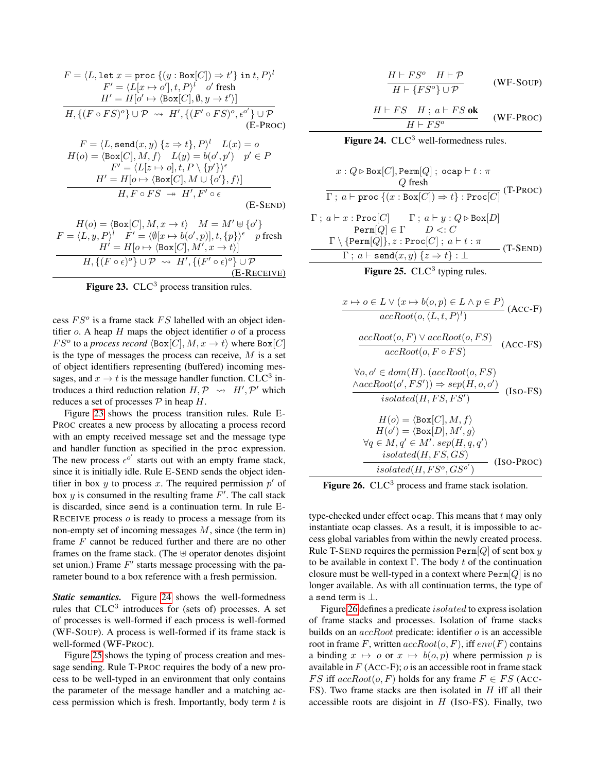$$\frac{\begin{array}{c} F = \langle L, \texttt{let}\ x = \texttt{proc}\ \{(y : \texttt{Box}[C]) \Rightarrow t'\}\ \texttt{in}\ t, P\rangle^l \\ F' = \langle L[x \mapsto o'], t, P\rangle^l \quad o' \text{ fresh} \\ H' = H[o' \mapsto \langle \texttt{Box}[C], \emptyset, y \to t'\rangle] \end{array}}{H, \{(F \circ FS)^o\} \cup \mathcal{P} \ \rightsquigarrow\ H', \{(F' \circ FS)^o, \epsilon^{o'}\} \cup \mathcal{P}} \text{ (E-PROC)}$$

$$\frac{\begin{array}{c} F = \langle L, \texttt{send}(x, y)\ \{z \Rightarrow t\}, P\rangle^l \quad L(x) = o \\ H(o) = \langle \texttt{Box}[C], M, f\rangle \quad L(y) = b(o', p') \quad p' \in P \\ F' = \langle L[z \mapsto o], t, P \setminus \{p'\}\rangle^\epsilon \\ H' = H[o \mapsto \langle \texttt{Box}[C], M \cup \{o'\}, f\rangle] \end{array}}{H, F \circ FS \ \twoheadrightarrow\ H', F' \circ \epsilon} \text{ (E-SEND)}$$

$$\frac{\begin{array}{c} H(o) = \langle \texttt{Box}[C], M, x \to t\rangle \quad M = M' \uplus \{o'\} \\ F = \langle L, y, P\rangle^l \quad F' = \langle \emptyset[x \mapsto b(o', p)], t, \{p\}\rangle^\epsilon \quad p \text{ fresh} \\ H' = H[o \mapsto \langle \texttt{Box}[C], M', x \to t\rangle] \end{array}}{H, \{(F \circ \epsilon)^o\} \cup \mathcal{P} \ \rightsquigarrow\ H', \{(F' \circ \epsilon)^o\} \cup \mathcal{P}} \text{ (E-RECEIVE)}$$

**Figure 23.** CLC[3] process transition rules.

cess $FS^o$ is a frame stack $FS$ labelled with an object identifier $o$. A heap $H$ maps the object identifier $o$ of a process $FS^o$ to a *process record* $\langle \texttt{Box}[C], M, x \to t\rangle$ where $\texttt{Box}[C]$ is the type of messages the process can receive, $M$ is a set of object identifiers representing (buffered) incoming messages, and $x \to t$ is the message handler function. CLC[3] introduces a third reduction relation $H, \mathcal{P} \rightsquigarrow H', \mathcal{P}'$ which reduces a set of processes $\mathcal{P}$ in heap $H$.

Figure 23 shows the process transition rules. Rule E-PROC creates a new process by allocating a process record with an empty received message set and the message type and handler function as specified in the proc expression. The new process $\epsilon^{o'}$ starts out with an empty frame stack, since it is initially idle. Rule E-SEND sends the object identifier in box $y$ to process $x$. The required permission $p'$ of box $y$ is consumed in the resulting frame $F'$. The call stack is discarded, since send is a continuation term. In rule E-RECEIVE process $o$ is ready to process a message from its non-empty set of incoming messages $M$, since (the term in) frame $F$ cannot be reduced further and there are no other frames on the frame stack. (The $\uplus$ operator denotes disjoint set union.) Frame $F'$ starts message processing with the parameter bound to a box reference with a fresh permission.

***Static semantics.*** Figure 24 shows the well-formedness rules that CLC[3] introduces for (sets of) processes. A set of processes is well-formed if each process is well-formed (WF-SOUP). A process is well-formed if its frame stack is well-formed (WF-PROC).

Figure 25 shows the typing of process creation and message sending. Rule T-PROC requires the body of a new process to be well-typed in an environment that only contains the parameter of the message handler and a matching access permission which is fresh. Importantly, body term $t$ is

$$\frac{H \vdash FS^o \quad H \vdash \mathcal{P}}{H \vdash \{FS^o\} \cup \mathcal{P}} \text{ (WF-SOUP)}$$

$$\frac{H \vdash FS \quad H\ ;\ a \vdash FS\ \textbf{ok}}{H \vdash FS^o} \text{ (WF-PROC)}$$

**Figure 24.** CLC[3] well-formedness rules.

$$\frac{\begin{array}{c} x : Q \triangleright \texttt{Box}[C], \texttt{Perm}[Q]\ ;\ \texttt{ocap} \vdash t : \pi \\ Q \text{ fresh} \end{array}}{\Gamma\ ;\ a \vdash \texttt{proc}\ \{(x : \texttt{Box}[C]) \Rightarrow t\} : \texttt{Proc}[C]} \text{ (T-PROC)}$$

$$\frac{\begin{array}{c} \Gamma\ ;\ a \vdash x : \texttt{Proc}[C] \quad \Gamma\ ;\ a \vdash y : Q \triangleright \texttt{Box}[D] \\ \texttt{Perm}[Q] \in \Gamma \quad D <: C \\ \Gamma \setminus \{\texttt{Perm}[Q]\}, z : \texttt{Proc}[C]\ ;\ a \vdash t : \pi \end{array}}{\Gamma\ ;\ a \vdash \texttt{send}(x, y)\ \{z \Rightarrow t\} : \bot} \text{ (T-SEND)}$$

**Figure 25.** CLC[3] typing rules.

$$\frac{x \mapsto o \in L \lor (x \mapsto b(o, p) \in L \land p \in P)}{accRoot(o, \langle L, t, P\rangle^l)} \text{ (ACC-F)}$$

$$\frac{accRoot(o, F) \lor accRoot(o, FS)}{accRoot(o, F \circ FS)} \text{ (ACC-FS)}$$

$$\frac{\begin{array}{c} \forall o, o' \in dom(H).\ (accRoot(o, FS) \\ \land accRoot(o', FS')) \Rightarrow sep(H, o, o') \end{array}}{isolated(H, FS, FS')} \text{ (ISO-FS)}$$

$$\frac{\begin{array}{c} H(o) = \langle \texttt{Box}[C], M, f\rangle \\ H(o') = \langle \texttt{Box}[D], M', g\rangle \\ \forall q \in M, q' \in M'.\ sep(H, q, q') \\ isolated(H, FS, GS) \end{array}}{isolated(H, FS^o, GS^{o'})} \text{ (ISO-PROC)}$$

**Figure 26.** CLC[3] process and frame stack isolation.

type-checked under effect ocap. This means that $t$ may only instantiate ocap classes. As a result, it is impossible to access global variables from within the newly created process. Rule T-SEND requires the permission $\texttt{Perm}[Q]$ of sent box $y$ to be available in context $\Gamma$. The body $t$ of the continuation closure must be well-typed in a context where $\texttt{Perm}[Q]$ is no longer available. As with all continuation terms, the type of a send term is $\bot$.

Figure 26 defines a predicate $isolated$ to express isolation of frame stacks and processes. Isolation of frame stacks builds on an $accRoot$ predicate: identifier $o$ is an accessible root in frame $F$, written $accRoot(o, F)$, iff $env(F)$ contains a binding $x \mapsto o$ or $x \mapsto b(o, p)$ where permission $p$ is available in $F$ (ACC-F); $o$ is an accessible root in frame stack $FS$ iff $accRoot(o, F)$ holds for any frame $F \in FS$ (ACC-FS). Two frame stacks are then isolated in $H$ iff all their accessible roots are disjoint in $H$ (ISO-FS). Finally, two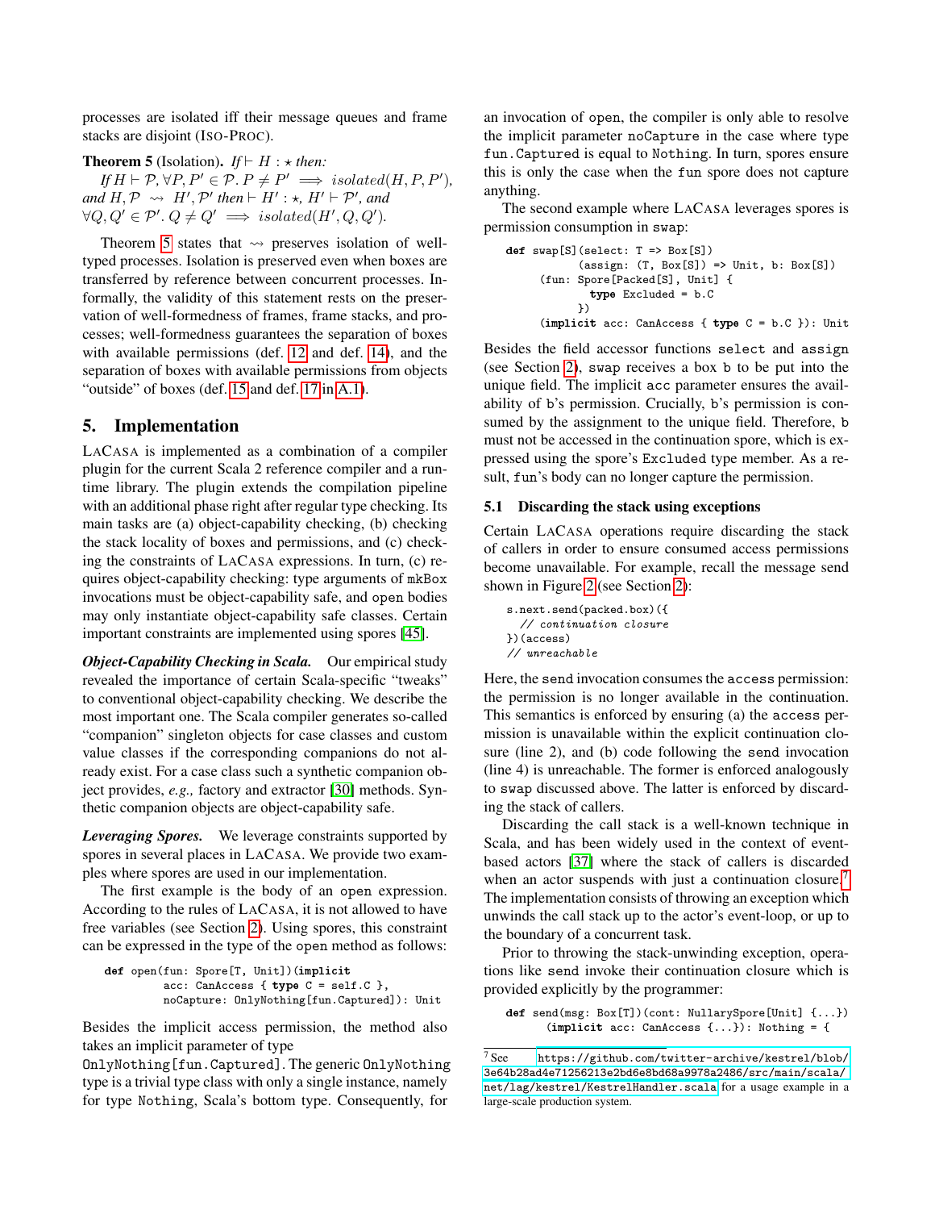processes are isolated iff their message queues and frame stacks are disjoint (ISO-PROC).

**Theorem 5** (Isolation). *If* $\vdash H : \star$ *then:*
*If* $H \vdash \mathcal{P}, \forall P, P' \in \mathcal{P}.\, P \neq P' \implies isolated(H, P, P')$, *and* $H, \mathcal{P} \rightsquigarrow H', \mathcal{P}'$ *then* $\vdash H' : \star$, $H' \vdash \mathcal{P}'$, *and* $\forall Q, Q' \in \mathcal{P}'.\, Q \neq Q' \implies isolated(H', Q, Q')$.

Theorem 5 states that $\rightsquigarrow$ preserves isolation of well-typed processes. Isolation is preserved even when boxes are transferred by reference between concurrent processes. Informally, the validity of this statement rests on the preservation of well-formedness of frames, frame stacks, and processes; well-formedness guarantees the separation of boxes with available permissions (def. 12 and def. 14), and the separation of boxes with available permissions from objects "outside" of boxes (def. 15 and def. 17 in A.1).

## 5. Implementation

LACASA is implemented as a combination of a compiler plugin for the current Scala 2 reference compiler and a runtime library. The plugin extends the compilation pipeline with an additional phase right after regular type checking. Its main tasks are (a) object-capability checking, (b) checking the stack locality of boxes and permissions, and (c) checking the constraints of LACASA expressions. In turn, (c) requires object-capability checking: type arguments of `mkBox` invocations must be object-capability safe, and `open` bodies may only instantiate object-capability safe classes. Certain important constraints are implemented using spores [45].

***Object-Capability Checking in Scala.*** Our empirical study revealed the importance of certain Scala-specific "tweaks" to conventional object-capability checking. We describe the most important one. The Scala compiler generates so-called "companion" singleton objects for case classes and custom value classes if the corresponding companions do not already exist. For a case class such a synthetic companion object provides, *e.g.,* factory and extractor [30] methods. Synthetic companion objects are object-capability safe.

***Leveraging Spores.*** We leverage constraints supported by spores in several places in LACASA. We provide two examples where spores are used in our implementation.

The first example is the body of an `open` expression. According to the rules of LACASA, it is not allowed to have free variables (see Section 2). Using spores, this constraint can be expressed in the type of the `open` method as follows:

```
def open(fun: Spore[T, Unit])(implicit
        acc: CanAccess { type C = self.C },
        noCapture: OnlyNothing[fun.Captured]): Unit
```

Besides the implicit access permission, the method also takes an implicit parameter of type `OnlyNothing[fun.Captured]`. The generic `OnlyNothing` type is a trivial type class with only a single instance, namely for type `Nothing`, Scala's bottom type. Consequently, for an invocation of `open`, the compiler is only able to resolve the implicit parameter `noCapture` in the case where type `fun.Captured` is equal to `Nothing`. In turn, spores ensure this is only the case when the `fun` spore does not capture anything.

The second example where LACASA leverages spores is permission consumption in `swap`:

```
def swap[S](select: T => Box[S])
          (assign: (T, Box[S]) => Unit, b: Box[S])
     (fun: Spore[Packed[S], Unit] {
            type Excluded = b.C
          })
     (implicit acc: CanAccess { type C = b.C }): Unit
```

Besides the field accessor functions `select` and `assign` (see Section 2), `swap` receives a box `b` to be put into the unique field. The implicit `acc` parameter ensures the availability of `b`'s permission. Crucially, `b`'s permission is consumed by the assignment to the unique field. Therefore, `b` must not be accessed in the continuation spore, which is expressed using the spore's `Excluded` type member. As a result, `fun`'s body can no longer capture the permission.

### 5.1 Discarding the stack using exceptions

Certain LACASA operations require discarding the stack of callers in order to ensure consumed access permissions become unavailable. For example, recall the message send shown in Figure 2 (see Section 2):

```
s.next.send(packed.box)({
  // continuation closure
})(access)
// unreachable
```

Here, the `send` invocation consumes the `access` permission: the permission is no longer available in the continuation. This semantics is enforced by ensuring (a) the `access` permission is unavailable within the explicit continuation closure (line 2), and (b) code following the `send` invocation (line 4) is unreachable. The former is enforced analogously to `swap` discussed above. The latter is enforced by discarding the stack of callers.

Discarding the call stack is a well-known technique in Scala, and has been widely used in the context of event-based actors [37] where the stack of callers is discarded when an actor suspends with just a continuation closure.[7] The implementation consists of throwing an exception which unwinds the call stack up to the actor's event-loop, or up to the boundary of a concurrent task.

Prior to throwing the stack-unwinding exception, operations like `send` invoke their continuation closure which is provided explicitly by the programmer:

```
def send(msg: Box[T])(cont: NullarySpore[Unit] {...})
      (implicit acc: CanAccess {...}): Nothing = {
```

[7] See https://github.com/twitter-archive/kestrel/blob/3e64b28ad4e71256213e2bd6e8bd68a9978a2486/src/main/scala/net/lag/kestrel/KestrelHandler.scala for a usage example in a large-scale production system.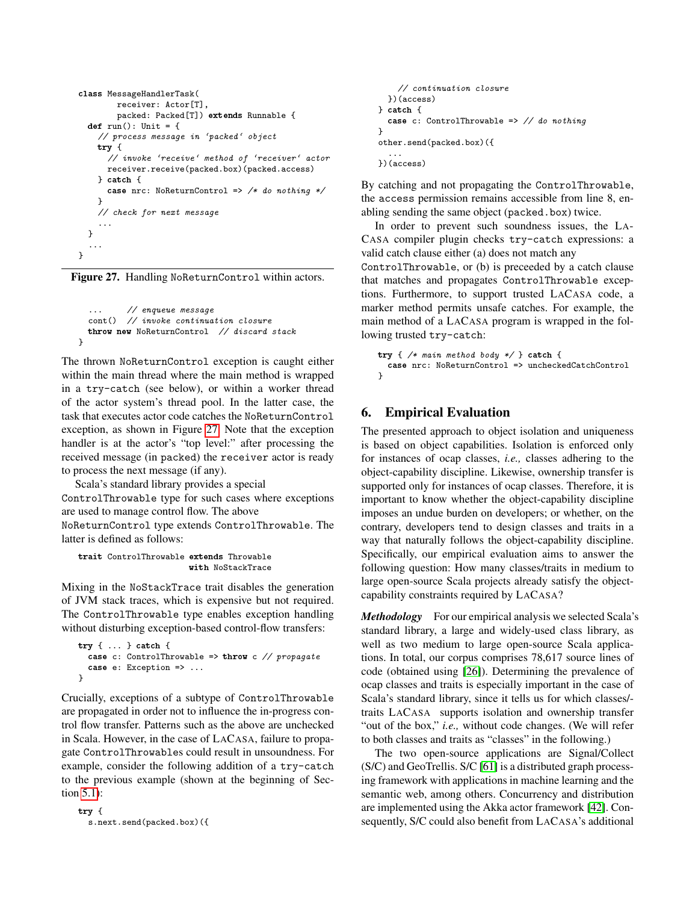```
class MessageHandlerTask(
        receiver: Actor[T],
        packed: Packed[T]) extends Runnable {
  def run(): Unit = {
    // process message in 'packed' object
    try {
      // invoke 'receive' method of 'receiver' actor
      receiver.receive(packed.box)(packed.access)
    } catch {
      case nrc: NoReturnControl => /* do nothing */
    }
    // check for next message
    ...
  }
  ...
}
```

**Figure 27.** Handling NoReturnControl within actors.

```
  ...     // enqueue message
  cont()  // invoke continuation closure
  throw new NoReturnControl  // discard stack
}
```

The thrown NoReturnControl exception is caught either within the main thread where the main method is wrapped in a try-catch (see below), or within a worker thread of the actor system's thread pool. In the latter case, the task that executes actor code catches the NoReturnControl exception, as shown in Figure 27. Note that the exception handler is at the actor's "top level:" after processing the received message (in packed) the receiver actor is ready to process the next message (if any).

Scala's standard library provides a special ControlThrowable type for such cases where exceptions are used to manage control flow. The above NoReturnControl type extends ControlThrowable. The latter is defined as follows:

```
trait ControlThrowable extends Throwable
                       with NoStackTrace
```

Mixing in the NoStackTrace trait disables the generation of JVM stack traces, which is expensive but not required. The ControlThrowable type enables exception handling without disturbing exception-based control-flow transfers:

```
try { ... } catch {
  case c: ControlThrowable => throw c // propagate
  case e: Exception => ...
}
```

Crucially, exceptions of a subtype of ControlThrowable are propagated in order not to influence the in-progress control flow transfer. Patterns such as the above are unchecked in Scala. However, in the case of LaCasa, failure to propagate ControlThrowables could result in unsoundness. For example, consider the following addition of a try-catch to the previous example (shown at the beginning of Section 5.1):

```
try {
  s.next.send(packed.box)({
    // continuation closure
  })(access)
} catch {
  case c: ControlThrowable => // do nothing
}
other.send(packed.box)({
  ...
})(access)
```

By catching and not propagating the ControlThrowable, the access permission remains accessible from line 8, enabling sending the same object (packed.box) twice.

In order to prevent such soundness issues, the LaCasa compiler plugin checks try-catch expressions: a valid catch clause either (a) does not match any ControlThrowable, or (b) is preceeded by a catch clause that matches and propagates ControlThrowable exceptions. Furthermore, to support trusted LaCasa code, a marker method permits unsafe catches. For example, the main method of a LaCasa program is wrapped in the following trusted try-catch:

```
try { /* main method body */ } catch {
  case nrc: NoReturnControl => uncheckedCatchControl
}
```

## 6. Empirical Evaluation

The presented approach to object isolation and uniqueness is based on object capabilities. Isolation is enforced only for instances of ocap classes, *i.e.,* classes adhering to the object-capability discipline. Likewise, ownership transfer is supported only for instances of ocap classes. Therefore, it is important to know whether the object-capability discipline imposes an undue burden on developers; or whether, on the contrary, developers tend to design classes and traits in a way that naturally follows the object-capability discipline. Specifically, our empirical evaluation aims to answer the following question: How many classes/traits in medium to large open-source Scala projects already satisfy the object-capability constraints required by LaCasa?

***Methodology*** For our empirical analysis we selected Scala's standard library, a large and widely-used class library, as well as two medium to large open-source Scala applications. In total, our corpus comprises 78,617 source lines of code (obtained using [26]). Determining the prevalence of ocap classes and traits is especially important in the case of Scala's standard library, since it tells us for which classes/traits LaCasa supports isolation and ownership transfer "out of the box," *i.e.,* without code changes. (We will refer to both classes and traits as "classes" in the following.)

The two open-source applications are Signal/Collect (S/C) and GeoTrellis. S/C [61] is a distributed graph processing framework with applications in machine learning and the semantic web, among others. Concurrency and distribution are implemented using the Akka actor framework [42]. Consequently, S/C could also benefit from LaCasa's additional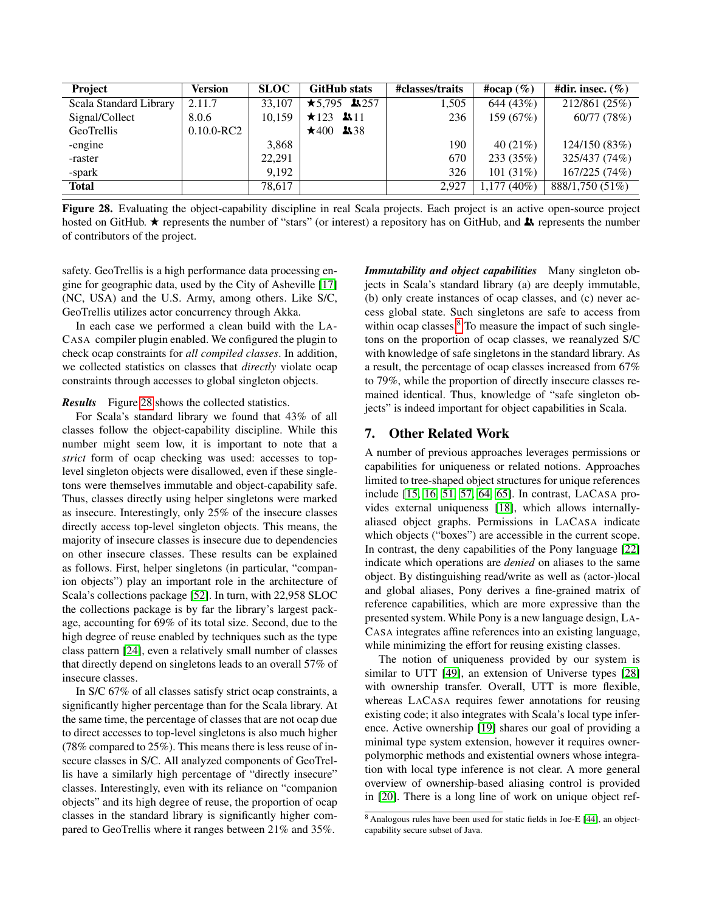| Project | Version | SLOC | GitHub stats | #classes/traits | #ocap (%) | #dir. insec. (%) |
|---|---|---|---|---|---|---|
| Scala Standard Library | 2.11.7 | 33,107 | ★5,795 👥257 | 1,505 | 644 (43%) | 212/861 (25%) |
| Signal/Collect | 8.0.6 | 10,159 | ★123 👥11 | 236 | 159 (67%) | 60/77 (78%) |
| GeoTrellis | 0.10.0-RC2 | | ★400 👥38 | | | |
| -engine | | 3,868 | | 190 | 40 (21%) | 124/150 (83%) |
| -raster | | 22,291 | | 670 | 233 (35%) | 325/437 (74%) |
| -spark | | 9,192 | | 326 | 101 (31%) | 167/225 (74%) |
| **Total** | | 78,617 | | 2,927 | 1,177 (40%) | 888/1,750 (51%) |

**Figure 28.** Evaluating the object-capability discipline in real Scala projects. Each project is an active open-source project hosted on GitHub. ★ represents the number of "stars" (or interest) a repository has on GitHub, and 👥 represents the number of contributors of the project.

safety. GeoTrellis is a high performance data processing engine for geographic data, used by the City of Asheville [17] (NC, USA) and the U.S. Army, among others. Like S/C, GeoTrellis utilizes actor concurrency through Akka.

In each case we performed a clean build with the LaCasa compiler plugin enabled. We configured the plugin to check ocap constraints for *all compiled classes*. In addition, we collected statistics on classes that *directly* violate ocap constraints through accesses to global singleton objects.

***Results*** Figure 28 shows the collected statistics.

For Scala's standard library we found that 43% of all classes follow the object-capability discipline. While this number might seem low, it is important to note that a *strict* form of ocap checking was used: accesses to top-level singleton objects were disallowed, even if these singletons were themselves immutable and object-capability safe. Thus, classes directly using helper singletons were marked as insecure. Interestingly, only 25% of the insecure classes directly access top-level singleton objects. This means, the majority of insecure classes is insecure due to dependencies on other insecure classes. These results can be explained as follows. First, helper singletons (in particular, "companion objects") play an important role in the architecture of Scala's collections package [52]. In turn, with 22,958 SLOC the collections package is by far the library's largest package, accounting for 69% of its total size. Second, due to the high degree of reuse enabled by techniques such as the type class pattern [24], even a relatively small number of classes that directly depend on singletons leads to an overall 57% of insecure classes.

In S/C 67% of all classes satisfy strict ocap constraints, a significantly higher percentage than for the Scala library. At the same time, the percentage of classes that are not ocap due to direct accesses to top-level singletons is also much higher (78% compared to 25%). This means there is less reuse of insecure classes in S/C. All analyzed components of GeoTrellis have a similarly high percentage of "directly insecure" classes. Interestingly, even with its reliance on "companion objects" and its high degree of reuse, the proportion of ocap classes in the standard library is significantly higher compared to GeoTrellis where it ranges between 21% and 35%.

***Immutability and object capabilities*** Many singleton objects in Scala's standard library (a) are deeply immutable, (b) only create instances of ocap classes, and (c) never access global state. Such singletons are safe to access from within ocap classes.[8] To measure the impact of such singletons on the proportion of ocap classes, we reanalyzed S/C with knowledge of safe singletons in the standard library. As a result, the percentage of ocap classes increased from 67% to 79%, while the proportion of directly insecure classes remained identical. Thus, knowledge of "safe singleton objects" is indeed important for object capabilities in Scala.

## 7. Other Related Work

A number of previous approaches leverages permissions or capabilities for uniqueness or related notions. Approaches limited to tree-shaped object structures for unique references include [15, 16, 51, 57, 64, 65]. In contrast, LaCasa provides external uniqueness [18], which allows internally-aliased object graphs. Permissions in LaCasa indicate which objects ("boxes") are accessible in the current scope. In contrast, the deny capabilities of the Pony language [22] indicate which operations are *denied* on aliases to the same object. By distinguishing read/write as well as (actor-)local and global aliases, Pony derives a fine-grained matrix of reference capabilities, which are more expressive than the presented system. While Pony is a new language design, LaCasa integrates affine references into an existing language, while minimizing the effort for reusing existing classes.

The notion of uniqueness provided by our system is similar to UTT [49], an extension of Universe types [28] with ownership transfer. Overall, UTT is more flexible, whereas LaCasa requires fewer annotations for reusing existing code; it also integrates with Scala's local type inference. Active ownership [19] shares our goal of providing a minimal type system extension, however it requires owner-polymorphic methods and existential owners whose integration with local type inference is not clear. A more general overview of ownership-based aliasing control is provided in [20]. There is a long line of work on unique object ref-

[8] Analogous rules have been used for static fields in Joe-E [44], an object-capability secure subset of Java.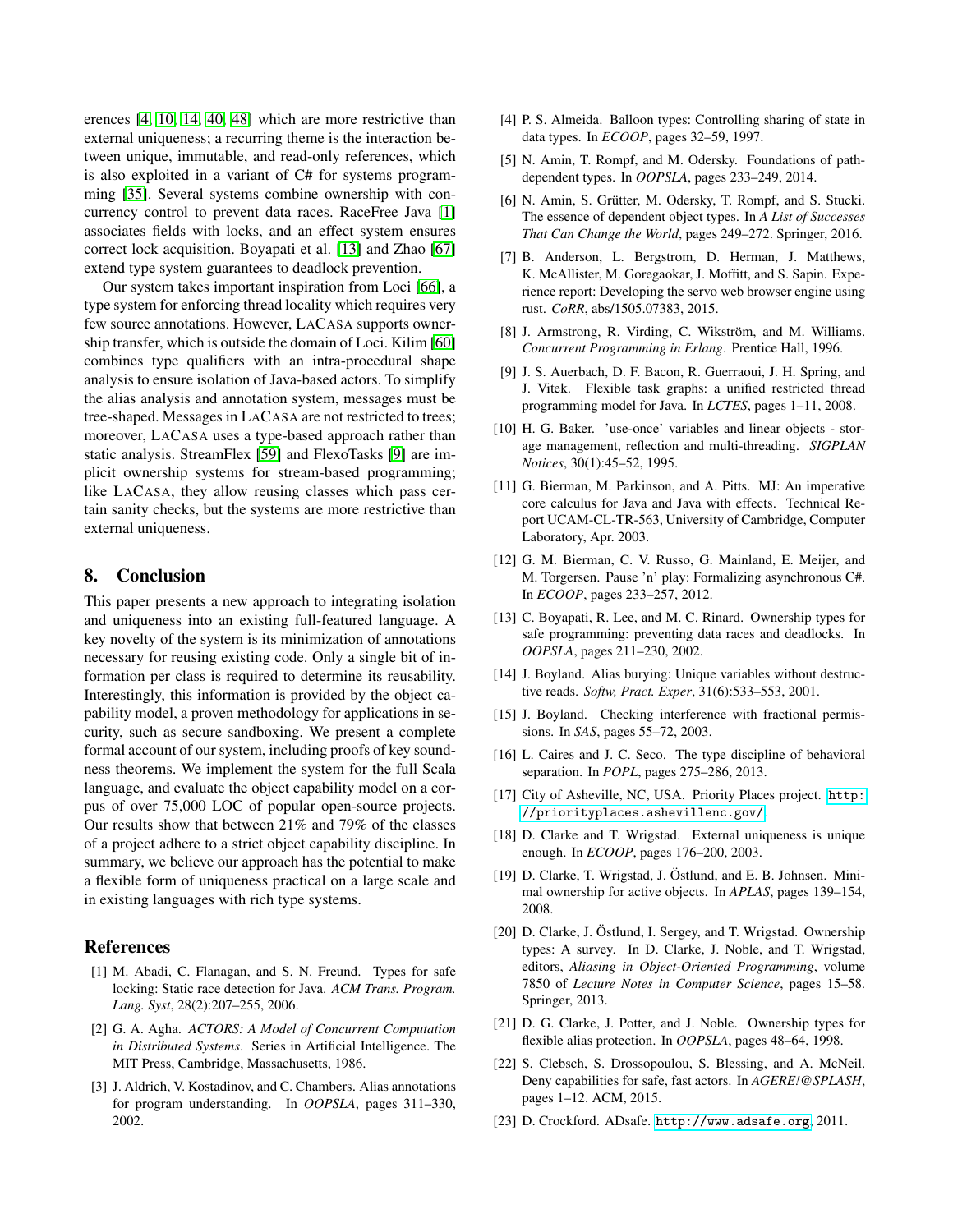erences [4, 10, 14, 40, 48] which are more restrictive than external uniqueness; a recurring theme is the interaction between unique, immutable, and read-only references, which is also exploited in a variant of C# for systems programming [35]. Several systems combine ownership with concurrency control to prevent data races. RaceFree Java [1] associates fields with locks, and an effect system ensures correct lock acquisition. Boyapati et al. [13] and Zhao [67] extend type system guarantees to deadlock prevention.

Our system takes important inspiration from Loci [66], a type system for enforcing thread locality which requires very few source annotations. However, LACASA supports ownership transfer, which is outside the domain of Loci. Kilim [60] combines type qualifiers with an intra-procedural shape analysis to ensure isolation of Java-based actors. To simplify the alias analysis and annotation system, messages must be tree-shaped. Messages in LACASA are not restricted to trees; moreover, LACASA uses a type-based approach rather than static analysis. StreamFlex [59] and FlexoTasks [9] are implicit ownership systems for stream-based programming; like LACASA, they allow reusing classes which pass certain sanity checks, but the systems are more restrictive than external uniqueness.

## 8. Conclusion

This paper presents a new approach to integrating isolation and uniqueness into an existing full-featured language. A key novelty of the system is its minimization of annotations necessary for reusing existing code. Only a single bit of information per class is required to determine its reusability. Interestingly, this information is provided by the object capability model, a proven methodology for applications in security, such as secure sandboxing. We present a complete formal account of our system, including proofs of key soundness theorems. We implement the system for the full Scala language, and evaluate the object capability model on a corpus of over 75,000 LOC of popular open-source projects. Our results show that between 21% and 79% of the classes of a project adhere to a strict object capability discipline. In summary, we believe our approach has the potential to make a flexible form of uniqueness practical on a large scale and in existing languages with rich type systems.

## References

[1] M. Abadi, C. Flanagan, and S. N. Freund. Types for safe locking: Static race detection for Java. *ACM Trans. Program. Lang. Syst*, 28(2):207–255, 2006.

[2] G. A. Agha. *ACTORS: A Model of Concurrent Computation in Distributed Systems*. Series in Artificial Intelligence. The MIT Press, Cambridge, Massachusetts, 1986.

[3] J. Aldrich, V. Kostadinov, and C. Chambers. Alias annotations for program understanding. In *OOPSLA*, pages 311–330, 2002.

[4] P. S. Almeida. Balloon types: Controlling sharing of state in data types. In *ECOOP*, pages 32–59, 1997.

[5] N. Amin, T. Rompf, and M. Odersky. Foundations of path-dependent types. In *OOPSLA*, pages 233–249, 2014.

[6] N. Amin, S. Grütter, M. Odersky, T. Rompf, and S. Stucki. The essence of dependent object types. In *A List of Successes That Can Change the World*, pages 249–272. Springer, 2016.

[7] B. Anderson, L. Bergstrom, D. Herman, J. Matthews, K. McAllister, M. Goregaokar, J. Moffitt, and S. Sapin. Experience report: Developing the servo web browser engine using rust. *CoRR*, abs/1505.07383, 2015.

[8] J. Armstrong, R. Virding, C. Wikström, and M. Williams. *Concurrent Programming in Erlang*. Prentice Hall, 1996.

[9] J. S. Auerbach, D. F. Bacon, R. Guerraoui, J. H. Spring, and J. Vitek. Flexible task graphs: a unified restricted thread programming model for Java. In *LCTES*, pages 1–11, 2008.

[10] H. G. Baker. 'use-once' variables and linear objects - storage management, reflection and multi-threading. *SIGPLAN Notices*, 30(1):45–52, 1995.

[11] G. Bierman, M. Parkinson, and A. Pitts. MJ: An imperative core calculus for Java and Java with effects. Technical Report UCAM-CL-TR-563, University of Cambridge, Computer Laboratory, Apr. 2003.

[12] G. M. Bierman, C. V. Russo, G. Mainland, E. Meijer, and M. Torgersen. Pause 'n' play: Formalizing asynchronous C#. In *ECOOP*, pages 233–257, 2012.

[13] C. Boyapati, R. Lee, and M. C. Rinard. Ownership types for safe programming: preventing data races and deadlocks. In *OOPSLA*, pages 211–230, 2002.

[14] J. Boyland. Alias burying: Unique variables without destructive reads. *Softw, Pract. Exper*, 31(6):533–553, 2001.

[15] J. Boyland. Checking interference with fractional permissions. In *SAS*, pages 55–72, 2003.

[16] L. Caires and J. C. Seco. The type discipline of behavioral separation. In *POPL*, pages 275–286, 2013.

[17] City of Asheville, NC, USA. Priority Places project. `http://priorityplaces.ashevillenc.gov/`.

[18] D. Clarke and T. Wrigstad. External uniqueness is unique enough. In *ECOOP*, pages 176–200, 2003.

[19] D. Clarke, T. Wrigstad, J. Östlund, and E. B. Johnsen. Minimal ownership for active objects. In *APLAS*, pages 139–154, 2008.

[20] D. Clarke, J. Östlund, I. Sergey, and T. Wrigstad. Ownership types: A survey. In D. Clarke, J. Noble, and T. Wrigstad, editors, *Aliasing in Object-Oriented Programming*, volume 7850 of *Lecture Notes in Computer Science*, pages 15–58. Springer, 2013.

[21] D. G. Clarke, J. Potter, and J. Noble. Ownership types for flexible alias protection. In *OOPSLA*, pages 48–64, 1998.

[22] S. Clebsch, S. Drossopoulou, S. Blessing, and A. McNeil. Deny capabilities for safe, fast actors. In *AGERE!@SPLASH*, pages 1–12. ACM, 2015.

[23] D. Crockford. ADsafe. `http://www.adsafe.org`, 2011.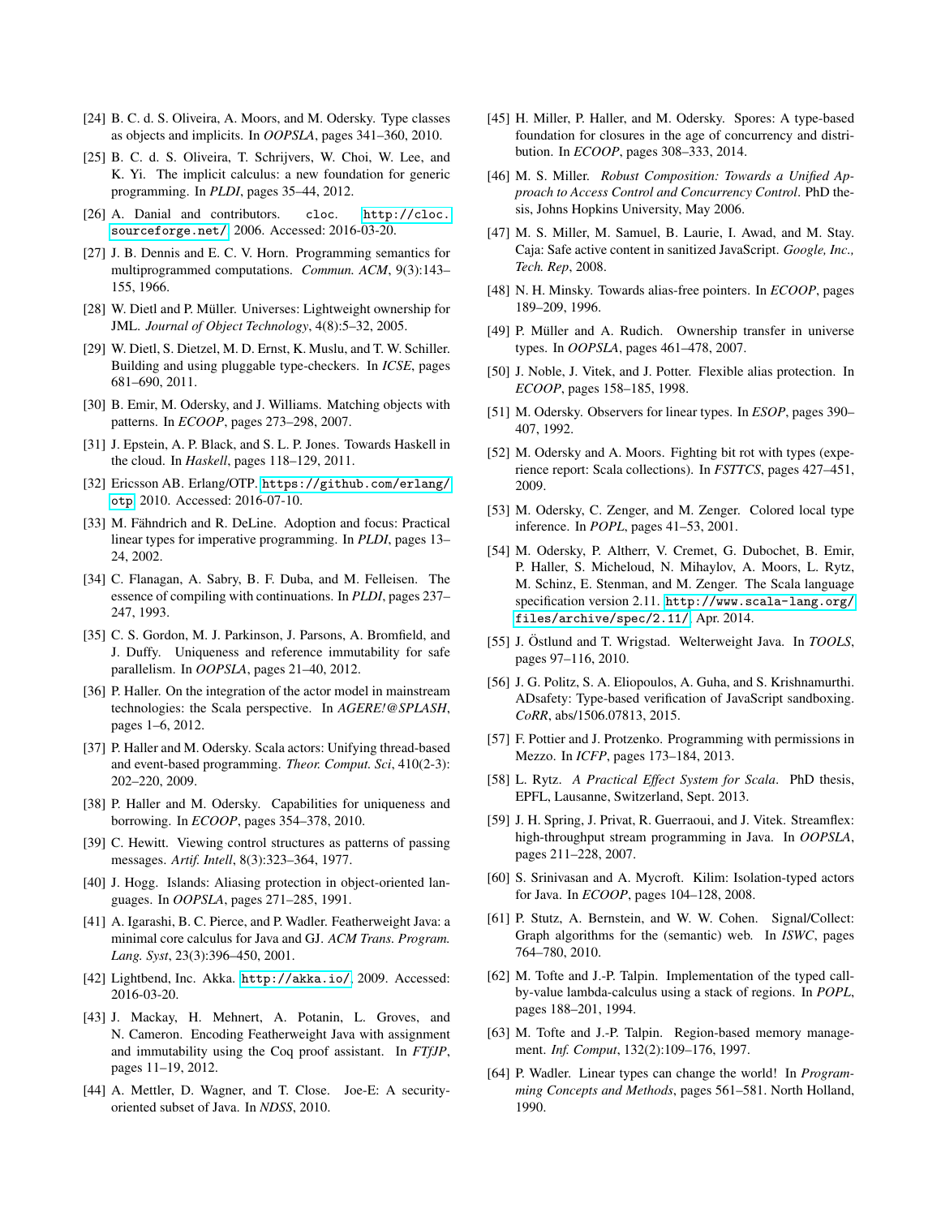[24] B. C. d. S. Oliveira, A. Moors, and M. Odersky. Type classes as objects and implicits. In *OOPSLA*, pages 341–360, 2010.

[25] B. C. d. S. Oliveira, T. Schrijvers, W. Choi, W. Lee, and K. Yi. The implicit calculus: a new foundation for generic programming. In *PLDI*, pages 35–44, 2012.

[26] A. Danial and contributors. cloc. http://cloc.sourceforge.net/, 2006. Accessed: 2016-03-20.

[27] J. B. Dennis and E. C. V. Horn. Programming semantics for multiprogrammed computations. *Commun. ACM*, 9(3):143–155, 1966.

[28] W. Dietl and P. Müller. Universes: Lightweight ownership for JML. *Journal of Object Technology*, 4(8):5–32, 2005.

[29] W. Dietl, S. Dietzel, M. D. Ernst, K. Muslu, and T. W. Schiller. Building and using pluggable type-checkers. In *ICSE*, pages 681–690, 2011.

[30] B. Emir, M. Odersky, and J. Williams. Matching objects with patterns. In *ECOOP*, pages 273–298, 2007.

[31] J. Epstein, A. P. Black, and S. L. P. Jones. Towards Haskell in the cloud. In *Haskell*, pages 118–129, 2011.

[32] Ericsson AB. Erlang/OTP. https://github.com/erlang/otp, 2010. Accessed: 2016-07-10.

[33] M. Fähndrich and R. DeLine. Adoption and focus: Practical linear types for imperative programming. In *PLDI*, pages 13–24, 2002.

[34] C. Flanagan, A. Sabry, B. F. Duba, and M. Felleisen. The essence of compiling with continuations. In *PLDI*, pages 237–247, 1993.

[35] C. S. Gordon, M. J. Parkinson, J. Parsons, A. Bromfield, and J. Duffy. Uniqueness and reference immutability for safe parallelism. In *OOPSLA*, pages 21–40, 2012.

[36] P. Haller. On the integration of the actor model in mainstream technologies: the Scala perspective. In *AGERE!@SPLASH*, pages 1–6, 2012.

[37] P. Haller and M. Odersky. Scala actors: Unifying thread-based and event-based programming. *Theor. Comput. Sci*, 410(2-3): 202–220, 2009.

[38] P. Haller and M. Odersky. Capabilities for uniqueness and borrowing. In *ECOOP*, pages 354–378, 2010.

[39] C. Hewitt. Viewing control structures as patterns of passing messages. *Artif. Intell*, 8(3):323–364, 1977.

[40] J. Hogg. Islands: Aliasing protection in object-oriented languages. In *OOPSLA*, pages 271–285, 1991.

[41] A. Igarashi, B. C. Pierce, and P. Wadler. Featherweight Java: a minimal core calculus for Java and GJ. *ACM Trans. Program. Lang. Syst*, 23(3):396–450, 2001.

[42] Lightbend, Inc. Akka. http://akka.io/, 2009. Accessed: 2016-03-20.

[43] J. Mackay, H. Mehnert, A. Potanin, L. Groves, and N. Cameron. Encoding Featherweight Java with assignment and immutability using the Coq proof assistant. In *FTfJP*, pages 11–19, 2012.

[44] A. Mettler, D. Wagner, and T. Close. Joe-E: A security-oriented subset of Java. In *NDSS*, 2010.

[45] H. Miller, P. Haller, and M. Odersky. Spores: A type-based foundation for closures in the age of concurrency and distribution. In *ECOOP*, pages 308–333, 2014.

[46] M. S. Miller. *Robust Composition: Towards a Unified Approach to Access Control and Concurrency Control*. PhD thesis, Johns Hopkins University, May 2006.

[47] M. S. Miller, M. Samuel, B. Laurie, I. Awad, and M. Stay. Caja: Safe active content in sanitized JavaScript. *Google, Inc., Tech. Rep*, 2008.

[48] N. H. Minsky. Towards alias-free pointers. In *ECOOP*, pages 189–209, 1996.

[49] P. Müller and A. Rudich. Ownership transfer in universe types. In *OOPSLA*, pages 461–478, 2007.

[50] J. Noble, J. Vitek, and J. Potter. Flexible alias protection. In *ECOOP*, pages 158–185, 1998.

[51] M. Odersky. Observers for linear types. In *ESOP*, pages 390–407, 1992.

[52] M. Odersky and A. Moors. Fighting bit rot with types (experience report: Scala collections). In *FSTTCS*, pages 427–451, 2009.

[53] M. Odersky, C. Zenger, and M. Zenger. Colored local type inference. In *POPL*, pages 41–53, 2001.

[54] M. Odersky, P. Altherr, V. Cremet, G. Dubochet, B. Emir, P. Haller, S. Micheloud, N. Mihaylov, A. Moors, L. Rytz, M. Schinz, E. Stenman, and M. Zenger. The Scala language specification version 2.11. http://www.scala-lang.org/files/archive/spec/2.11/, Apr. 2014.

[55] J. Östlund and T. Wrigstad. Welterweight Java. In *TOOLS*, pages 97–116, 2010.

[56] J. G. Politz, S. A. Eliopoulos, A. Guha, and S. Krishnamurthi. ADsafety: Type-based verification of JavaScript sandboxing. *CoRR*, abs/1506.07813, 2015.

[57] F. Pottier and J. Protzenko. Programming with permissions in Mezzo. In *ICFP*, pages 173–184, 2013.

[58] L. Rytz. *A Practical Effect System for Scala*. PhD thesis, EPFL, Lausanne, Switzerland, Sept. 2013.

[59] J. H. Spring, J. Privat, R. Guerraoui, and J. Vitek. Streamflex: high-throughput stream programming in Java. In *OOPSLA*, pages 211–228, 2007.

[60] S. Srinivasan and A. Mycroft. Kilim: Isolation-typed actors for Java. In *ECOOP*, pages 104–128, 2008.

[61] P. Stutz, A. Bernstein, and W. W. Cohen. Signal/Collect: Graph algorithms for the (semantic) web. In *ISWC*, pages 764–780, 2010.

[62] M. Tofte and J.-P. Talpin. Implementation of the typed call-by-value lambda-calculus using a stack of regions. In *POPL*, pages 188–201, 1994.

[63] M. Tofte and J.-P. Talpin. Region-based memory management. *Inf. Comput*, 132(2):109–176, 1997.

[64] P. Wadler. Linear types can change the world! In *Programming Concepts and Methods*, pages 561–581. North Holland, 1990.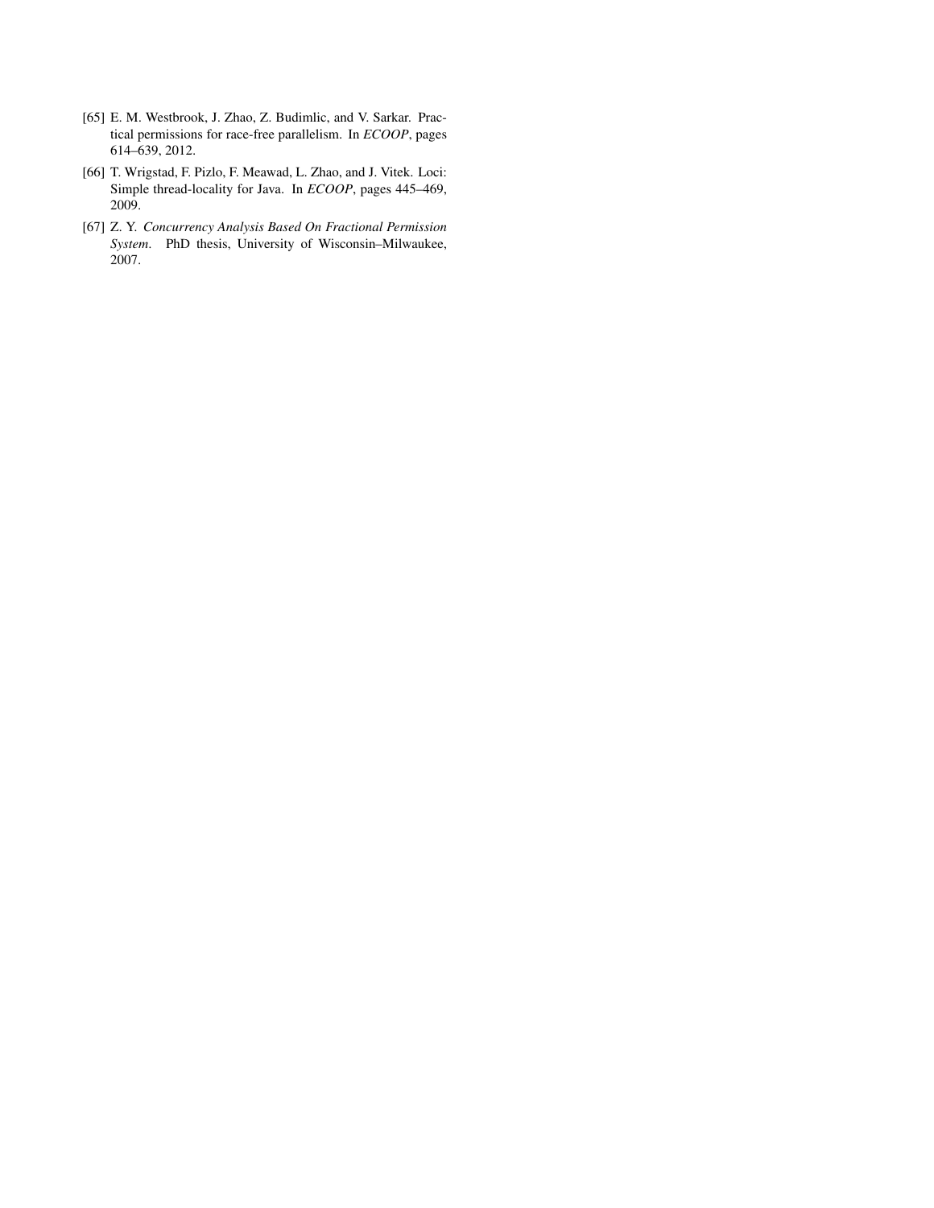[65] E. M. Westbrook, J. Zhao, Z. Budimlic, and V. Sarkar. Practical permissions for race-free parallelism. In *ECOOP*, pages 614–639, 2012.

[66] T. Wrigstad, F. Pizlo, F. Meawad, L. Zhao, and J. Vitek. Loci: Simple thread-locality for Java. In *ECOOP*, pages 445–469, 2009.

[67] Z. Y. *Concurrency Analysis Based On Fractional Permission System*. PhD thesis, University of Wisconsin–Milwaukee, 2007.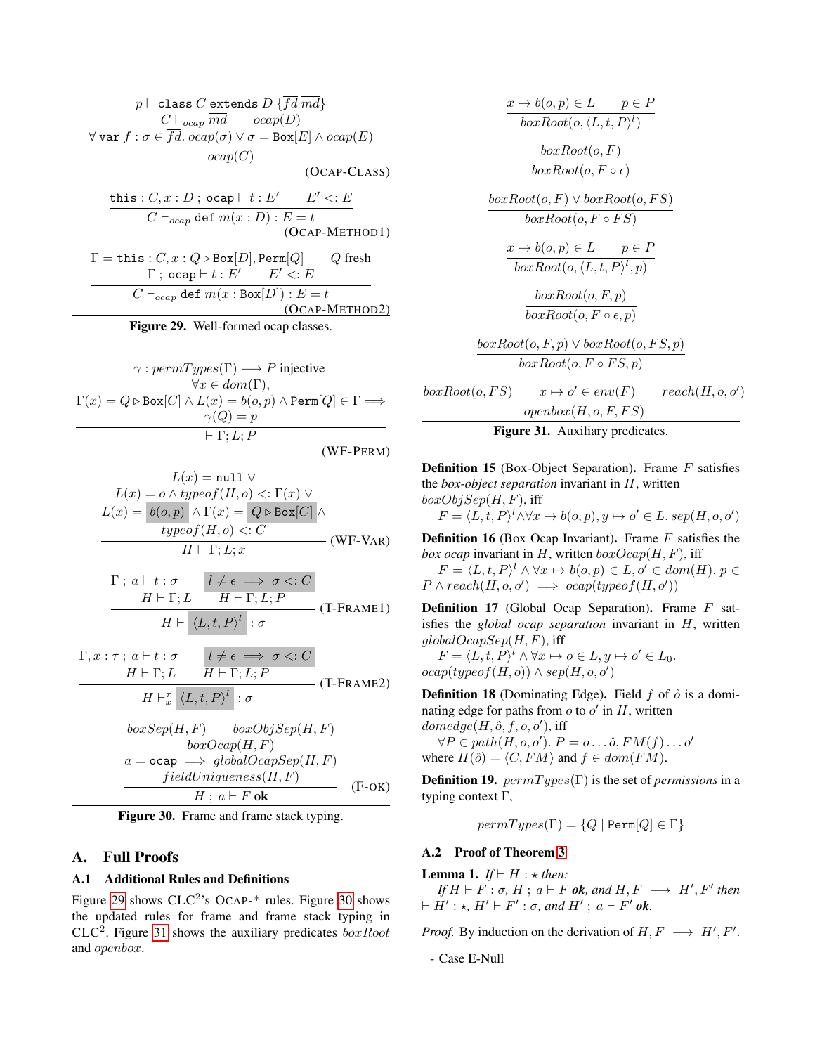$$\frac{\begin{array}{c} p \vdash \texttt{class}\ C\ \texttt{extends}\ D\ \{\overline{fd}\ \overline{md}\} \\ C \vdash_{ocap} \overline{md} \qquad ocap(D) \\ \forall\ \texttt{var}\ f : \sigma \in \overline{fd}.\ ocap(\sigma) \lor \sigma = \texttt{Box}[E] \land ocap(E) \end{array}}{ocap(C)} \quad \text{(OCAP-CLASS)}$$

$$\frac{\texttt{this} : C, x : D\ ;\ \texttt{ocap} \vdash t : E' \qquad E' <: E}{C \vdash_{ocap} \texttt{def}\ m(x : D) : E = t} \quad \text{(OCAP-METHOD1)}$$

$$\frac{\begin{array}{c} \Gamma = \texttt{this} : C, x : Q \triangleright \texttt{Box}[D], \texttt{Perm}[Q] \qquad Q \text{ fresh} \\ \Gamma\ ;\ \texttt{ocap} \vdash t : E' \qquad E' <: E \end{array}}{C \vdash_{ocap} \texttt{def}\ m(x : \texttt{Box}[D]) : E = t} \quad \text{(OCAP-METHOD2)}$$

**Figure 29.** Well-formed ocap classes.

$$\frac{\begin{array}{c} \gamma : permTypes(\Gamma) \longrightarrow P \text{ injective} \\ \forall x \in dom(\Gamma), \\ \Gamma(x) = Q \triangleright \texttt{Box}[C] \land L(x) = b(o,p) \land \texttt{Perm}[Q] \in \Gamma \implies \\ \gamma(Q) = p \end{array}}{\vdash \Gamma; L; P} \quad \text{(WF-PERM)}$$

$$\frac{\begin{array}{c} L(x) = \texttt{null} \lor \\ L(x) = o \land typeof(H,o) <: \Gamma(x) \lor \\ L(x) = b(o,p) \land \Gamma(x) = Q \triangleright \texttt{Box}[C] \land \\ typeof(H,o) <: C \end{array}}{H \vdash \Gamma; L; x} \quad \text{(WF-VAR)}$$

$$\frac{\begin{array}{c} \Gamma\ ;\ a \vdash t : \sigma \qquad l \neq \epsilon \implies \sigma <: C \\ H \vdash \Gamma; L \qquad H \vdash \Gamma; L; P \end{array}}{H \vdash \langle L, t, P\rangle^{l} : \sigma} \quad \text{(T-FRAME1)}$$

$$\frac{\begin{array}{c} \Gamma, x : \tau\ ;\ a \vdash t : \sigma \qquad l \neq \epsilon \implies \sigma <: C \\ H \vdash \Gamma; L \qquad H \vdash \Gamma; L; P \end{array}}{H \vdash^{\tau}_{x} \langle L, t, P\rangle^{l} : \sigma} \quad \text{(T-FRAME2)}$$

$$\frac{\begin{array}{c} boxSep(H,F) \qquad boxObjSep(H,F) \\ boxOcap(H,F) \\ a = \texttt{ocap} \implies globalOcapSep(H,F) \\ fieldUniqueness(H,F) \end{array}}{H\ ;\ a \vdash F\ \textbf{ok}} \quad \text{(F-OK)}$$

**Figure 30.** Frame and frame stack typing.

## A. Full Proofs

### A.1 Additional Rules and Definitions

Figure 29 shows CLC[2]'s OCAP-* rules. Figure 30 shows the updated rules for frame and frame stack typing in CLC[2]. Figure 31 shows the auxiliary predicates *boxRoot* and *openbox*.

$$\frac{x \mapsto b(o,p) \in L \qquad p \in P}{boxRoot(o, \langle L, t, P\rangle^{l})}$$

$$\frac{boxRoot(o,F)}{boxRoot(o, F \circ \epsilon)}$$

$$\frac{boxRoot(o,F) \lor boxRoot(o,FS)}{boxRoot(o, F \circ FS)}$$

$$\frac{x \mapsto b(o,p) \in L \qquad p \in P}{boxRoot(o, \langle L, t, P\rangle^{l}, p)}$$

$$\frac{boxRoot(o,F,p)}{boxRoot(o, F \circ \epsilon, p)}$$

$$\frac{boxRoot(o,F,p) \lor boxRoot(o,FS,p)}{boxRoot(o, F \circ FS, p)}$$

$$\frac{boxRoot(o,FS) \qquad x \mapsto o' \in env(F) \qquad reach(H,o,o')}{openbox(H,o,F,FS)}$$

**Figure 31.** Auxiliary predicates.

**Definition 15** (Box-Object Separation)**.** Frame $F$ satisfies the *box-object separation* invariant in $H$, written $boxObjSep(H,F)$, iff
$F = \langle L, t, P\rangle^{l} \land \forall x \mapsto b(o,p), y \mapsto o' \in L.\ sep(H,o,o')$

**Definition 16** (Box Ocap Invariant)**.** Frame $F$ satisfies the *box ocap* invariant in $H$, written $boxOcap(H,F)$, iff
$F = \langle L, t, P\rangle^{l} \land \forall x \mapsto b(o,p) \in L, o' \in dom(H).\ p \in P \land reach(H,o,o') \implies ocap(typeof(H,o'))$

**Definition 17** (Global Ocap Separation)**.** Frame $F$ satisfies the *global ocap separation* invariant in $H$, written $globalOcapSep(H,F)$, iff
$F = \langle L, t, P\rangle^{l} \land \forall x \mapsto o \in L, y \mapsto o' \in L_0.\ ocap(typeof(H,o)) \land sep(H,o,o')$

**Definition 18** (Dominating Edge)**.** Field $f$ of $\hat{o}$ is a dominating edge for paths from $o$ to $o'$ in $H$, written $domedge(H,\hat{o},f,o,o')$, iff
$\forall P \in path(H,o,o').\ P = o \ldots \hat{o}, FM(f) \ldots o'$
where $H(\hat{o}) = \langle C, FM\rangle$ and $f \in dom(FM)$.

**Definition 19.** $permTypes(\Gamma)$ is the set of *permissions* in a typing context $\Gamma$,

$$permTypes(\Gamma) = \{Q \mid \texttt{Perm}[Q] \in \Gamma\}$$

### A.2 Proof of Theorem 3

**Lemma 1.** *If* $\vdash H : \star$ *then:*
*If* $H \vdash F : \sigma$*,* $H\ ;\ a \vdash F$ ***ok****, and* $H, F \longrightarrow H', F'$ *then* $\vdash H' : \star$*,* $H' \vdash F' : \sigma$*, and* $H'\ ;\ a \vdash F'$ ***ok****.*

*Proof.* By induction on the derivation of $H, F \longrightarrow H', F'$.

- Case E-Null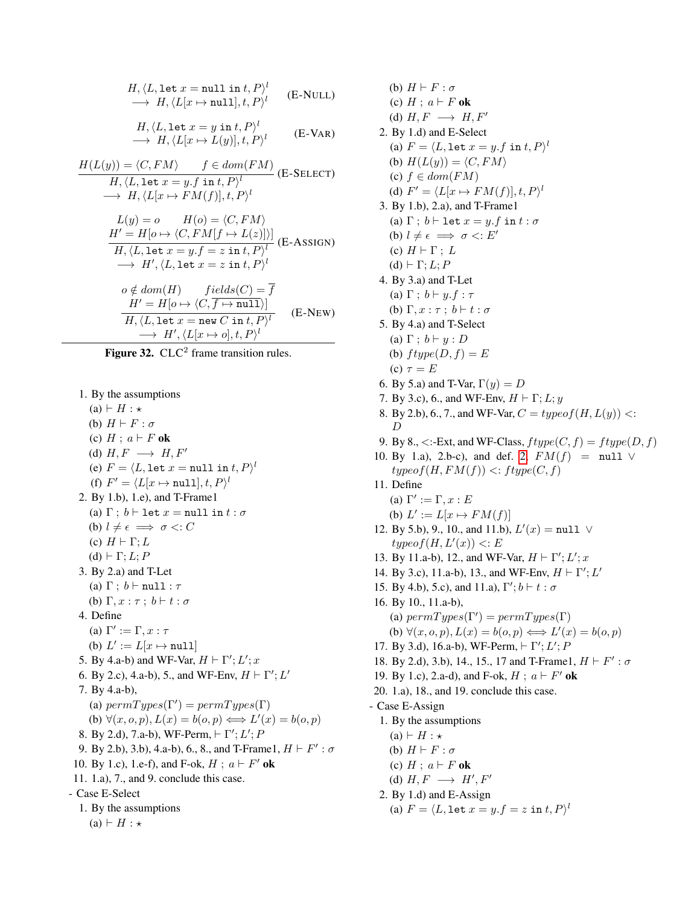$$\frac{}{\begin{array}{c}H, \langle L, \texttt{let}\ x = \texttt{null in}\ t, P\rangle^l \\ \longrightarrow\ H, \langle L[x \mapsto \texttt{null}], t, P\rangle^l\end{array}} \quad \text{(E-NULL)}$$

$$\frac{}{\begin{array}{c}H, \langle L, \texttt{let}\ x = y\ \texttt{in}\ t, P\rangle^l \\ \longrightarrow\ H, \langle L[x \mapsto L(y)], t, P\rangle^l\end{array}} \quad \text{(E-VAR)}$$

$$\frac{H(L(y)) = \langle C, FM\rangle \qquad f \in dom(FM)}{\begin{array}{c}H, \langle L, \texttt{let}\ x = y.f\ \texttt{in}\ t, P\rangle^l \\ \longrightarrow\ H, \langle L[x \mapsto FM(f)], t, P\rangle^l\end{array}} \quad \text{(E-SELECT)}$$

$$\frac{\begin{array}{c}L(y) = o \qquad H(o) = \langle C, FM\rangle \\ H' = H[o \mapsto \langle C, FM[f \mapsto L(z)]\rangle]\end{array}}{\begin{array}{c}H, \langle L, \texttt{let}\ x = y.f = z\ \texttt{in}\ t, P\rangle^l \\ \longrightarrow\ H', \langle L, \texttt{let}\ x = z\ \texttt{in}\ t, P\rangle^l\end{array}} \quad \text{(E-ASSIGN)}$$

$$\frac{\begin{array}{c}o \notin dom(H) \qquad fields(C) = \overline{f} \\ H' = H[o \mapsto \langle C, \overline{f \mapsto \texttt{null}}\rangle]\end{array}}{\begin{array}{c}H, \langle L, \texttt{let}\ x = \texttt{new}\ C\ \texttt{in}\ t, P\rangle^l \\ \longrightarrow\ H', \langle L[x \mapsto o], t, P\rangle^l\end{array}} \quad \text{(E-NEW)}$$

**Figure 32.** $\text{CLC}^2$ frame transition rules.

1. By the assumptions
   (a) $\vdash H : \star$
   (b) $H \vdash F : \sigma$
   (c) $H\ ;\ a \vdash F$ **ok**
   (d) $H, F\ \longrightarrow\ H, F'$
   (e) $F = \langle L, \texttt{let}\ x = \texttt{null in}\ t, P\rangle^l$
   (f) $F' = \langle L[x \mapsto \texttt{null}], t, P\rangle^l$
2. By 1.b), 1.e), and T-Frame1
   (a) $\Gamma\ ;\ b \vdash \texttt{let}\ x = \texttt{null in}\ t : \sigma$
   (b) $l \neq \epsilon \implies \sigma <: C$
   (c) $H \vdash \Gamma; L$
   (d) $\vdash \Gamma; L; P$
3. By 2.a) and T-Let
   (a) $\Gamma\ ;\ b \vdash \texttt{null} : \tau$
   (b) $\Gamma, x : \tau\ ;\ b \vdash t : \sigma$
4. Define
   (a) $\Gamma' := \Gamma, x : \tau$
   (b) $L' := L[x \mapsto \texttt{null}]$
5. By 4.a-b) and WF-Var, $H \vdash \Gamma'; L'; x$
6. By 2.c), 4.a-b), 5., and WF-Env, $H \vdash \Gamma'; L'$
7. By 4.a-b),
   (a) $permTypes(\Gamma') = permTypes(\Gamma)$
   (b) $\forall (x, o, p), L(x) = b(o, p) \iff L'(x) = b(o, p)$
8. By 2.d), 7.a-b), WF-Perm, $\vdash \Gamma'; L'; P$
9. By 2.b), 3.b), 4.a-b), 6., 8., and T-Frame1, $H \vdash F' : \sigma$
10. By 1.c), 1.e-f), and F-ok, $H\ ;\ a \vdash F'$ **ok**
11. 1.a), 7., and 9. conclude this case.

- Case E-Select
  1. By the assumptions
     (a) $\vdash H : \star$
     (b) $H \vdash F : \sigma$
     (c) $H\ ;\ a \vdash F$ **ok**
     (d) $H, F\ \longrightarrow\ H, F'$
  2. By 1.d) and E-Select
     (a) $F = \langle L, \texttt{let}\ x = y.f\ \texttt{in}\ t, P\rangle^l$
     (b) $H(L(y)) = \langle C, FM\rangle$
     (c) $f \in dom(FM)$
     (d) $F' = \langle L[x \mapsto FM(f)], t, P\rangle^l$
  3. By 1.b), 2.a), and T-Frame1
     (a) $\Gamma\ ;\ b \vdash \texttt{let}\ x = y.f\ \texttt{in}\ t : \sigma$
     (b) $l \neq \epsilon \implies \sigma <: E'$
     (c) $H \vdash \Gamma\ ;\ L$
     (d) $\vdash \Gamma; L; P$
  4. By 3.a) and T-Let
     (a) $\Gamma\ ;\ b \vdash y.f : \tau$
     (b) $\Gamma, x : \tau\ ;\ b \vdash t : \sigma$
  5. By 4.a) and T-Select
     (a) $\Gamma\ ;\ b \vdash y : D$
     (b) $ftype(D, f) = E$
     (c) $\tau = E$
  6. By 5.a) and T-Var, $\Gamma(y) = D$
  7. By 3.c), 6., and WF-Env, $H \vdash \Gamma; L; y$
  8. By 2.b), 6., 7., and WF-Var, $C = typeof(H, L(y)) <: D$
  9. By 8., <:-Ext, and WF-Class, $ftype(C, f) = ftype(D, f)$
  10. By 1.a), 2.b-c), and def. 2, $FM(f) = \texttt{null} \lor typeof(H, FM(f)) <: ftype(C, f)$
  11. Define
      (a) $\Gamma' := \Gamma, x : E$
      (b) $L' := L[x \mapsto FM(f)]$
  12. By 5.b), 9., 10., and 11.b), $L'(x) = \texttt{null} \lor typeof(H, L'(x)) <: E$
  13. By 11.a-b), 12., and WF-Var, $H \vdash \Gamma'; L'; x$
  14. By 3.c), 11.a-b), 13., and WF-Env, $H \vdash \Gamma'; L'$
  15. By 4.b), 5.c), and 11.a), $\Gamma'; b \vdash t : \sigma$
  16. By 10., 11.a-b),
      (a) $permTypes(\Gamma') = permTypes(\Gamma)$
      (b) $\forall (x, o, p), L(x) = b(o, p) \iff L'(x) = b(o, p)$
  17. By 3.d), 16.a-b), WF-Perm, $\vdash \Gamma'; L'; P$
  18. By 2.d), 3.b), 14., 15., 17 and T-Frame1, $H \vdash F' : \sigma$
  19. By 1.c), 2.a-d), and F-ok, $H\ ;\ a \vdash F'$ **ok**
  20. 1.a), 18., and 19. conclude this case.

- Case E-Assign
  1. By the assumptions
     (a) $\vdash H : \star$
     (b) $H \vdash F : \sigma$
     (c) $H\ ;\ a \vdash F$ **ok**
     (d) $H, F\ \longrightarrow\ H', F'$
  2. By 1.d) and E-Assign
     (a) $F = \langle L, \texttt{let}\ x = y.f = z\ \texttt{in}\ t, P\rangle^l$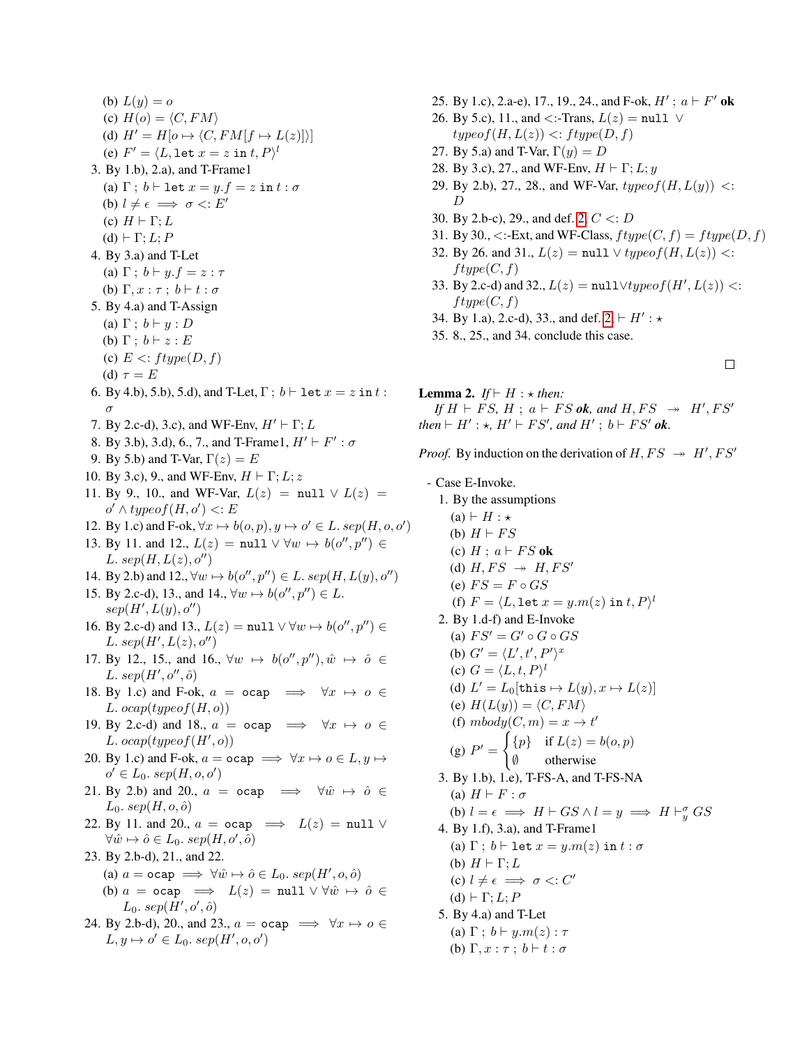(b) $L(y) = o$
(c) $H(o) = \langle C, FM \rangle$
(d) $H' = H[o \mapsto \langle C, FM[f \mapsto L(z)] \rangle]$
(e) $F' = \langle L, \texttt{let}\ x = z\ \texttt{in}\ t, P \rangle^l$

3. By 1.b), 2.a), and T-Frame1
   (a) $\Gamma\ ;\ b \vdash \texttt{let}\ x = y.f = z\ \texttt{in}\ t : \sigma$
   (b) $l \neq \epsilon \implies \sigma <: E'$
   (c) $H \vdash \Gamma; L$
   (d) $\vdash \Gamma; L; P$
4. By 3.a) and T-Let
   (a) $\Gamma\ ;\ b \vdash y.f = z : \tau$
   (b) $\Gamma, x : \tau\ ;\ b \vdash t : \sigma$
5. By 4.a) and T-Assign
   (a) $\Gamma\ ;\ b \vdash y : D$
   (b) $\Gamma\ ;\ b \vdash z : E$
   (c) $E <: ftype(D, f)$
   (d) $\tau = E$
6. By 4.b), 5.b), 5.d), and T-Let, $\Gamma\ ;\ b \vdash \texttt{let}\ x = z\ \texttt{in}\ t : \sigma$
7. By 2.c-d), 3.c), and WF-Env, $H' \vdash \Gamma; L$
8. By 3.b), 3.d), 6., 7., and T-Frame1, $H' \vdash F' : \sigma$
9. By 5.b) and T-Var, $\Gamma(z) = E$
10. By 3.c), 9., and WF-Env, $H \vdash \Gamma; L; z$
11. By 9., 10., and WF-Var, $L(z) = \texttt{null} \lor L(z) = o' \land typeof(H, o') <: E$
12. By 1.c) and F-ok, $\forall x \mapsto b(o, p), y \mapsto o' \in L.\ sep(H, o, o')$
13. By 11. and 12., $L(z) = \texttt{null} \lor \forall w \mapsto b(o'', p'') \in L.\ sep(H, L(z), o'')$
14. By 2.b) and 12., $\forall w \mapsto b(o'', p'') \in L.\ sep(H, L(y), o'')$
15. By 2.c-d), 13., and 14., $\forall w \mapsto b(o'', p'') \in L.\ sep(H', L(y), o'')$
16. By 2.c-d) and 13., $L(z) = \texttt{null} \lor \forall w \mapsto b(o'', p'') \in L.\ sep(H', L(z), o'')$
17. By 12., 15., and 16., $\forall w \mapsto b(o'', p''), \hat{w} \mapsto \hat{o} \in L.\ sep(H', o'', \hat{o})$
18. By 1.c) and F-ok, $a = \texttt{ocap} \implies \forall x \mapsto o \in L.\ ocap(typeof(H, o))$
19. By 2.c-d) and 18., $a = \texttt{ocap} \implies \forall x \mapsto o \in L.\ ocap(typeof(H', o))$
20. By 1.c) and F-ok, $a = \texttt{ocap} \implies \forall x \mapsto o \in L, y \mapsto o' \in L_0.\ sep(H, o, o')$
21. By 2.b) and 20., $a = \texttt{ocap} \implies \forall \hat{w} \mapsto \hat{o} \in L_0.\ sep(H, o, \hat{o})$
22. By 11. and 20., $a = \texttt{ocap} \implies L(z) = \texttt{null} \lor \forall \hat{w} \mapsto \hat{o} \in L_0.\ sep(H, o', \hat{o})$
23. By 2.b-d), 21., and 22.
    (a) $a = \texttt{ocap} \implies \forall \hat{w} \mapsto \hat{o} \in L_0.\ sep(H', o, \hat{o})$
    (b) $a = \texttt{ocap} \implies L(z) = \texttt{null} \lor \forall \hat{w} \mapsto \hat{o} \in L_0.\ sep(H', o', \hat{o})$
24. By 2.b-d), 20., and 23., $a = \texttt{ocap} \implies \forall x \mapsto o \in L, y \mapsto o' \in L_0.\ sep(H', o, o')$
25. By 1.c), 2.a-e), 17., 19., 24., and F-ok, $H'\ ;\ a \vdash F'$ **ok**
26. By 5.c), 11., and <:-Trans, $L(z) = \texttt{null} \lor typeof(H, L(z)) <: ftype(D, f)$
27. By 5.a) and T-Var, $\Gamma(y) = D$
28. By 3.c), 27., and WF-Env, $H \vdash \Gamma; L; y$
29. By 2.b), 27., 28., and WF-Var, $typeof(H, L(y)) <: D$
30. By 2.b-c), 29., and def. 2, $C <: D$
31. By 30., <:-Ext, and WF-Class, $ftype(C, f) = ftype(D, f)$
32. By 26. and 31., $L(z) = \texttt{null} \lor typeof(H, L(z)) <: ftype(C, f)$
33. By 2.c-d) and 32., $L(z) = \texttt{null} \lor typeof(H', L(z)) <: ftype(C, f)$
34. By 1.a), 2.c-d), 33., and def. 2, $\vdash H' : \star$
35. 8., 25., and 34. conclude this case.

□

**Lemma 2.** *If* $\vdash H : \star$ *then:*
*If* $H \vdash FS$, $H\ ;\ a \vdash FS$ ***ok****, and* $H, FS \twoheadrightarrow H', FS'$ *then* $\vdash H' : \star$, $H' \vdash FS'$*, and* $H'\ ;\ b \vdash FS'$ ***ok****.*

*Proof.* By induction on the derivation of $H, FS \twoheadrightarrow H', FS'$

- Case E-Invoke.
  1. By the assumptions
     (a) $\vdash H : \star$
     (b) $H \vdash FS$
     (c) $H\ ;\ a \vdash FS$ **ok**
     (d) $H, FS \twoheadrightarrow H, FS'$
     (e) $FS = F \circ GS$
     (f) $F = \langle L, \texttt{let}\ x = y.m(z)\ \texttt{in}\ t, P \rangle^l$
  2. By 1.d-f) and E-Invoke
     (a) $FS' = G' \circ G \circ GS$
     (b) $G' = \langle L', t', P' \rangle^x$
     (c) $G = \langle L, t, P \rangle^l$
     (d) $L' = L_0[\texttt{this} \mapsto L(y), x \mapsto L(z)]$
     (e) $H(L(y)) = \langle C, FM \rangle$
     (f) $mbody(C, m) = x \to t'$
     (g) $P' = \begin{cases} \{p\} & \text{if } L(z) = b(o, p) \\ \emptyset & \text{otherwise} \end{cases}$
  3. By 1.b), 1.e), T-FS-A, and T-FS-NA
     (a) $H \vdash F : \sigma$
     (b) $l = \epsilon \implies H \vdash GS \land l = y \implies H \vdash^{\sigma}_{y} GS$
  4. By 1.f), 3.a), and T-Frame1
     (a) $\Gamma\ ;\ b \vdash \texttt{let}\ x = y.m(z)\ \texttt{in}\ t : \sigma$
     (b) $H \vdash \Gamma; L$
     (c) $l \neq \epsilon \implies \sigma <: C'$
     (d) $\vdash \Gamma; L; P$
  5. By 4.a) and T-Let
     (a) $\Gamma\ ;\ b \vdash y.m(z) : \tau$
     (b) $\Gamma, x : \tau\ ;\ b \vdash t : \sigma$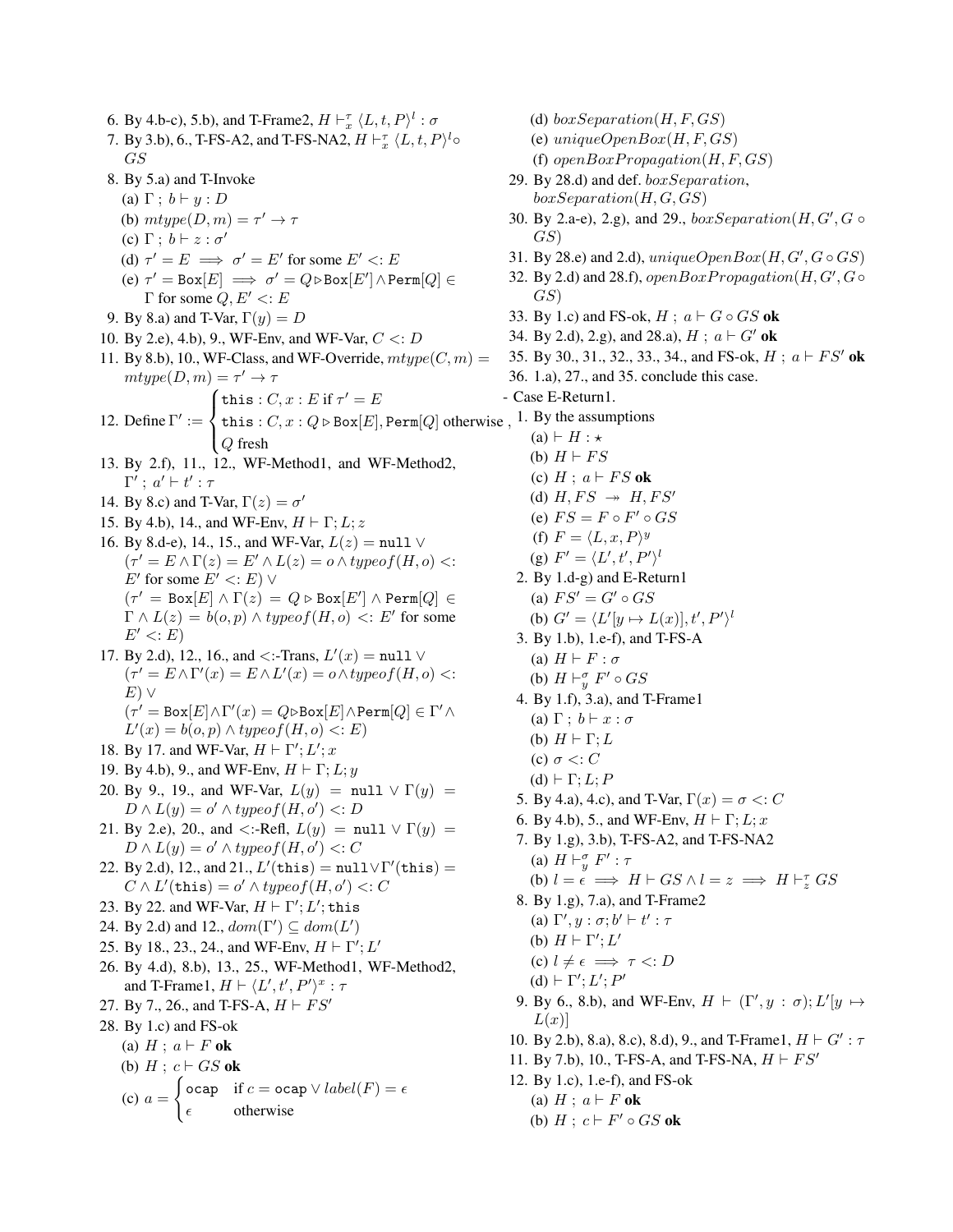6. By 4.b-c), 5.b), and T-Frame2, $H \vdash^{\tau}_{x} \langle L, t, P \rangle^{l} : \sigma$
7. By 3.b), 6., T-FS-A2, and T-FS-NA2, $H \vdash^{\tau}_{x} \langle L, t, P \rangle^{l} \circ GS$
8. By 5.a) and T-Invoke
   (a) $\Gamma \; ; \; b \vdash y : D$
   (b) $mtype(D, m) = \tau' \to \tau$
   (c) $\Gamma \; ; \; b \vdash z : \sigma'$
   (d) $\tau' = E \implies \sigma' = E'$ for some $E' <: E$
   (e) $\tau' = \texttt{Box}[E] \implies \sigma' = Q \triangleright \texttt{Box}[E'] \wedge \texttt{Perm}[Q] \in \Gamma$ for some $Q, E' <: E$
9. By 8.a) and T-Var, $\Gamma(y) = D$
10. By 2.e), 4.b), 9., WF-Env, and WF-Var, $C <: D$
11. By 8.b), 10., WF-Class, and WF-Override, $mtype(C, m) = mtype(D, m) = \tau' \to \tau$
12. Define $\Gamma' := \begin{cases} \texttt{this} : C, x : E \text{ if } \tau' = E \\ \texttt{this} : C, x : Q \triangleright \texttt{Box}[E], \texttt{Perm}[Q] \text{ otherwise} \\ Q \text{ fresh} \end{cases}$,
13. By 2.f), 11., 12., WF-Method1, and WF-Method2, $\Gamma' \; ; \; a' \vdash t' : \tau$
14. By 8.c) and T-Var, $\Gamma(z) = \sigma'$
15. By 4.b), 14., and WF-Env, $H \vdash \Gamma; L; z$
16. By 8.d-e), 14., 15., and WF-Var, $L(z) = \texttt{null} \vee (\tau' = E \wedge \Gamma(z) = E' \wedge L(z) = o \wedge typeof(H, o) <: E'$ for some $E' <: E) \vee (\tau' = \texttt{Box}[E] \wedge \Gamma(z) = Q \triangleright \texttt{Box}[E'] \wedge \texttt{Perm}[Q] \in \Gamma \wedge L(z) = b(o, p) \wedge typeof(H, o) <: E'$ for some $E' <: E$)
17. By 2.d), 12., 16., and <:-Trans, $L'(x) = \texttt{null} \vee (\tau' = E \wedge \Gamma'(x) = E \wedge L'(x) = o \wedge typeof(H, o) <: E) \vee (\tau' = \texttt{Box}[E] \wedge \Gamma'(x) = Q \triangleright \texttt{Box}[E] \wedge \texttt{Perm}[Q] \in \Gamma' \wedge L'(x) = b(o, p) \wedge typeof(H, o) <: E)$
18. By 17. and WF-Var, $H \vdash \Gamma'; L'; x$
19. By 4.b), 9., and WF-Env, $H \vdash \Gamma; L; y$
20. By 9., 19., and WF-Var, $L(y) = \texttt{null} \vee \Gamma(y) = D \wedge L(y) = o' \wedge typeof(H, o') <: D$
21. By 2.e), 20., and <:-Refl, $L(y) = \texttt{null} \vee \Gamma(y) = D \wedge L(y) = o' \wedge typeof(H, o') <: C$
22. By 2.d), 12., and 21., $L'(\texttt{this}) = \texttt{null} \vee \Gamma'(\texttt{this}) = C \wedge L'(\texttt{this}) = o' \wedge typeof(H, o') <: C$
23. By 22. and WF-Var, $H \vdash \Gamma'; L'; \texttt{this}$
24. By 2.d) and 12., $dom(\Gamma') \subseteq dom(L')$
25. By 18., 23., 24., and WF-Env, $H \vdash \Gamma'; L'$
26. By 4.d), 8.b), 13., 25., WF-Method1, WF-Method2, and T-Frame1, $H \vdash \langle L', t', P' \rangle^{x} : \tau$
27. By 7., 26., and T-FS-A, $H \vdash FS'$
28. By 1.c) and FS-ok
   (a) $H \; ; \; a \vdash F$ **ok**
   (b) $H \; ; \; c \vdash GS$ **ok**
   (c) $a = \begin{cases} \texttt{ocap} & \text{if } c = \texttt{ocap} \vee label(F) = \epsilon \\ \epsilon & \text{otherwise} \end{cases}$
   (d) $boxSeparation(H, F, GS)$
   (e) $uniqueOpenBox(H, F, GS)$
   (f) $openBoxPropagation(H, F, GS)$
29. By 28.d) and def. $boxSeparation$, $boxSeparation(H, G, GS)$
30. By 2.a-e), 2.g), and 29., $boxSeparation(H, G', G \circ GS)$
31. By 28.e) and 2.d), $uniqueOpenBox(H, G', G \circ GS)$
32. By 2.d) and 28.f), $openBoxPropagation(H, G', G \circ GS)$
33. By 1.c) and FS-ok, $H \; ; \; a \vdash G \circ GS$ **ok**
34. By 2.d), 2.g), and 28.a), $H \; ; \; a \vdash G'$ **ok**
35. By 30., 31., 32., 33., 34., and FS-ok, $H \; ; \; a \vdash FS'$ **ok**
36. 1.a), 27., and 35. conclude this case.

- Case E-Return1.
1. By the assumptions
   (a) $\vdash H : \star$
   (b) $H \vdash FS$
   (c) $H \; ; \; a \vdash FS$ **ok**
   (d) $H, FS \twoheadrightarrow H, FS'$
   (e) $FS = F \circ F' \circ GS$
   (f) $F = \langle L, x, P \rangle^{y}$
   (g) $F' = \langle L', t', P' \rangle^{l}$
2. By 1.d-g) and E-Return1
   (a) $FS' = G' \circ GS$
   (b) $G' = \langle L'[y \mapsto L(x)], t', P' \rangle^{l}$
3. By 1.b), 1.e-f), and T-FS-A
   (a) $H \vdash F : \sigma$
   (b) $H \vdash^{\sigma}_{y} F' \circ GS$
4. By 1.f), 3.a), and T-Frame1
   (a) $\Gamma \; ; \; b \vdash x : \sigma$
   (b) $H \vdash \Gamma; L$
   (c) $\sigma <: C$
   (d) $\vdash \Gamma; L; P$
5. By 4.a), 4.c), and T-Var, $\Gamma(x) = \sigma <: C$
6. By 4.b), 5., and WF-Env, $H \vdash \Gamma; L; x$
7. By 1.g), 3.b), T-FS-A2, and T-FS-NA2
   (a) $H \vdash^{\sigma}_{y} F' : \tau$
   (b) $l = \epsilon \implies H \vdash GS \wedge l = z \implies H \vdash^{\tau}_{z} GS$
8. By 1.g), 7.a), and T-Frame2
   (a) $\Gamma', y : \sigma; b' \vdash t' : \tau$
   (b) $H \vdash \Gamma'; L'$
   (c) $l \neq \epsilon \implies \tau <: D$
   (d) $\vdash \Gamma'; L'; P'$
9. By 6., 8.b), and WF-Env, $H \vdash (\Gamma', y : \sigma); L'[y \mapsto L(x)]$
10. By 2.b), 8.a), 8.c), 8.d), 9., and T-Frame1, $H \vdash G' : \tau$
11. By 7.b), 10., T-FS-A, and T-FS-NA, $H \vdash FS'$
12. By 1.c), 1.e-f), and FS-ok
   (a) $H \; ; \; a \vdash F$ **ok**
   (b) $H \; ; \; c \vdash F' \circ GS$ **ok**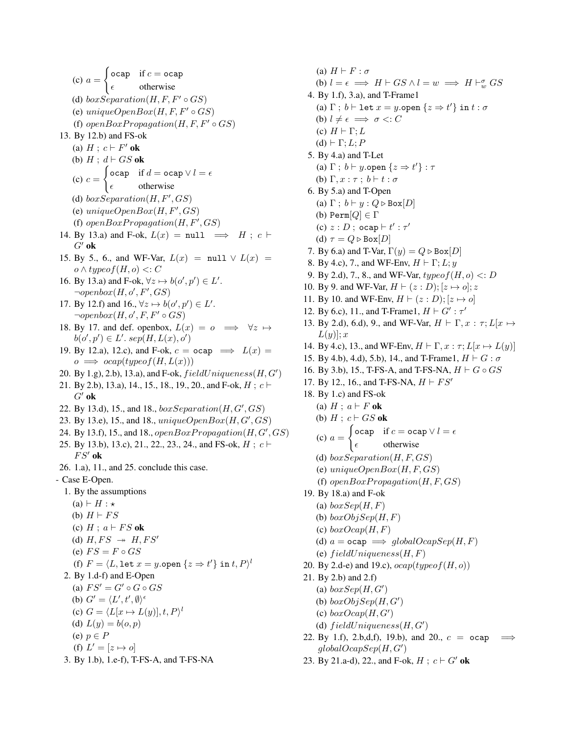(c) $a = \begin{cases} \texttt{ocap} & \text{if } c = \texttt{ocap} \\ \epsilon & \text{otherwise} \end{cases}$

(d) $boxSeparation(H, F, F' \circ GS)$

(e) $uniqueOpenBox(H, F, F' \circ GS)$

(f) $openBoxPropagation(H, F, F' \circ GS)$

13. By 12.b) and FS-ok
    (a) $H \ ; \ c \vdash F'$ **ok**
    (b) $H \ ; \ d \vdash GS$ **ok**
    (c) $c = \begin{cases} \texttt{ocap} & \text{if } d = \texttt{ocap} \lor l = \epsilon \\ \epsilon & \text{otherwise} \end{cases}$
    (d) $boxSeparation(H, F', GS)$
    (e) $uniqueOpenBox(H, F', GS)$
    (f) $openBoxPropagation(H, F', GS)$
14. By 13.a) and F-ok, $L(x) = \texttt{null} \implies H \ ; \ c \vdash G'$ **ok**
15. By 5., 6., and WF-Var, $L(x) = \texttt{null} \lor L(x) = o \land typeof(H, o) <: C$
16. By 13.a) and F-ok, $\forall z \mapsto b(o', p') \in L'. \neg openbox(H, o', F', GS)$
17. By 12.f) and 16., $\forall z \mapsto b(o', p') \in L'. \neg openbox(H, o', F, F' \circ GS)$
18. By 17. and def. openbox, $L(x) = o \implies \forall z \mapsto b(o', p') \in L'. \ sep(H, L(x), o')$
19. By 12.a), 12.c), and F-ok, $c = \texttt{ocap} \implies L(x) = o \implies ocap(typeof(H, L(x)))$
20. By 1.g), 2.b), 13.a), and F-ok, $fieldUniqueness(H, G')$
21. By 2.b), 13.a), 14., 15., 18., 19., 20., and F-ok, $H \ ; \ c \vdash G'$ **ok**
22. By 13.d), 15., and 18., $boxSeparation(H, G', GS)$
23. By 13.e), 15., and 18., $uniqueOpenBox(H, G', GS)$
24. By 13.f), 15., and 18., $openBoxPropagation(H, G', GS)$
25. By 13.b), 13.c), 21., 22., 23., 24., and FS-ok, $H \ ; \ c \vdash FS'$ **ok**
26. 1.a), 11., and 25. conclude this case.

- Case E-Open.
1. By the assumptions
    (a) $\vdash H : \star$
    (b) $H \vdash FS$
    (c) $H \ ; \ a \vdash FS$ **ok**
    (d) $H, FS \twoheadrightarrow H, FS'$
    (e) $FS = F \circ GS$
    (f) $F = \langle L, \texttt{let } x = y.\texttt{open} \{z \Rightarrow t'\} \texttt{ in } t, P\rangle^l$
2. By 1.d-f) and E-Open
    (a) $FS' = G' \circ G \circ GS$
    (b) $G' = \langle L', t', \emptyset\rangle^\epsilon$
    (c) $G = \langle L[x \mapsto L(y)], t, P\rangle^l$
    (d) $L(y) = b(o, p)$
    (e) $p \in P$
    (f) $L' = [z \mapsto o]$
3. By 1.b), 1.e-f), T-FS-A, and T-FS-NA
    (a) $H \vdash F : \sigma$
    (b) $l = \epsilon \implies H \vdash GS \land l = w \implies H \vdash^\sigma_w GS$
4. By 1.f), 3.a), and T-Frame1
    (a) $\Gamma \ ; \ b \vdash \texttt{let } x = y.\texttt{open} \{z \Rightarrow t'\} \texttt{ in } t : \sigma$
    (b) $l \neq \epsilon \implies \sigma <: C$
    (c) $H \vdash \Gamma; L$
    (d) $\vdash \Gamma; L; P$
5. By 4.a) and T-Let
    (a) $\Gamma \ ; \ b \vdash y.\texttt{open} \{z \Rightarrow t'\} : \tau$
    (b) $\Gamma, x : \tau \ ; \ b \vdash t : \sigma$
6. By 5.a) and T-Open
    (a) $\Gamma \ ; \ b \vdash y : Q \triangleright \texttt{Box}[D]$
    (b) $\texttt{Perm}[Q] \in \Gamma$
    (c) $z : D \ ; \ \texttt{ocap} \vdash t' : \tau'$
    (d) $\tau = Q \triangleright \texttt{Box}[D]$
7. By 6.a) and T-Var, $\Gamma(y) = Q \triangleright \texttt{Box}[D]$
8. By 4.c), 7., and WF-Env, $H \vdash \Gamma; L; y$
9. By 2.d), 7., 8., and WF-Var, $typeof(H, o) <: D$
10. By 9. and WF-Var, $H \vdash (z : D); [z \mapsto o]; z$
11. By 10. and WF-Env, $H \vdash (z : D); [z \mapsto o]$
12. By 6.c), 11., and T-Frame1, $H \vdash G' : \tau'$
13. By 2.d), 6.d), 9., and WF-Var, $H \vdash \Gamma, x : \tau; L[x \mapsto L(y)]; x$
14. By 4.c), 13., and WF-Env, $H \vdash \Gamma, x : \tau; L[x \mapsto L(y)]$
15. By 4.b), 4.d), 5.b), 14., and T-Frame1, $H \vdash G : \sigma$
16. By 3.b), 15., T-FS-A, and T-FS-NA, $H \vdash G \circ GS$
17. By 12., 16., and T-FS-NA, $H \vdash FS'$
18. By 1.c) and FS-ok
    (a) $H \ ; \ a \vdash F$ **ok**
    (b) $H \ ; \ c \vdash GS$ **ok**
    (c) $a = \begin{cases} \texttt{ocap} & \text{if } c = \texttt{ocap} \lor l = \epsilon \\ \epsilon & \text{otherwise} \end{cases}$
    (d) $boxSeparation(H, F, GS)$
    (e) $uniqueOpenBox(H, F, GS)$
    (f) $openBoxPropagation(H, F, GS)$
19. By 18.a) and F-ok
    (a) $boxSep(H, F)$
    (b) $boxObjSep(H, F)$
    (c) $boxOcap(H, F)$
    (d) $a = \texttt{ocap} \implies globalOcapSep(H, F)$
    (e) $fieldUniqueness(H, F)$
20. By 2.d-e) and 19.c), $ocap(typeof(H, o))$
21. By 2.b) and 2.f)
    (a) $boxSep(H, G')$
    (b) $boxObjSep(H, G')$
    (c) $boxOcap(H, G')$
    (d) $fieldUniqueness(H, G')$
22. By 1.f), 2.b,d,f), 19.b), and 20., $c = \texttt{ocap} \implies globalOcapSep(H, G')$
23. By 21.a-d), 22., and F-ok, $H \ ; \ c \vdash G'$ **ok**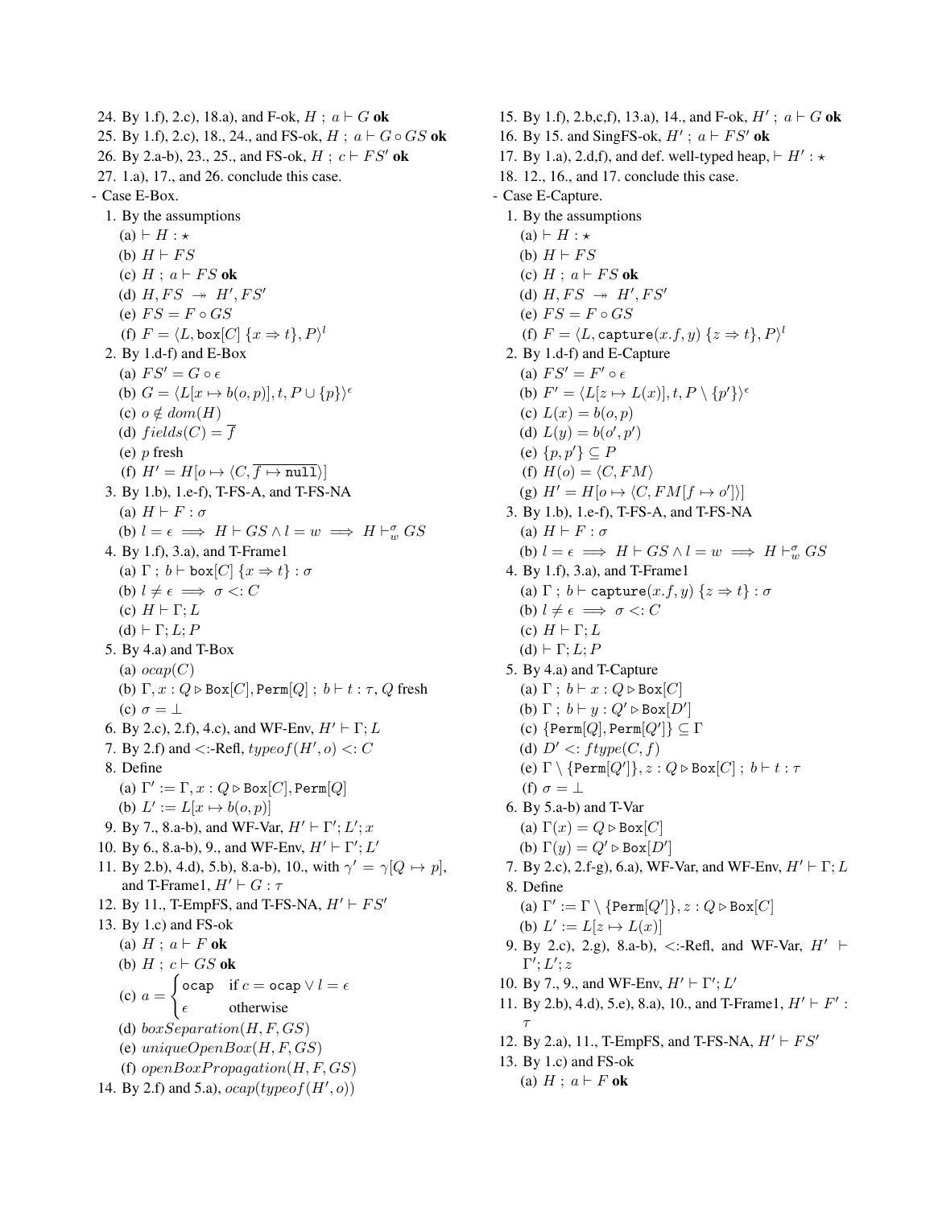24. By 1.f), 2.c), 18.a), and F-ok, $H \; ; \; a \vdash G$ **ok**
25. By 1.f), 2.c), 18., 24., and FS-ok, $H \; ; \; a \vdash G \circ GS$ **ok**
26. By 2.a-b), 23., 25., and FS-ok, $H \; ; \; c \vdash FS'$ **ok**
27. 1.a), 17., and 26. conclude this case.

- Case E-Box.
  1. By the assumptions
     (a) $\vdash H : \star$
     (b) $H \vdash FS$
     (c) $H \; ; \; a \vdash FS$ **ok**
     (d) $H, FS \twoheadrightarrow H', FS'$
     (e) $FS = F \circ GS$
     (f) $F = \langle L, \texttt{box}[C] \; \{x \Rightarrow t\}, P\rangle^l$
  2. By 1.d-f) and E-Box
     (a) $FS' = G \circ \epsilon$
     (b) $G = \langle L[x \mapsto b(o,p)], t, P \cup \{p\}\rangle^\epsilon$
     (c) $o \notin dom(H)$
     (d) $fields(C) = \overline{f}$
     (e) $p$ fresh
     (f) $H' = H[o \mapsto \langle C, \overline{f \mapsto \texttt{null}}\rangle]$
  3. By 1.b), 1.e-f), T-FS-A, and T-FS-NA
     (a) $H \vdash F : \sigma$
     (b) $l = \epsilon \implies H \vdash GS \wedge l = w \implies H \vdash^\sigma_w GS$
  4. By 1.f), 3.a), and T-Frame1
     (a) $\Gamma \; ; \; b \vdash \texttt{box}[C] \; \{x \Rightarrow t\} : \sigma$
     (b) $l \neq \epsilon \implies \sigma <: C$
     (c) $H \vdash \Gamma; L$
     (d) $\vdash \Gamma; L; P$
  5. By 4.a) and T-Box
     (a) $ocap(C)$
     (b) $\Gamma, x : Q \triangleright \texttt{Box}[C], \texttt{Perm}[Q] \; ; \; b \vdash t : \tau$, $Q$ fresh
     (c) $\sigma = \bot$
  6. By 2.c), 2.f), 4.c), and WF-Env, $H' \vdash \Gamma; L$
  7. By 2.f) and <:-Refl, $typeof(H', o) <: C$
  8. Define
     (a) $\Gamma' := \Gamma, x : Q \triangleright \texttt{Box}[C], \texttt{Perm}[Q]$
     (b) $L' := L[x \mapsto b(o,p)]$
  9. By 7., 8.a-b), and WF-Var, $H' \vdash \Gamma'; L'; x$
  10. By 6., 8.a-b), 9., and WF-Env, $H' \vdash \Gamma'; L'$
  11. By 2.b), 4.d), 5.b), 8.a-b), 10., with $\gamma' = \gamma[Q \mapsto p]$, and T-Frame1, $H' \vdash G : \tau$
  12. By 11., T-EmpFS, and T-FS-NA, $H' \vdash FS'$
  13. By 1.c) and FS-ok
     (a) $H \; ; \; a \vdash F$ **ok**
     (b) $H \; ; \; c \vdash GS$ **ok**
     (c) $a = \begin{cases} \texttt{ocap} & \text{if } c = \texttt{ocap} \vee l = \epsilon \\ \epsilon & \text{otherwise} \end{cases}$
     (d) $boxSeparation(H, F, GS)$
     (e) $uniqueOpenBox(H, F, GS)$
     (f) $openBoxPropagation(H, F, GS)$
  14. By 2.f) and 5.a), $ocap(typeof(H', o))$
  15. By 1.f), 2.b,c,f), 13.a), 14., and F-ok, $H' \; ; \; a \vdash G$ **ok**
  16. By 15. and SingFS-ok, $H' \; ; \; a \vdash FS'$ **ok**
  17. By 1.a), 2.d,f), and def. well-typed heap, $\vdash H' : \star$
  18. 12., 16., and 17. conclude this case.

- Case E-Capture.
  1. By the assumptions
     (a) $\vdash H : \star$
     (b) $H \vdash FS$
     (c) $H \; ; \; a \vdash FS$ **ok**
     (d) $H, FS \twoheadrightarrow H', FS'$
     (e) $FS = F \circ GS$
     (f) $F = \langle L, \texttt{capture}(x.f, y) \; \{z \Rightarrow t\}, P\rangle^l$
  2. By 1.d-f) and E-Capture
     (a) $FS' = F' \circ \epsilon$
     (b) $F' = \langle L[z \mapsto L(x)], t, P \setminus \{p'\}\rangle^\epsilon$
     (c) $L(x) = b(o,p)$
     (d) $L(y) = b(o',p')$
     (e) $\{p, p'\} \subseteq P$
     (f) $H(o) = \langle C, FM\rangle$
     (g) $H' = H[o \mapsto \langle C, FM[f \mapsto o']\rangle]$
  3. By 1.b), 1.e-f), T-FS-A, and T-FS-NA
     (a) $H \vdash F : \sigma$
     (b) $l = \epsilon \implies H \vdash GS \wedge l = w \implies H \vdash^\sigma_w GS$
  4. By 1.f), 3.a), and T-Frame1
     (a) $\Gamma \; ; \; b \vdash \texttt{capture}(x.f, y) \; \{z \Rightarrow t\} : \sigma$
     (b) $l \neq \epsilon \implies \sigma <: C$
     (c) $H \vdash \Gamma; L$
     (d) $\vdash \Gamma; L; P$
  5. By 4.a) and T-Capture
     (a) $\Gamma \; ; \; b \vdash x : Q \triangleright \texttt{Box}[C]$
     (b) $\Gamma \; ; \; b \vdash y : Q' \triangleright \texttt{Box}[D']$
     (c) $\{\texttt{Perm}[Q], \texttt{Perm}[Q']\} \subseteq \Gamma$
     (d) $D' <: ftype(C, f)$
     (e) $\Gamma \setminus \{\texttt{Perm}[Q']\}, z : Q \triangleright \texttt{Box}[C] \; ; \; b \vdash t : \tau$
     (f) $\sigma = \bot$
  6. By 5.a-b) and T-Var
     (a) $\Gamma(x) = Q \triangleright \texttt{Box}[C]$
     (b) $\Gamma(y) = Q' \triangleright \texttt{Box}[D']$
  7. By 2.c), 2.f-g), 6.a), WF-Var, and WF-Env, $H' \vdash \Gamma; L$
  8. Define
     (a) $\Gamma' := \Gamma \setminus \{\texttt{Perm}[Q']\}, z : Q \triangleright \texttt{Box}[C]$
     (b) $L' := L[z \mapsto L(x)]$
  9. By 2.c), 2.g), 8.a-b), <:-Refl, and WF-Var, $H' \vdash \Gamma'; L'; z$
  10. By 7., 9., and WF-Env, $H' \vdash \Gamma'; L'$
  11. By 2.b), 4.d), 5.e), 8.a), 10., and T-Frame1, $H' \vdash F' : \tau$
  12. By 2.a), 11., T-EmpFS, and T-FS-NA, $H' \vdash FS'$
  13. By 1.c) and FS-ok
     (a) $H \; ; \; a \vdash F$ **ok**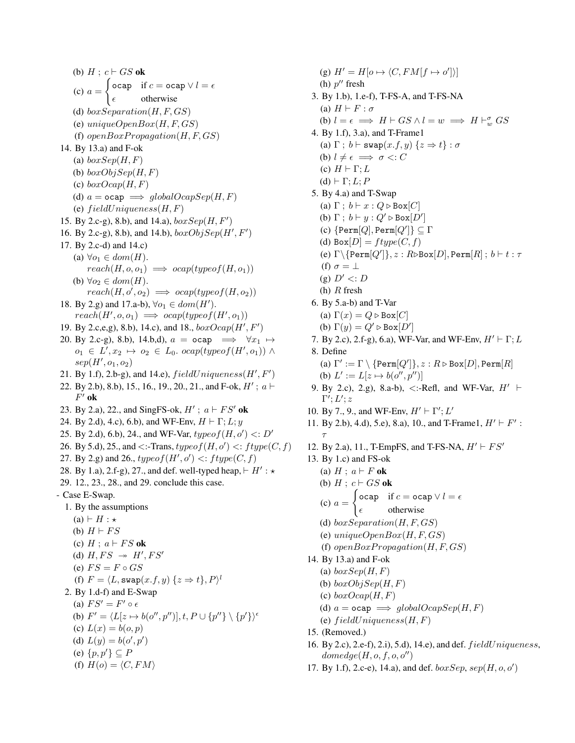(b) $H\ ;\ c \vdash GS$ **ok**

(c) $a = \begin{cases} \texttt{ocap} & \text{if } c = \texttt{ocap} \vee l = \epsilon \\ \epsilon & \text{otherwise} \end{cases}$

(d) $boxSeparation(H, F, GS)$

(e) $uniqueOpenBox(H, F, GS)$

(f) $openBoxPropagation(H, F, GS)$

14. By 13.a) and F-ok
    (a) $boxSep(H, F)$
    (b) $boxObjSep(H, F)$
    (c) $boxOcap(H, F)$
    (d) $a = \texttt{ocap} \implies globalOcapSep(H, F)$
    (e) $fieldUniqueness(H, F)$
15. By 2.c-g), 8.b), and 14.a), $boxSep(H, F')$
16. By 2.c-g), 8.b), and 14.b), $boxObjSep(H', F')$
17. By 2.c-d) and 14.c)
    (a) $\forall o_1 \in dom(H).$ $reach(H, o, o_1) \implies ocap(typeof(H, o_1))$
    (b) $\forall o_2 \in dom(H).$ $reach(H, o', o_2) \implies ocap(typeof(H, o_2))$
18. By 2.g) and 17.a-b), $\forall o_1 \in dom(H').$ $reach(H', o, o_1) \implies ocap(typeof(H', o_1))$
19. By 2.c,e,g), 8.b), 14.c), and 18., $boxOcap(H', F')$
20. By 2.c-g), 8.b), 14.b,d), $a = \texttt{ocap} \implies \forall x_1 \mapsto o_1 \in L', x_2 \mapsto o_2 \in L_0.$ $ocap(typeof(H', o_1)) \wedge sep(H', o_1, o_2)$
21. By 1.f), 2.b-g), and 14.e), $fieldUniqueness(H', F')$
22. By 2.b), 8.b), 15., 16., 19., 20., 21., and F-ok, $H'\ ;\ a \vdash F'$ **ok**
23. By 2.a), 22., and SingFS-ok, $H'\ ;\ a \vdash FS'$ **ok**
24. By 2.d), 4.c), 6.b), and WF-Env, $H \vdash \Gamma; L; y$
25. By 2.d), 6.b), 24., and WF-Var, $typeof(H, o') <: D'$
26. By 5.d), 25., and <:-Trans, $typeof(H, o') <: ftype(C, f)$
27. By 2.g) and 26., $typeof(H', o') <: ftype(C, f)$
28. By 1.a), 2.f-g), 27., and def. well-typed heap, $\vdash H' : \star$
29. 12., 23., 28., and 29. conclude this case.

- Case E-Swap.
  1. By the assumptions
     (a) $\vdash H : \star$
     (b) $H \vdash FS$
     (c) $H\ ;\ a \vdash FS$ **ok**
     (d) $H, FS \twoheadrightarrow H', FS'$
     (e) $FS = F \circ GS$
     (f) $F = \langle L, \texttt{swap}(x.f, y)\ \{z \Rightarrow t\}, P\rangle^l$
  2. By 1.d-f) and E-Swap
     (a) $FS' = F' \circ \epsilon$
     (b) $F' = \langle L[z \mapsto b(o'', p'')], t, P \cup \{p''\} \setminus \{p'\}\rangle^\epsilon$
     (c) $L(x) = b(o, p)$
     (d) $L(y) = b(o', p')$
     (e) $\{p, p'\} \subseteq P$
     (f) $H(o) = \langle C, FM\rangle$
     (g) $H' = H[o \mapsto \langle C, FM[f \mapsto o']\rangle]$
     (h) $p''$ fresh
  3. By 1.b), 1.e-f), T-FS-A, and T-FS-NA
     (a) $H \vdash F : \sigma$
     (b) $l = \epsilon \implies H \vdash GS \wedge l = w \implies H \vdash^\sigma_w GS$
  4. By 1.f), 3.a), and T-Frame1
     (a) $\Gamma\ ;\ b \vdash \texttt{swap}(x.f, y)\ \{z \Rightarrow t\} : \sigma$
     (b) $l \neq \epsilon \implies \sigma <: C$
     (c) $H \vdash \Gamma; L$
     (d) $\vdash \Gamma; L; P$
  5. By 4.a) and T-Swap
     (a) $\Gamma\ ;\ b \vdash x : Q \triangleright \texttt{Box}[C]$
     (b) $\Gamma\ ;\ b \vdash y : Q' \triangleright \texttt{Box}[D']$
     (c) $\{\texttt{Perm}[Q], \texttt{Perm}[Q']\} \subseteq \Gamma$
     (d) $\texttt{Box}[D] = ftype(C, f)$
     (e) $\Gamma \setminus \{\texttt{Perm}[Q']\}, z : R \triangleright \texttt{Box}[D], \texttt{Perm}[R]\ ;\ b \vdash t : \tau$
     (f) $\sigma = \bot$
     (g) $D' <: D$
     (h) $R$ fresh
  6. By 5.a-b) and T-Var
     (a) $\Gamma(x) = Q \triangleright \texttt{Box}[C]$
     (b) $\Gamma(y) = Q' \triangleright \texttt{Box}[D']$
  7. By 2.c), 2.f-g), 6.a), WF-Var, and WF-Env, $H' \vdash \Gamma; L$
  8. Define
     (a) $\Gamma' := \Gamma \setminus \{\texttt{Perm}[Q']\}, z : R \triangleright \texttt{Box}[D], \texttt{Perm}[R]$
     (b) $L' := L[z \mapsto b(o'', p'')]$
  9. By 2.c), 2.g), 8.a-b), <:-Refl, and WF-Var, $H' \vdash \Gamma'; L'; z$
  10. By 7., 9., and WF-Env, $H' \vdash \Gamma'; L'$
  11. By 2.b), 4.d), 5.e), 8.a), 10., and T-Frame1, $H' \vdash F' : \tau$
  12. By 2.a), 11., T-EmpFS, and T-FS-NA, $H' \vdash FS'$
  13. By 1.c) and FS-ok
      (a) $H\ ;\ a \vdash F$ **ok**
      (b) $H\ ;\ c \vdash GS$ **ok**
      (c) $a = \begin{cases} \texttt{ocap} & \text{if } c = \texttt{ocap} \vee l = \epsilon \\ \epsilon & \text{otherwise} \end{cases}$
      (d) $boxSeparation(H, F, GS)$
      (e) $uniqueOpenBox(H, F, GS)$
      (f) $openBoxPropagation(H, F, GS)$
  14. By 13.a) and F-ok
      (a) $boxSep(H, F)$
      (b) $boxObjSep(H, F)$
      (c) $boxOcap(H, F)$
      (d) $a = \texttt{ocap} \implies globalOcapSep(H, F)$
      (e) $fieldUniqueness(H, F)$
  15. (Removed.)
  16. By 2.c), 2.e-f), 2.i), 5.d), 14.e), and def. $fieldUniqueness$, $domedge(H, o, f, o, o'')$
  17. By 1.f), 2.c-e), 14.a), and def. $boxSep$, $sep(H, o, o')$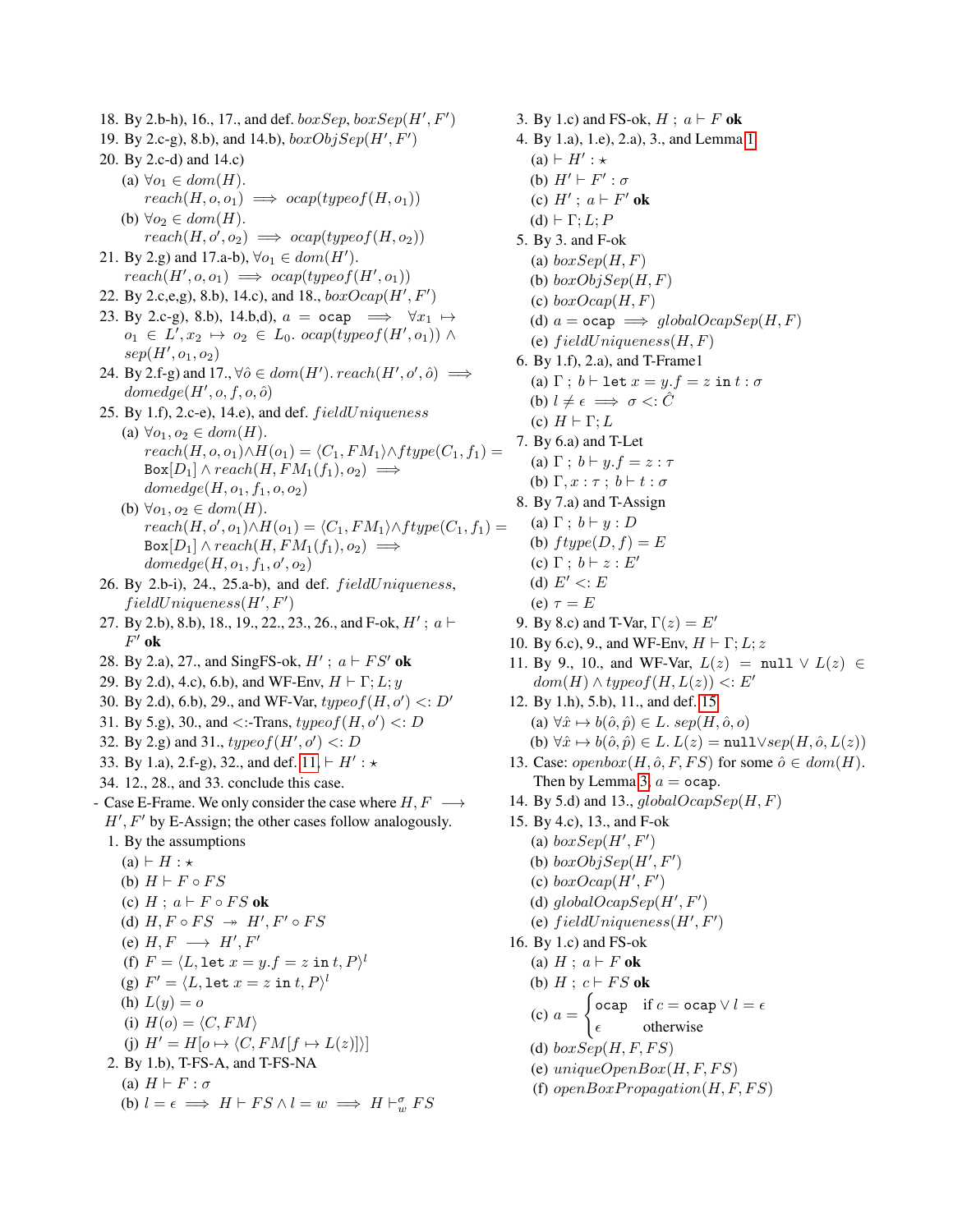18. By 2.b-h), 16., 17., and def. $boxSep$, $boxSep(H', F')$
19. By 2.c-g), 8.b), and 14.b), $boxObjSep(H', F')$
20. By 2.c-d) and 14.c)
    (a) $\forall o_1 \in dom(H).$ $reach(H, o, o_1) \implies ocap(typeof(H, o_1))$
    (b) $\forall o_2 \in dom(H).$ $reach(H, o', o_2) \implies ocap(typeof(H, o_2))$
21. By 2.g) and 17.a-b), $\forall o_1 \in dom(H')$. $reach(H', o, o_1) \implies ocap(typeof(H', o_1))$
22. By 2.c,e,g), 8.b), 14.c), and 18., $boxOcap(H', F')$
23. By 2.c-g), 8.b), 14.b,d), $a = \texttt{ocap} \implies \forall x_1 \mapsto o_1 \in L', x_2 \mapsto o_2 \in L_0.\ ocap(typeof(H', o_1)) \wedge sep(H', o_1, o_2)$
24. By 2.f-g) and 17., $\forall \hat{o} \in dom(H').\ reach(H', o', \hat{o}) \implies domedge(H', o, f, o, \hat{o})$
25. By 1.f), 2.c-e), 14.e), and def. $fieldUniqueness$
    (a) $\forall o_1, o_2 \in dom(H).$ $reach(H, o, o_1) \wedge H(o_1) = \langle C_1, FM_1 \rangle \wedge ftype(C_1, f_1) = \texttt{Box}[D_1] \wedge reach(H, FM_1(f_1), o_2) \implies domedge(H, o_1, f_1, o, o_2)$
    (b) $\forall o_1, o_2 \in dom(H).$ $reach(H, o', o_1) \wedge H(o_1) = \langle C_1, FM_1 \rangle \wedge ftype(C_1, f_1) = \texttt{Box}[D_1] \wedge reach(H, FM_1(f_1), o_2) \implies domedge(H, o_1, f_1, o', o_2)$
26. By 2.b-i), 24., 25.a-b), and def. $fieldUniqueness$, $fieldUniqueness(H', F')$
27. By 2.b), 8.b), 18., 19., 22., 23., 26., and F-ok, $H'\ ;\ a \vdash F'$ **ok**
28. By 2.a), 27., and SingFS-ok, $H'\ ;\ a \vdash FS'$ **ok**
29. By 2.d), 4.c), 6.b), and WF-Env, $H \vdash \Gamma; L; y$
30. By 2.d), 6.b), 29., and WF-Var, $typeof(H, o') <: D'$
31. By 5.g), 30., and <:-Trans, $typeof(H, o') <: D$
32. By 2.g) and 31., $typeof(H', o') <: D$
33. By 1.a), 2.f-g), 32., and def. 11, $\vdash H' : \star$
34. 12., 28., and 33. conclude this case.

- Case E-Frame. We only consider the case where $H, F \longrightarrow H', F'$ by E-Assign; the other cases follow analogously.
  1. By the assumptions
     (a) $\vdash H : \star$
     (b) $H \vdash F \circ FS$
     (c) $H\ ;\ a \vdash F \circ FS$ **ok**
     (d) $H, F \circ FS \twoheadrightarrow H', F' \circ FS$
     (e) $H, F \longrightarrow H', F'$
     (f) $F = \langle L, \texttt{let}\ x = y.f = z\ \texttt{in}\ t, P \rangle^l$
     (g) $F' = \langle L, \texttt{let}\ x = z\ \texttt{in}\ t, P \rangle^l$
     (h) $L(y) = o$
     (i) $H(o) = \langle C, FM \rangle$
     (j) $H' = H[o \mapsto \langle C, FM[f \mapsto L(z)] \rangle]$
  2. By 1.b), T-FS-A, and T-FS-NA
     (a) $H \vdash F : \sigma$
     (b) $l = \epsilon \implies H \vdash FS \wedge l = w \implies H \vdash^{\sigma}_{w} FS$
  3. By 1.c) and FS-ok, $H\ ;\ a \vdash F$ **ok**
  4. By 1.a), 1.e), 2.a), 3., and Lemma 1
     (a) $\vdash H' : \star$
     (b) $H' \vdash F' : \sigma$
     (c) $H'\ ;\ a \vdash F'$ **ok**
     (d) $\vdash \Gamma; L; P$
  5. By 3. and F-ok
     (a) $boxSep(H, F)$
     (b) $boxObjSep(H, F)$
     (c) $boxOcap(H, F)$
     (d) $a = \texttt{ocap} \implies globalOcapSep(H, F)$
     (e) $fieldUniqueness(H, F)$
  6. By 1.f), 2.a), and T-Frame1
     (a) $\Gamma\ ;\ b \vdash \texttt{let}\ x = y.f = z\ \texttt{in}\ t : \sigma$
     (b) $l \neq \epsilon \implies \sigma <: \hat{C}$
     (c) $H \vdash \Gamma; L$
  7. By 6.a) and T-Let
     (a) $\Gamma\ ;\ b \vdash y.f = z : \tau$
     (b) $\Gamma, x : \tau\ ;\ b \vdash t : \sigma$
  8. By 7.a) and T-Assign
     (a) $\Gamma\ ;\ b \vdash y : D$
     (b) $ftype(D, f) = E$
     (c) $\Gamma\ ;\ b \vdash z : E'$
     (d) $E' <: E$
     (e) $\tau = E$
  9. By 8.c) and T-Var, $\Gamma(z) = E'$
  10. By 6.c), 9., and WF-Env, $H \vdash \Gamma; L; z$
  11. By 9., 10., and WF-Var, $L(z) = \texttt{null} \vee L(z) \in dom(H) \wedge typeof(H, L(z)) <: E'$
  12. By 1.h), 5.b), 11., and def. 15
      (a) $\forall \hat{x} \mapsto b(\hat{o}, \hat{p}) \in L.\ sep(H, \hat{o}, o)$
      (b) $\forall \hat{x} \mapsto b(\hat{o}, \hat{p}) \in L.\ L(z) = \texttt{null} \vee sep(H, \hat{o}, L(z))$
  13. Case: $openbox(H, \hat{o}, F, FS)$ for some $\hat{o} \in dom(H)$.
      Then by Lemma 3, $a = \texttt{ocap}$.
  14. By 5.d) and 13., $globalOcapSep(H, F)$
  15. By 4.c), 13., and F-ok
      (a) $boxSep(H', F')$
      (b) $boxObjSep(H', F')$
      (c) $boxOcap(H', F')$
      (d) $globalOcapSep(H', F')$
      (e) $fieldUniqueness(H', F')$
  16. By 1.c) and FS-ok
      (a) $H\ ;\ a \vdash F$ **ok**
      (b) $H\ ;\ c \vdash FS$ **ok**
      (c) $a = \begin{cases} \texttt{ocap} & \text{if } c = \texttt{ocap} \vee l = \epsilon \\ \epsilon & \text{otherwise} \end{cases}$
      (d) $boxSep(H, F, FS)$
      (e) $uniqueOpenBox(H, F, FS)$
      (f) $openBoxPropagation(H, F, FS)$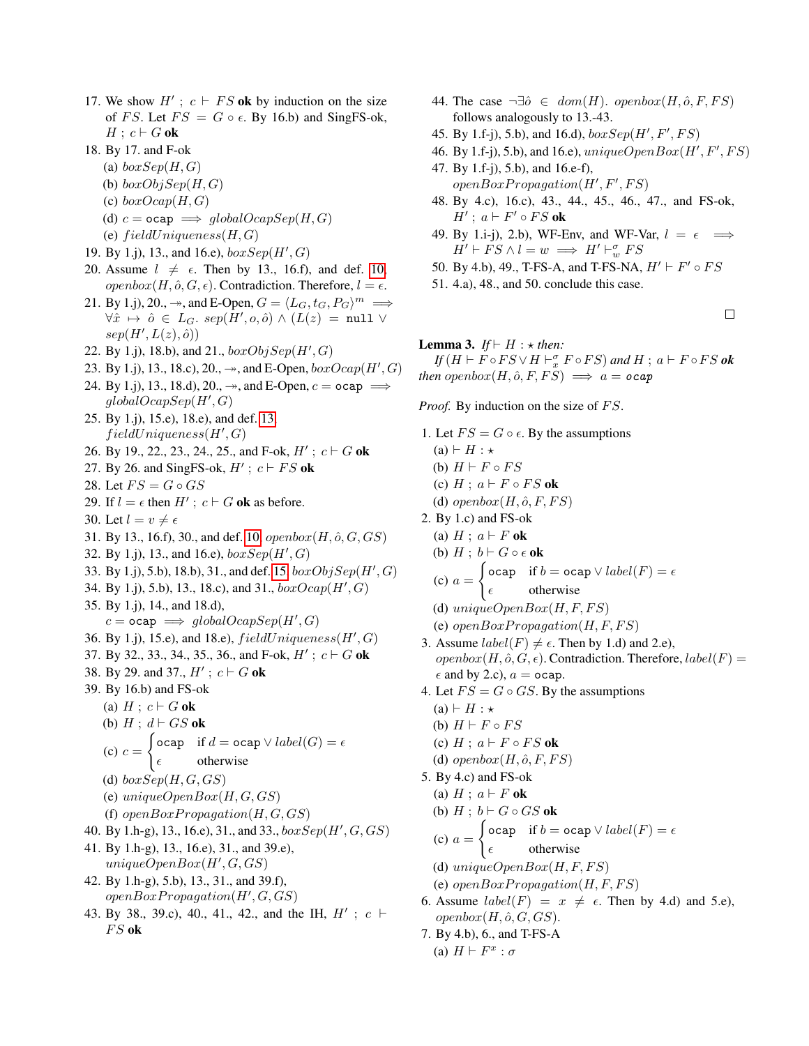17. We show $H'\ ;\ c \vdash FS$ **ok** by induction on the size of $FS$. Let $FS = G \circ \epsilon$. By 16.b) and SingFS-ok, $H\ ;\ c \vdash G$ **ok**
18. By 17. and F-ok
    (a) $boxSep(H, G)$
    (b) $boxObjSep(H, G)$
    (c) $boxOcap(H, G)$
    (d) $c = \texttt{ocap} \implies globalOcapSep(H, G)$
    (e) $fieldUniqueness(H, G)$
19. By 1.j), 13., and 16.e), $boxSep(H', G)$
20. Assume $l \neq \epsilon$. Then by 13., 16.f), and def. 10 $openbox(H, \hat{o}, G, \epsilon)$. Contradiction. Therefore, $l = \epsilon$.
21. By 1.j), 20., $\twoheadrightarrow$, and E-Open, $G = \langle L_G, t_G, P_G\rangle^m \implies \forall \hat{x} \mapsto \hat{o} \in L_G.\ sep(H', o, \hat{o}) \wedge (L(z) = \texttt{null} \vee sep(H', L(z), \hat{o}))$
22. By 1.j), 18.b), and 21., $boxObjSep(H', G)$
23. By 1.j), 13., 18.c), 20., $\twoheadrightarrow$, and E-Open, $boxOcap(H', G)$
24. By 1.j), 13., 18.d), 20., $\twoheadrightarrow$, and E-Open, $c = \texttt{ocap} \implies globalOcapSep(H', G)$
25. By 1.j), 15.e), 18.e), and def. 13 $fieldUniqueness(H', G)$
26. By 19., 22., 23., 24., 25., and F-ok, $H'\ ;\ c \vdash G$ **ok**
27. By 26. and SingFS-ok, $H'\ ;\ c \vdash FS$ **ok**
28. Let $FS = G \circ GS$
29. If $l = \epsilon$ then $H'\ ;\ c \vdash G$ **ok** as before.
30. Let $l = v \neq \epsilon$
31. By 13., 16.f), 30., and def. 10 $openbox(H, \hat{o}, G, GS)$
32. By 1.j), 13., and 16.e), $boxSep(H', G)$
33. By 1.j), 5.b), 18.b), 31., and def. 15 $boxObjSep(H', G)$
34. By 1.j), 5.b), 13., 18.c), and 31., $boxOcap(H', G)$
35. By 1.j), 14., and 18.d), $c = \texttt{ocap} \implies globalOcapSep(H', G)$
36. By 1.j), 15.e), and 18.e), $fieldUniqueness(H', G)$
37. By 32., 33., 34., 35., 36., and F-ok, $H'\ ;\ c \vdash G$ **ok**
38. By 29. and 37., $H'\ ;\ c \vdash G$ **ok**
39. By 16.b) and FS-ok
    (a) $H\ ;\ c \vdash G$ **ok**
    (b) $H\ ;\ d \vdash GS$ **ok**
    (c) $c = \begin{cases} \texttt{ocap} & \text{if } d = \texttt{ocap} \vee label(G) = \epsilon \\ \epsilon & \text{otherwise} \end{cases}$
    (d) $boxSep(H, G, GS)$
    (e) $uniqueOpenBox(H, G, GS)$
    (f) $openBoxPropagation(H, G, GS)$
40. By 1.h-g), 13., 16.e), 31., and 33., $boxSep(H', G, GS)$
41. By 1.h-g), 13., 16.e), 31., and 39.e), $uniqueOpenBox(H', G, GS)$
42. By 1.h-g), 5.b), 13., 31., and 39.f), $openBoxPropagation(H', G, GS)$
43. By 38., 39.c), 40., 41., 42., and the IH, $H'\ ;\ c \vdash FS$ **ok**
44. The case $\neg\exists\hat{o} \in dom(H).\ openbox(H, \hat{o}, F, FS)$ follows analogously to 13.-43.
45. By 1.f-j), 5.b), and 16.d), $boxSep(H', F', FS)$
46. By 1.f-j), 5.b), and 16.e), $uniqueOpenBox(H', F', FS)$
47. By 1.f-j), 5.b), and 16.e-f), $openBoxPropagation(H', F', FS)$
48. By 4.c), 16.c), 43., 44., 45., 46., 47., and FS-ok, $H'\ ;\ a \vdash F' \circ FS$ **ok**
49. By 1.i-j), 2.b), WF-Env, and WF-Var, $l = \epsilon \implies H' \vdash FS \wedge l = w \implies H' \vdash^{\sigma}_{w} FS$
50. By 4.b), 49., T-FS-A, and T-FS-NA, $H' \vdash F' \circ FS$
51. 4.a), 48., and 50. conclude this case.

□

**Lemma 3.** *If* $\vdash H : \star$ *then:*
*If* $(H \vdash F \circ FS \vee H \vdash^{\sigma}_{x} F \circ FS)$ *and* $H\ ;\ a \vdash F \circ FS$ ***ok*** *then* $openbox(H, \hat{o}, F, FS) \implies a = \texttt{ocap}$

*Proof.* By induction on the size of $FS$.

1. Let $FS = G \circ \epsilon$. By the assumptions
    (a) $\vdash H : \star$
    (b) $H \vdash F \circ FS$
    (c) $H\ ;\ a \vdash F \circ FS$ **ok**
    (d) $openbox(H, \hat{o}, F, FS)$
2. By 1.c) and FS-ok
    (a) $H\ ;\ a \vdash F$ **ok**
    (b) $H\ ;\ b \vdash G \circ \epsilon$ **ok**
    (c) $a = \begin{cases} \texttt{ocap} & \text{if } b = \texttt{ocap} \vee label(F) = \epsilon \\ \epsilon & \text{otherwise} \end{cases}$
    (d) $uniqueOpenBox(H, F, FS)$
    (e) $openBoxPropagation(H, F, FS)$
3. Assume $label(F) \neq \epsilon$. Then by 1.d) and 2.e), $openbox(H, \hat{o}, G, \epsilon)$. Contradiction. Therefore, $label(F) = \epsilon$ and by 2.c), $a = \texttt{ocap}$.
4. Let $FS = G \circ GS$. By the assumptions
    (a) $\vdash H : \star$
    (b) $H \vdash F \circ FS$
    (c) $H\ ;\ a \vdash F \circ FS$ **ok**
    (d) $openbox(H, \hat{o}, F, FS)$
5. By 4.c) and FS-ok
    (a) $H\ ;\ a \vdash F$ **ok**
    (b) $H\ ;\ b \vdash G \circ GS$ **ok**
    (c) $a = \begin{cases} \texttt{ocap} & \text{if } b = \texttt{ocap} \vee label(F) = \epsilon \\ \epsilon & \text{otherwise} \end{cases}$
    (d) $uniqueOpenBox(H, F, FS)$
    (e) $openBoxPropagation(H, F, FS)$
6. Assume $label(F) = x \neq \epsilon$. Then by 4.d) and 5.e), $openbox(H, \hat{o}, G, GS)$.
7. By 4.b), 6., and T-FS-A
    (a) $H \vdash F^{x} : \sigma$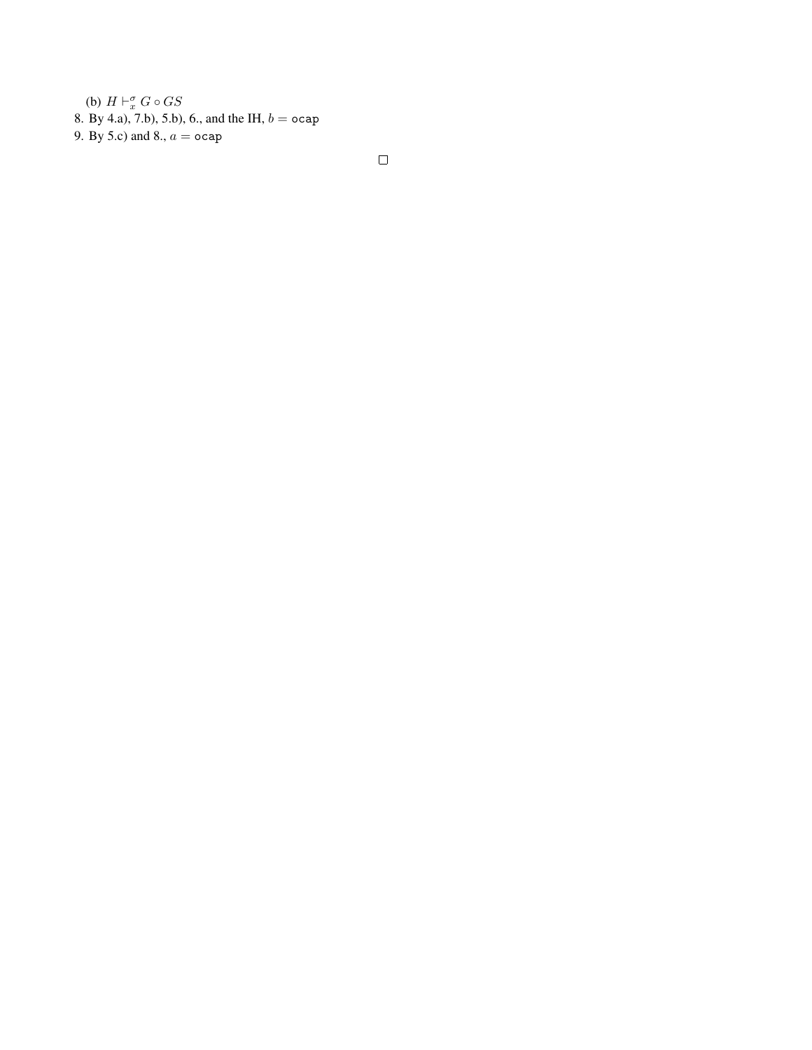(b) $H \vdash^{\sigma}_{x} G \circ GS$

8. By 4.a), 7.b), 5.b), 6., and the IH, $b = \texttt{ocap}$
9. By 5.c) and 8., $a = \texttt{ocap}$

□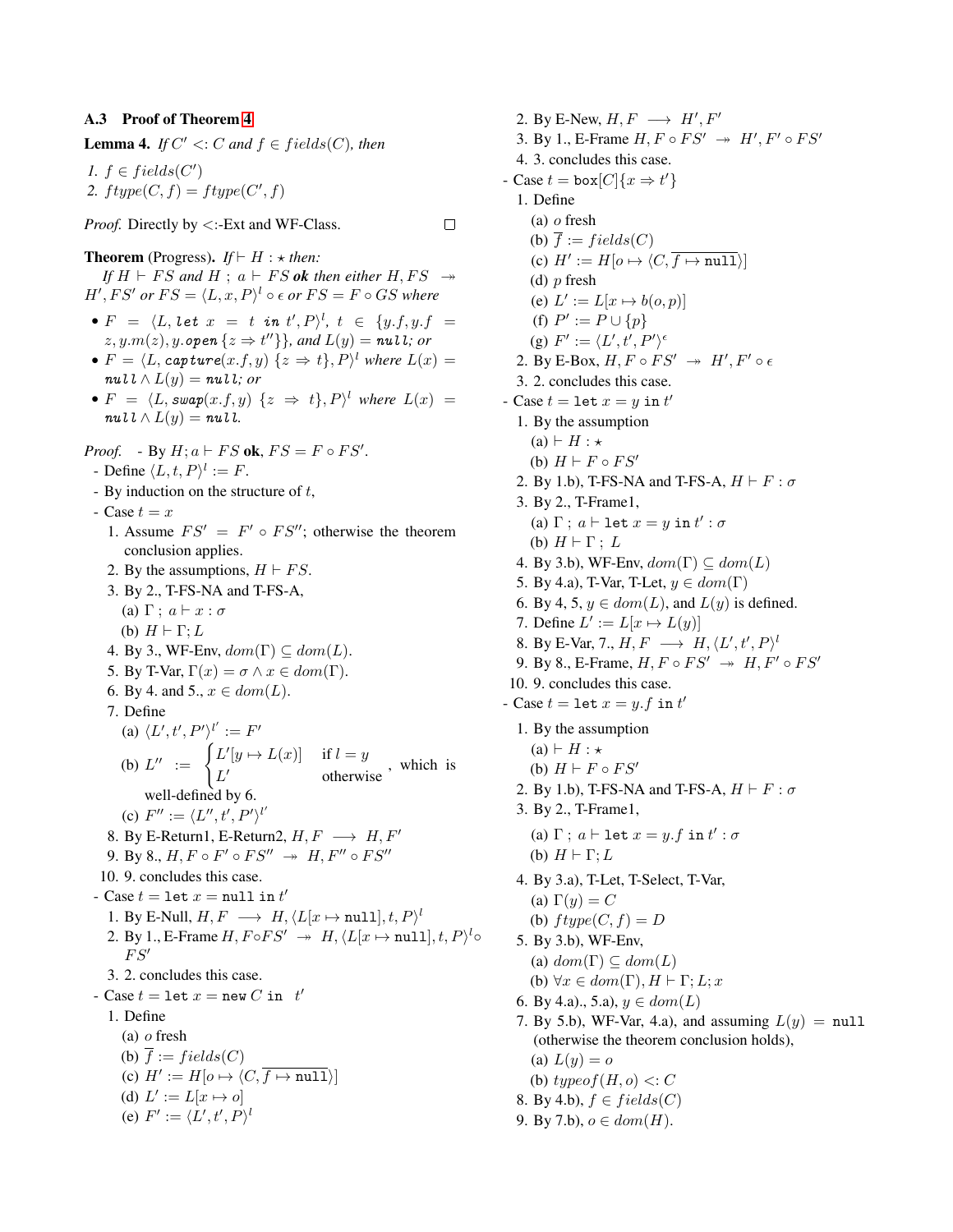### A.3 Proof of Theorem 4

**Lemma 4.** *If $C' <: C$ and $f \in fields(C)$, then*

1. $f \in fields(C')$
2. $ftype(C, f) = ftype(C', f)$

*Proof.* Directly by <:-Ext and WF-Class. □

**Theorem** (Progress). *If $\vdash H : \star$ then:*
*If $H \vdash FS$ and $H\ ;\ a \vdash FS$ **ok** then either $H, FS \twoheadrightarrow H', FS'$ or $FS = \langle L, x, P\rangle^l \circ \epsilon$ or $FS = F \circ GS$ where*

- $F = \langle L, \texttt{let}\ x = t\ \texttt{in}\ t', P\rangle^l$, $t \in \{y.f, y.f = z, y.m(z), y.\texttt{open}\ \{z \Rightarrow t''\}\}$, and $L(y) = \texttt{null}$; or
- $F = \langle L, \texttt{capture}(x.f, y)\ \{z \Rightarrow t\}, P\rangle^l$ where $L(x) = \texttt{null} \wedge L(y) = \texttt{null}$; or
- $F = \langle L, \texttt{swap}(x.f, y)\ \{z \Rightarrow t\}, P\rangle^l$ where $L(x) = \texttt{null} \wedge L(y) = \texttt{null}$.

*Proof.* - By $H; a \vdash FS$ **ok**, $FS = F \circ FS'$.
- Define $\langle L, t, P\rangle^l := F$.
- By induction on the structure of $t$,
- Case $t = x$
  1. Assume $FS' = F' \circ FS''$; otherwise the theorem conclusion applies.
  2. By the assumptions, $H \vdash FS$.
  3. By 2., T-FS-NA and T-FS-A,
     (a) $\Gamma\ ;\ a \vdash x : \sigma$
     (b) $H \vdash \Gamma; L$
  4. By 3., WF-Env, $dom(\Gamma) \subseteq dom(L)$.
  5. By T-Var, $\Gamma(x) = \sigma \wedge x \in dom(\Gamma)$.
  6. By 4. and 5., $x \in dom(L)$.
  7. Define
     (a) $\langle L', t', P'\rangle^{l'} := F'$
     (b) $L'' := \begin{cases} L'[y \mapsto L(x)] & \text{if } l = y \\ L' & \text{otherwise} \end{cases}$, which is well-defined by 6.
     (c) $F'' := \langle L'', t', P'\rangle^{l'}$
  8. By E-Return1, E-Return2, $H, F \longrightarrow H, F'$
  9. By 8., $H, F \circ F' \circ FS'' \twoheadrightarrow H, F'' \circ FS''$
  10. 9. concludes this case.
- Case $t = \texttt{let}\ x = \texttt{null in}\ t'$
  1. By E-Null, $H, F \longrightarrow H, \langle L[x \mapsto \texttt{null}], t, P\rangle^l$
  2. By 1., E-Frame $H, F \circ FS' \twoheadrightarrow H, \langle L[x \mapsto \texttt{null}], t, P\rangle^l \circ FS'$
  3. 2. concludes this case.
- Case $t = \texttt{let}\ x = \texttt{new}\ C\ \texttt{in}\ \ t'$
  1. Define
     (a) $o$ fresh
     (b) $\overline{f} := fields(C)$
     (c) $H' := H[o \mapsto \langle C, \overline{f \mapsto \texttt{null}}\rangle]$
     (d) $L' := L[x \mapsto o]$
     (e) $F' := \langle L', t', P\rangle^l$
  2. By E-New, $H, F \longrightarrow H', F'$
  3. By 1., E-Frame $H, F \circ FS' \twoheadrightarrow H', F' \circ FS'$
  4. 3. concludes this case.
- Case $t = \texttt{box}[C]\{x \Rightarrow t'\}$
  1. Define
     (a) $o$ fresh
     (b) $\overline{f} := fields(C)$
     (c) $H' := H[o \mapsto \langle C, \overline{f \mapsto \texttt{null}}\rangle]$
     (d) $p$ fresh
     (e) $L' := L[x \mapsto b(o, p)]$
     (f) $P' := P \cup \{p\}$
     (g) $F' := \langle L', t', P'\rangle^\epsilon$
  2. By E-Box, $H, F \circ FS' \twoheadrightarrow H', F' \circ \epsilon$
  3. 2. concludes this case.
- Case $t = \texttt{let}\ x = y\ \texttt{in}\ t'$
  1. By the assumption
     (a) $\vdash H : \star$
     (b) $H \vdash F \circ FS'$
  2. By 1.b), T-FS-NA and T-FS-A, $H \vdash F : \sigma$
  3. By 2., T-Frame1,
     (a) $\Gamma\ ;\ a \vdash \texttt{let}\ x = y\ \texttt{in}\ t' : \sigma$
     (b) $H \vdash \Gamma\ ;\ L$
  4. By 3.b), WF-Env, $dom(\Gamma) \subseteq dom(L)$
  5. By 4.a), T-Var, T-Let, $y \in dom(\Gamma)$
  6. By 4, 5, $y \in dom(L)$, and $L(y)$ is defined.
  7. Define $L' := L[x \mapsto L(y)]$
  8. By E-Var, 7., $H, F \longrightarrow H, \langle L', t', P\rangle^l$
  9. By 8., E-Frame, $H, F \circ FS' \twoheadrightarrow H, F' \circ FS'$
  10. 9. concludes this case.
- Case $t = \texttt{let}\ x = y.f\ \texttt{in}\ t'$
  1. By the assumption
     (a) $\vdash H : \star$
     (b) $H \vdash F \circ FS'$
  2. By 1.b), T-FS-NA and T-FS-A, $H \vdash F : \sigma$
  3. By 2., T-Frame1,
     (a) $\Gamma\ ;\ a \vdash \texttt{let}\ x = y.f\ \texttt{in}\ t' : \sigma$
     (b) $H \vdash \Gamma; L$
  4. By 3.a), T-Let, T-Select, T-Var,
     (a) $\Gamma(y) = C$
     (b) $ftype(C, f) = D$
  5. By 3.b), WF-Env,
     (a) $dom(\Gamma) \subseteq dom(L)$
     (b) $\forall x \in dom(\Gamma), H \vdash \Gamma; L; x$
  6. By 4.a)., 5.a), $y \in dom(L)$
  7. By 5.b), WF-Var, 4.a), and assuming $L(y) = \texttt{null}$ (otherwise the theorem conclusion holds),
     (a) $L(y) = o$
     (b) $typeof(H, o) <: C$
  8. By 4.b), $f \in fields(C)$
  9. By 7.b), $o \in dom(H)$.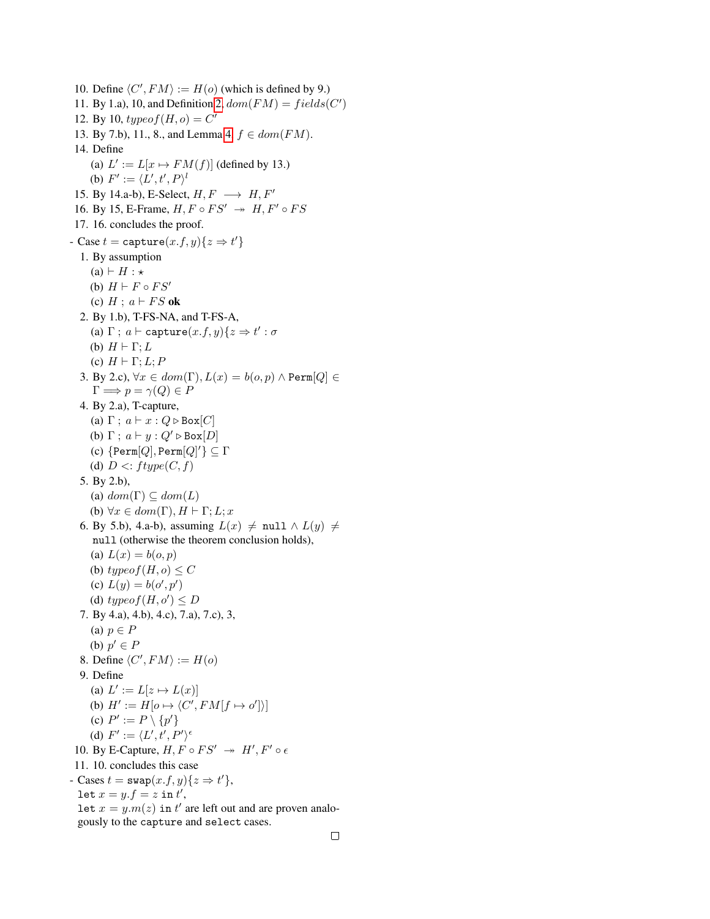10. Define $\langle C', FM \rangle := H(o)$ (which is defined by 9.)
11. By 1.a), 10, and Definition 2, $dom(FM) = fields(C')$
12. By 10, $typeof(H, o) = C'$
13. By 7.b), 11., 8., and Lemma 4, $f \in dom(FM)$.
14. Define
    (a) $L' := L[x \mapsto FM(f)]$ (defined by 13.)
    (b) $F' := \langle L', t', P \rangle^{l}$
15. By 14.a-b), E-Select, $H, F \longrightarrow H, F'$
16. By 15, E-Frame, $H, F \circ FS' \twoheadrightarrow H, F' \circ FS$
17. 16. concludes the proof.

- Case $t = \texttt{capture}(x.f, y)\{z \Rightarrow t'\}$
  1. By assumption
     (a) $\vdash H : \star$
     (b) $H \vdash F \circ FS'$
     (c) $H \; ; \; a \vdash FS$ **ok**
  2. By 1.b), T-FS-NA, and T-FS-A,
     (a) $\Gamma \; ; \; a \vdash \texttt{capture}(x.f, y)\{z \Rightarrow t' : \sigma$
     (b) $H \vdash \Gamma; L$
     (c) $H \vdash \Gamma; L; P$
  3. By 2.c), $\forall x \in dom(\Gamma), L(x) = b(o, p) \wedge \texttt{Perm}[Q] \in \Gamma \implies p = \gamma(Q) \in P$
  4. By 2.a), T-capture,
     (a) $\Gamma \; ; \; a \vdash x : Q \triangleright \texttt{Box}[C]$
     (b) $\Gamma \; ; \; a \vdash y : Q' \triangleright \texttt{Box}[D]$
     (c) $\{\texttt{Perm}[Q], \texttt{Perm}[Q]'\} \subseteq \Gamma$
     (d) $D <: ftype(C, f)$
  5. By 2.b),
     (a) $dom(\Gamma) \subseteq dom(L)$
     (b) $\forall x \in dom(\Gamma), H \vdash \Gamma; L; x$
  6. By 5.b), 4.a-b), assuming $L(x) \neq \texttt{null} \wedge L(y) \neq \texttt{null}$ (otherwise the theorem conclusion holds),
     (a) $L(x) = b(o, p)$
     (b) $typeof(H, o) \leq C$
     (c) $L(y) = b(o', p')$
     (d) $typeof(H, o') \leq D$
  7. By 4.a), 4.b), 4.c), 7.a), 7.c), 3,
     (a) $p \in P$
     (b) $p' \in P$
  8. Define $\langle C', FM \rangle := H(o)$
  9. Define
     (a) $L' := L[z \mapsto L(x)]$
     (b) $H' := H[o \mapsto \langle C', FM[f \mapsto o'] \rangle]$
     (c) $P' := P \setminus \{p'\}$
     (d) $F' := \langle L', t', P' \rangle^{\epsilon}$
  10. By E-Capture, $H, F \circ FS' \twoheadrightarrow H', F' \circ \epsilon$
  11. 10. concludes this case

- Cases $t = \texttt{swap}(x.f, y)\{z \Rightarrow t'\}$, `let` $x = y.f = z$ `in` $t'$, `let` $x = y.m(z)$ `in` $t'$ are left out and are proven analogously to the `capture` and `select` cases.

□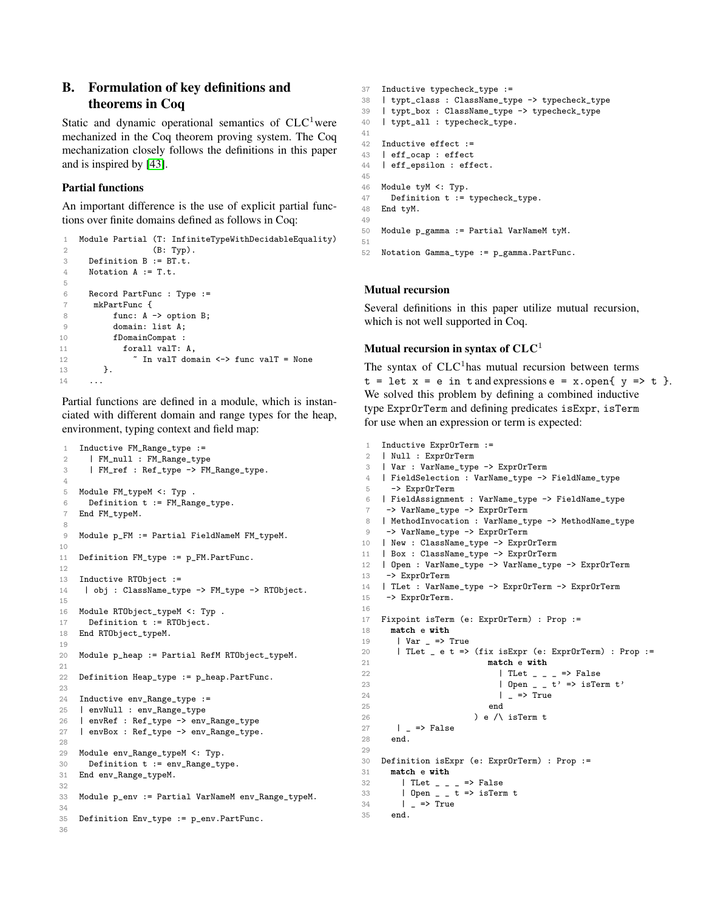## B. Formulation of key definitions and theorems in Coq

Static and dynamic operational semantics of CLC[1] were mechanized in the Coq theorem proving system. The Coq mechanization closely follows the definitions in this paper and is inspired by [43].

### Partial functions

An important difference is the use of explicit partial functions over finite domains defined as follows in Coq:

```
1  Module Partial (T: InfiniteTypeWithDecidableEquality)
2                 (B: Typ).
3    Definition B := BT.t.
4    Notation A := T.t.
5
6    Record PartFunc : Type :=
7     mkPartFunc {
8         func: A -> option B;
9         domain: list A;
10        fDomainCompat :
11          forall valT: A,
12            ~ In valT domain <-> func valT = None
13      }.
14    ...
```

Partial functions are defined in a module, which is instanciated with different domain and range types for the heap, environment, typing context and field map:

```
1  Inductive FM_Range_type :=
2    | FM_null : FM_Range_type
3    | FM_ref : Ref_type -> FM_Range_type.
4
5  Module FM_typeM <: Typ .
6    Definition t := FM_Range_type.
7  End FM_typeM.
8
9  Module p_FM := Partial FieldNameM FM_typeM.
10
11 Definition FM_type := p_FM.PartFunc.
12
13 Inductive RTObject :=
14  | obj : ClassName_type -> FM_type -> RTObject.
15
16 Module RTObject_typeM <: Typ .
17   Definition t := RTObject.
18 End RTObject_typeM.
19
20 Module p_heap := Partial RefM RTObject_typeM.
21
22 Definition Heap_type := p_heap.PartFunc.
23
24 Inductive env_Range_type :=
25 | envNull : env_Range_type
26 | envRef : Ref_type -> env_Range_type
27 | envBox : Ref_type -> env_Range_type.
28
29 Module env_Range_typeM <: Typ.
30   Definition t := env_Range_type.
31 End env_Range_typeM.
32
33 Module p_env := Partial VarNameM env_Range_typeM.
34
35 Definition Env_type := p_env.PartFunc.
36
37 Inductive typecheck_type :=
38 | typt_class : ClassName_type -> typecheck_type
39 | typt_box : ClassName_type -> typecheck_type
40 | typt_all : typecheck_type.
41
42 Inductive effect :=
43 | eff_ocap : effect
44 | eff_epsilon : effect.
45
46 Module tyM <: Typ.
47   Definition t := typecheck_type.
48 End tyM.
49
50 Module p_gamma := Partial VarNameM tyM.
51
52 Notation Gamma_type := p_gamma.PartFunc.
```

### Mutual recursion

Several definitions in this paper utilize mutual recursion, which is not well supported in Coq.

### Mutual recursion in syntax of CLC[1]

The syntax of CLC[1] has mutual recursion between terms `t = let x = e in t` and expressions `e = x.open{ y => t }`. We solved this problem by defining a combined inductive type `ExprOrTerm` and defining predicates `isExpr`, `isTerm` for use when an expression or term is expected:

```
1  Inductive ExprOrTerm :=
2  | Null : ExprOrTerm
3  | Var : VarName_type -> ExprOrTerm
4  | FieldSelection : VarName_type -> FieldName_type
5    -> ExprOrTerm
6  | FieldAssignment : VarName_type -> FieldName_type
7   -> VarName_type -> ExprOrTerm
8  | MethodInvocation : VarName_type -> MethodName_type
9   -> VarName_type -> ExprOrTerm
10 | New : ClassName_type -> ExprOrTerm
11 | Box : ClassName_type -> ExprOrTerm
12 | Open : VarName_type -> VarName_type -> ExprOrTerm
13  -> ExprOrTerm
14 | TLet : VarName_type -> ExprOrTerm -> ExprOrTerm
15  -> ExprOrTerm.
16
17 Fixpoint isTerm (e: ExprOrTerm) : Prop :=
18   match e with
19    | Var _ => True
20    | TLet _ e t => (fix isExpr (e: ExprOrTerm) : Prop :=
21                       match e with
22                         | TLet _ _ _ => False
23                         | Open _ _ t' => isTerm t'
24                         | _ => True
25                       end
26                   ) e /\ isTerm t
27    | _ => False
28   end.
29
30 Definition isExpr (e: ExprOrTerm) : Prop :=
31   match e with
32     | TLet _ _ _ => False
33     | Open _ _ t => isTerm t
34     | _ => True
35   end.
```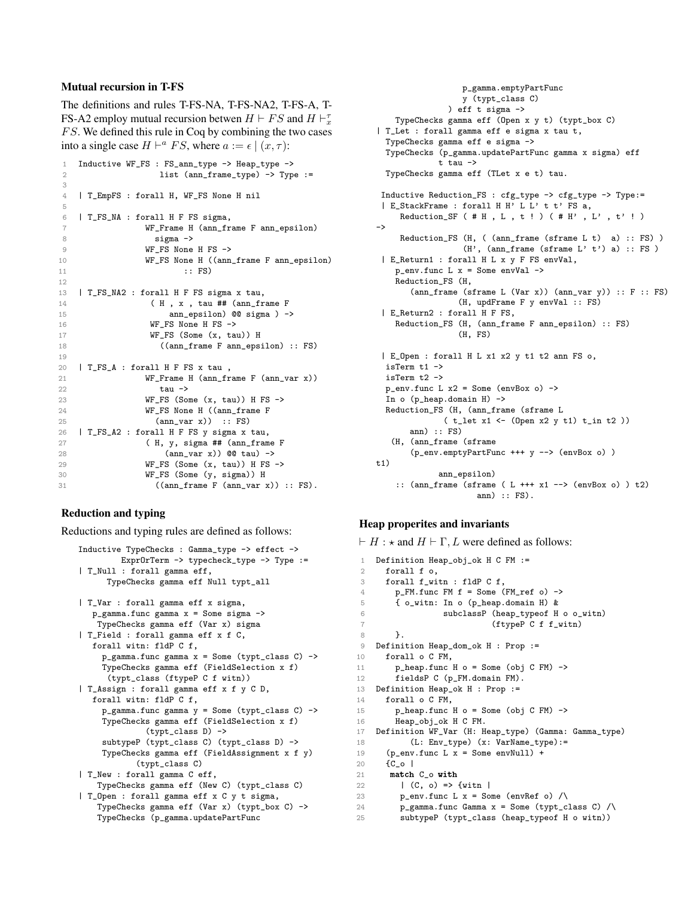### Mutual recursion in T-FS

The definitions and rules T-FS-NA, T-FS-NA2, T-FS-A, T-FS-A2 employ mutual recursion betwen $H \vdash FS$ and $H \vdash^{\tau}_{x} FS$. We defined this rule in Coq by combining the two cases into a single case $H \vdash^{a} FS$, where $a := \epsilon \mid (x, \tau)$:

```
1  Inductive WF_FS : FS_ann_type -> Heap_type ->
2                  list (ann_frame_type) -> Type :=
3
4  | T_EmpFS : forall H, WF_FS None H nil
5
6  | T_FS_NA : forall H F FS sigma,
7               WF_Frame H (ann_frame F ann_epsilon)
8                 sigma ->
9               WF_FS None H FS ->
10              WF_FS None H ((ann_frame F ann_epsilon)
11                      :: FS)
12
13 | T_FS_NA2 : forall H F FS sigma x tau,
14               ( H , x , tau ## (ann_frame F
15                   ann_epsilon) @@ sigma ) ->
16               WF_FS None H FS ->
17               WF_FS (Some (x, tau)) H
18                 ((ann_frame F ann_epsilon) :: FS)
19
20 | T_FS_A : forall H F FS x tau ,
21              WF_Frame H (ann_frame F (ann_var x))
22                 tau ->
23              WF_FS (Some (x, tau)) H FS ->
24              WF_FS None H ((ann_frame F
25                 (ann_var x))  :: FS)
26 | T_FS_A2 : forall H F FS y sigma x tau,
27              ( H, y, sigma ## (ann_frame F
28                  (ann_var x)) @@ tau) ->
29              WF_FS (Some (x, tau)) H FS ->
30              WF_FS (Some (y, sigma)) H
31                ((ann_frame F (ann_var x)) :: FS).
```

### Reduction and typing

Reductions and typing rules are defined as follows:

```
Inductive TypeChecks : Gamma_type -> effect ->
        ExprOrTerm -> typecheck_type -> Type :=
| T_Null : forall gamma eff,
     TypeChecks gamma eff Null typt_all

| T_Var : forall gamma eff x sigma,
   p_gamma.func gamma x = Some sigma ->
    TypeChecks gamma eff (Var x) sigma
| T_Field : forall gamma eff x f C,
   forall witn: fldP C f,
     p_gamma.func gamma x = Some (typt_class C) ->
     TypeChecks gamma eff (FieldSelection x f)
      (typt_class (ftypeP C f witn))
| T_Assign : forall gamma eff x f y C D,
   forall witn: fldP C f,
     p_gamma.func gamma y = Some (typt_class C) ->
     TypeChecks gamma eff (FieldSelection x f)
            (typt_class D) ->
     subtypeP (typt_class C) (typt_class D) ->
     TypeChecks gamma eff (FieldAssignment x f y)
          (typt_class C)
| T_New : forall gamma C eff,
    TypeChecks gamma eff (New C) (typt_class C)
| T_Open : forall gamma eff x C y t sigma,
    TypeChecks gamma eff (Var x) (typt_box C) ->
    TypeChecks (p_gamma.updatePartFunc
              p_gamma.emptyPartFunc
              y (typt_class C)
            ) eff t sigma ->
    TypeChecks gamma eff (Open x y t) (typt_box C)
| T_Let : forall gamma eff e sigma x tau t,
  TypeChecks gamma eff e sigma ->
  TypeChecks (p_gamma.updatePartFunc gamma x sigma) eff
           t tau ->
  TypeChecks gamma eff (TLet x e t) tau.

Inductive Reduction_FS : cfg_type -> cfg_type -> Type:=
| E_StackFrame : forall H H' L L' t t' FS a,
    Reduction_SF ( # H , L , t ! ) ( # H' , L' , t' ! )
->
    Reduction_FS (H, ( (ann_frame (sframe L t)  a) :: FS) )
                (H', (ann_frame (sframe L' t') a) :: FS )
| E_Return1 : forall H L x y F FS envVal,
   p_env.func L x = Some envVal ->
   Reduction_FS (H,
      (ann_frame (sframe L (Var x)) (ann_var y)) :: F :: FS)
              (H, updFrame F y envVal :: FS)
| E_Return2 : forall H F FS,
   Reduction_FS (H, (ann_frame F ann_epsilon) :: FS)
              (H, FS)

| E_Open : forall H L x1 x2 y t1 t2 ann FS o,
  isTerm t1 ->
  isTerm t2 ->
  p_env.func L x2 = Some (envBox o) ->
  In o (p_heap.domain H) ->
  Reduction_FS (H, (ann_frame (sframe L
            ( t_let x1 <- (Open x2 y t1) t_in t2 ))
      ann) :: FS)
   (H, (ann_frame (sframe
      (p_env.emptyPartFunc +++ y --> (envBox o) )
t1)
           ann_epsilon)
    :: (ann_frame (sframe ( L +++ x1 --> (envBox o) ) t2)
                 ann) :: FS).
```

### Heap properites and invariants

$\vdash H : \star$ and $H \vdash \Gamma, L$ were defined as follows:

```
1  Definition Heap_obj_ok H C FM :=
2    forall f o,
3    forall f_witn : fldP C f,
4      p_FM.func FM f = Some (FM_ref o) ->
5      { o_witn: In o (p_heap.domain H) &
6              subclassP (heap_typeof H o o_witn)
7                        (ftypeP C f f_witn)
8      }.
9  Definition Heap_dom_ok H : Prop :=
10   forall o C FM,
11     p_heap.func H o = Some (obj C FM) ->
12     fieldsP C (p_FM.domain FM).
13 Definition Heap_ok H : Prop :=
14   forall o C FM,
15     p_heap.func H o = Some (obj C FM) ->
16     Heap_obj_ok H C FM.
17 Definition WF_Var (H: Heap_type) (Gamma: Gamma_type)
18       (L: Env_type) (x: VarName_type):=
19   (p_env.func L x = Some envNull) +
20   {C_o |
21    match C_o with
22      | (C, o) => {witn |
23      p_env.func L x = Some (envRef o) /\
24      p_gamma.func Gamma x = Some (typt_class C) /\
25      subtypeP (typt_class (heap_typeof H o witn))
```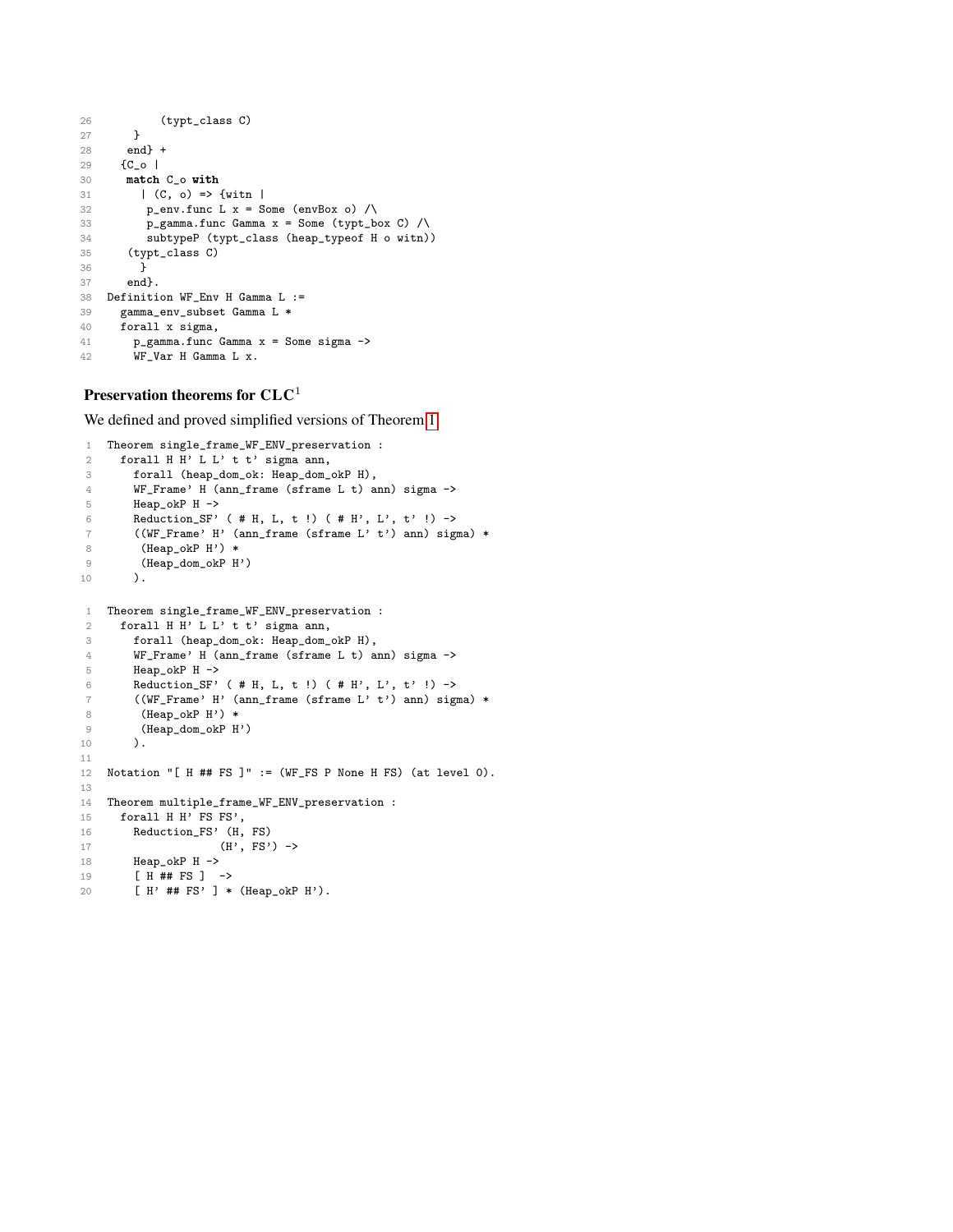```
26          (typt_class C)
27      }
28     end} +
29    {C_o |
30     match C_o with
31       | (C, o) => {witn |
32        p_env.func L x = Some (envBox o) /\
33        p_gamma.func Gamma x = Some (typt_box C) /\
34        subtypeP (typt_class (heap_typeof H o witn))
35     (typt_class C)
36       }
37     end}.
38  Definition WF_Env H Gamma L :=
39    gamma_env_subset Gamma L *
40    forall x sigma,
41      p_gamma.func Gamma x = Some sigma ->
42      WF_Var H Gamma L x.
```

### Preservation theorems for CLC[1]

We defined and proved simplified versions of Theorem 1

```
1  Theorem single_frame_WF_ENV_preservation :
2    forall H H' L L' t t' sigma ann,
3      forall (heap_dom_ok: Heap_dom_okP H),
4      WF_Frame' H (ann_frame (sframe L t) ann) sigma ->
5      Heap_okP H ->
6      Reduction_SF' ( # H, L, t !) ( # H', L', t' !) ->
7      ((WF_Frame' H' (ann_frame (sframe L' t') ann) sigma) *
8       (Heap_okP H') *
9       (Heap_dom_okP H')
10     ).
```

```
1  Theorem single_frame_WF_ENV_preservation :
2    forall H H' L L' t t' sigma ann,
3      forall (heap_dom_ok: Heap_dom_okP H),
4      WF_Frame' H (ann_frame (sframe L t) ann) sigma ->
5      Heap_okP H ->
6      Reduction_SF' ( # H, L, t !) ( # H', L', t' !) ->
7      ((WF_Frame' H' (ann_frame (sframe L' t') ann) sigma) *
8       (Heap_okP H') *
9       (Heap_dom_okP H')
10     ).
11
12 Notation "[ H ## FS ]" := (WF_FS P None H FS) (at level 0).
13
14 Theorem multiple_frame_WF_ENV_preservation :
15   forall H H' FS FS',
16     Reduction_FS' (H, FS)
17                   (H', FS') ->
18     Heap_okP H ->
19     [ H ## FS ]  ->
20     [ H' ## FS' ] * (Heap_okP H').
```